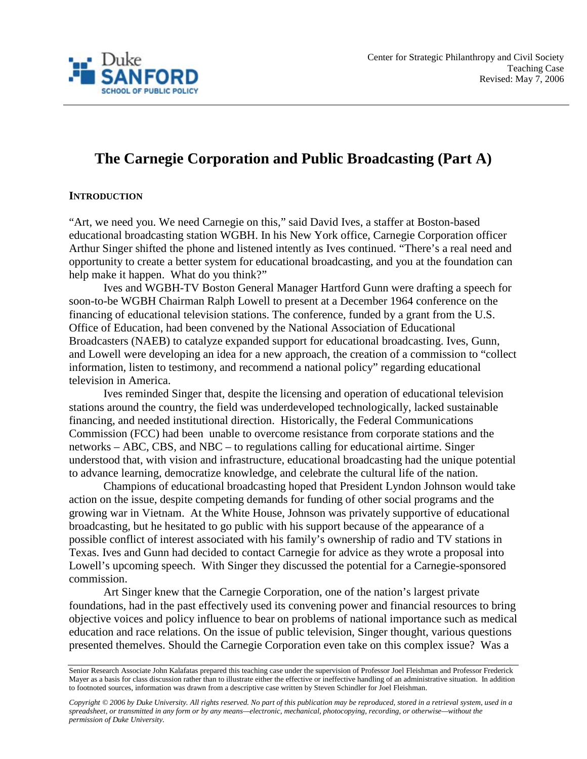Center for Strategic Philanthropy and Civil Society
Teaching Case
Revised: May 7, 2006

# The Carnegie Corporation and Public Broadcasting (Part A)

## INTRODUCTION

"Art, we need you. We need Carnegie on this," said David Ives, a staffer at Boston-based educational broadcasting station WGBH. In his New York office, Carnegie Corporation officer Arthur Singer shifted the phone and listened intently as Ives continued. "There's a real need and opportunity to create a better system for educational broadcasting, and you at the foundation can help make it happen. What do you think?"

Ives and WGBH-TV Boston General Manager Hartford Gunn were drafting a speech for soon-to-be WGBH Chairman Ralph Lowell to present at a December 1964 conference on the financing of educational television stations. The conference, funded by a grant from the U.S. Office of Education, had been convened by the National Association of Educational Broadcasters (NAEB) to catalyze expanded support for educational broadcasting. Ives, Gunn, and Lowell were developing an idea for a new approach, the creation of a commission to "collect information, listen to testimony, and recommend a national policy" regarding educational television in America.

Ives reminded Singer that, despite the licensing and operation of educational television stations around the country, the field was underdeveloped technologically, lacked sustainable financing, and needed institutional direction. Historically, the Federal Communications Commission (FCC) had been unable to overcome resistance from corporate stations and the networks – ABC, CBS, and NBC – to regulations calling for educational airtime. Singer understood that, with vision and infrastructure, educational broadcasting had the unique potential to advance learning, democratize knowledge, and celebrate the cultural life of the nation.

Champions of educational broadcasting hoped that President Lyndon Johnson would take action on the issue, despite competing demands for funding of other social programs and the growing war in Vietnam. At the White House, Johnson was privately supportive of educational broadcasting, but he hesitated to go public with his support because of the appearance of a possible conflict of interest associated with his family's ownership of radio and TV stations in Texas. Ives and Gunn had decided to contact Carnegie for advice as they wrote a proposal into Lowell's upcoming speech. With Singer they discussed the potential for a Carnegie-sponsored commission.

Art Singer knew that the Carnegie Corporation, one of the nation's largest private foundations, had in the past effectively used its convening power and financial resources to bring objective voices and policy influence to bear on problems of national importance such as medical education and race relations. On the issue of public television, Singer thought, various questions presented themelves. Should the Carnegie Corporation even take on this complex issue? Was a

---

Senior Research Associate John Kalafatas prepared this teaching case under the supervision of Professor Joel Fleishman and Professor Frederick Mayer as a basis for class discussion rather than to illustrate either the effective or ineffective handling of an administrative situation. In addition to footnoted sources, information was drawn from a descriptive case written by Steven Schindler for Joel Fleishman.

*Copyright © 2006 by Duke University. All rights reserved. No part of this publication may be reproduced, stored in a retrieval system, used in a spreadsheet, or transmitted in any form or by any means—electronic, mechanical, photocopying, recording, or otherwise—without the permission of Duke University.*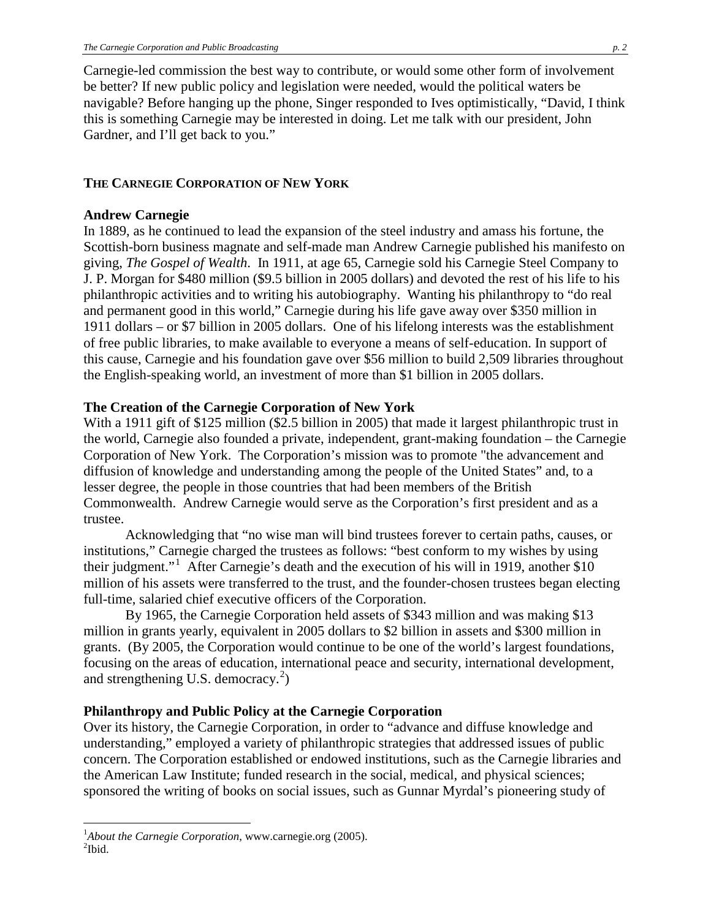Carnegie-led commission the best way to contribute, or would some other form of involvement be better? If new public policy and legislation were needed, would the political waters be navigable? Before hanging up the phone, Singer responded to Ives optimistically, "David, I think this is something Carnegie may be interested in doing. Let me talk with our president, John Gardner, and I'll get back to you."

## THE CARNEGIE CORPORATION OF NEW YORK

### Andrew Carnegie

In 1889, as he continued to lead the expansion of the steel industry and amass his fortune, the Scottish-born business magnate and self-made man Andrew Carnegie published his manifesto on giving, *The Gospel of Wealth*. In 1911, at age 65, Carnegie sold his Carnegie Steel Company to J. P. Morgan for $480 million ($9.5 billion in 2005 dollars) and devoted the rest of his life to his philanthropic activities and to writing his autobiography. Wanting his philanthropy to "do real and permanent good in this world," Carnegie during his life gave away over $350 million in 1911 dollars – or $7 billion in 2005 dollars. One of his lifelong interests was the establishment of free public libraries, to make available to everyone a means of self-education. In support of this cause, Carnegie and his foundation gave over $56 million to build 2,509 libraries throughout the English-speaking world, an investment of more than $1 billion in 2005 dollars.

### The Creation of the Carnegie Corporation of New York

With a 1911 gift of $125 million ($2.5 billion in 2005) that made it largest philanthropic trust in the world, Carnegie also founded a private, independent, grant-making foundation – the Carnegie Corporation of New York. The Corporation's mission was to promote "the advancement and diffusion of knowledge and understanding among the people of the United States" and, to a lesser degree, the people in those countries that had been members of the British Commonwealth. Andrew Carnegie would serve as the Corporation's first president and as a trustee.

Acknowledging that "no wise man will bind trustees forever to certain paths, causes, or institutions," Carnegie charged the trustees as follows: "best conform to my wishes by using their judgment."[1] After Carnegie's death and the execution of his will in 1919, another $10 million of his assets were transferred to the trust, and the founder-chosen trustees began electing full-time, salaried chief executive officers of the Corporation.

By 1965, the Carnegie Corporation held assets of $343 million and was making $13 million in grants yearly, equivalent in 2005 dollars to $2 billion in assets and $300 million in grants. (By 2005, the Corporation would continue to be one of the world's largest foundations, focusing on the areas of education, international peace and security, international development, and strengthening U.S. democracy.[2])

### Philanthropy and Public Policy at the Carnegie Corporation

Over its history, the Carnegie Corporation, in order to "advance and diffuse knowledge and understanding," employed a variety of philanthropic strategies that addressed issues of public concern. The Corporation established or endowed institutions, such as the Carnegie libraries and the American Law Institute; funded research in the social, medical, and physical sciences; sponsored the writing of books on social issues, such as Gunnar Myrdal's pioneering study of

---

[1] *About the Carnegie Corporation*, www.carnegie.org (2005).
[2] Ibid.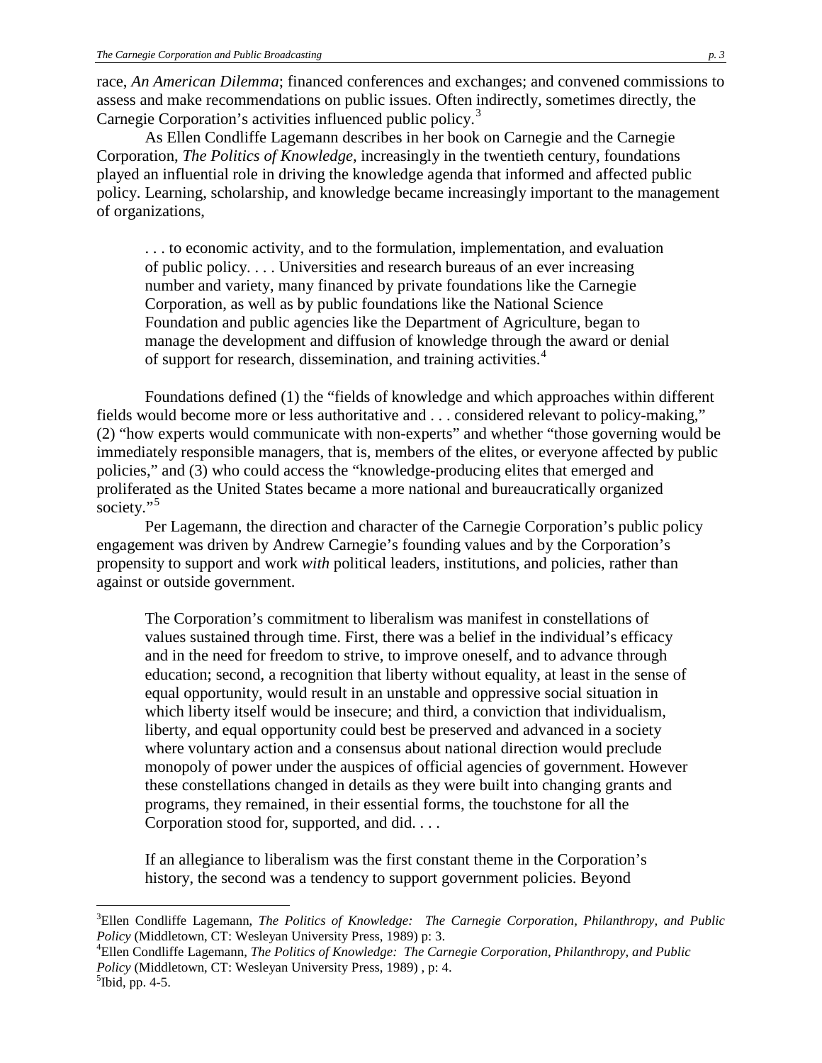race, *An American Dilemma*; financed conferences and exchanges; and convened commissions to assess and make recommendations on public issues. Often indirectly, sometimes directly, the Carnegie Corporation's activities influenced public policy.[3]

As Ellen Condliffe Lagemann describes in her book on Carnegie and the Carnegie Corporation, *The Politics of Knowledge*, increasingly in the twentieth century, foundations played an influential role in driving the knowledge agenda that informed and affected public policy. Learning, scholarship, and knowledge became increasingly important to the management of organizations,

> . . . to economic activity, and to the formulation, implementation, and evaluation of public policy. . . . Universities and research bureaus of an ever increasing number and variety, many financed by private foundations like the Carnegie Corporation, as well as by public foundations like the National Science Foundation and public agencies like the Department of Agriculture, began to manage the development and diffusion of knowledge through the award or denial of support for research, dissemination, and training activities.[4]

Foundations defined (1) the "fields of knowledge and which approaches within different fields would become more or less authoritative and . . . considered relevant to policy-making," (2) "how experts would communicate with non-experts" and whether "those governing would be immediately responsible managers, that is, members of the elites, or everyone affected by public policies," and (3) who could access the "knowledge-producing elites that emerged and proliferated as the United States became a more national and bureaucratically organized society."[5]

Per Lagemann, the direction and character of the Carnegie Corporation's public policy engagement was driven by Andrew Carnegie's founding values and by the Corporation's propensity to support and work *with* political leaders, institutions, and policies, rather than against or outside government.

> The Corporation's commitment to liberalism was manifest in constellations of values sustained through time. First, there was a belief in the individual's efficacy and in the need for freedom to strive, to improve oneself, and to advance through education; second, a recognition that liberty without equality, at least in the sense of equal opportunity, would result in an unstable and oppressive social situation in which liberty itself would be insecure; and third, a conviction that individualism, liberty, and equal opportunity could best be preserved and advanced in a society where voluntary action and a consensus about national direction would preclude monopoly of power under the auspices of official agencies of government. However these constellations changed in details as they were built into changing grants and programs, they remained, in their essential forms, the touchstone for all the Corporation stood for, supported, and did. . . .
>
> If an allegiance to liberalism was the first constant theme in the Corporation's history, the second was a tendency to support government policies. Beyond

---

[3] Ellen Condliffe Lagemann, *The Politics of Knowledge: The Carnegie Corporation, Philanthropy, and Public Policy* (Middletown, CT: Wesleyan University Press, 1989) p: 3.

[4] Ellen Condliffe Lagemann, *The Politics of Knowledge: The Carnegie Corporation, Philanthropy, and Public Policy* (Middletown, CT: Wesleyan University Press, 1989) , p: 4.

[5] Ibid, pp. 4-5.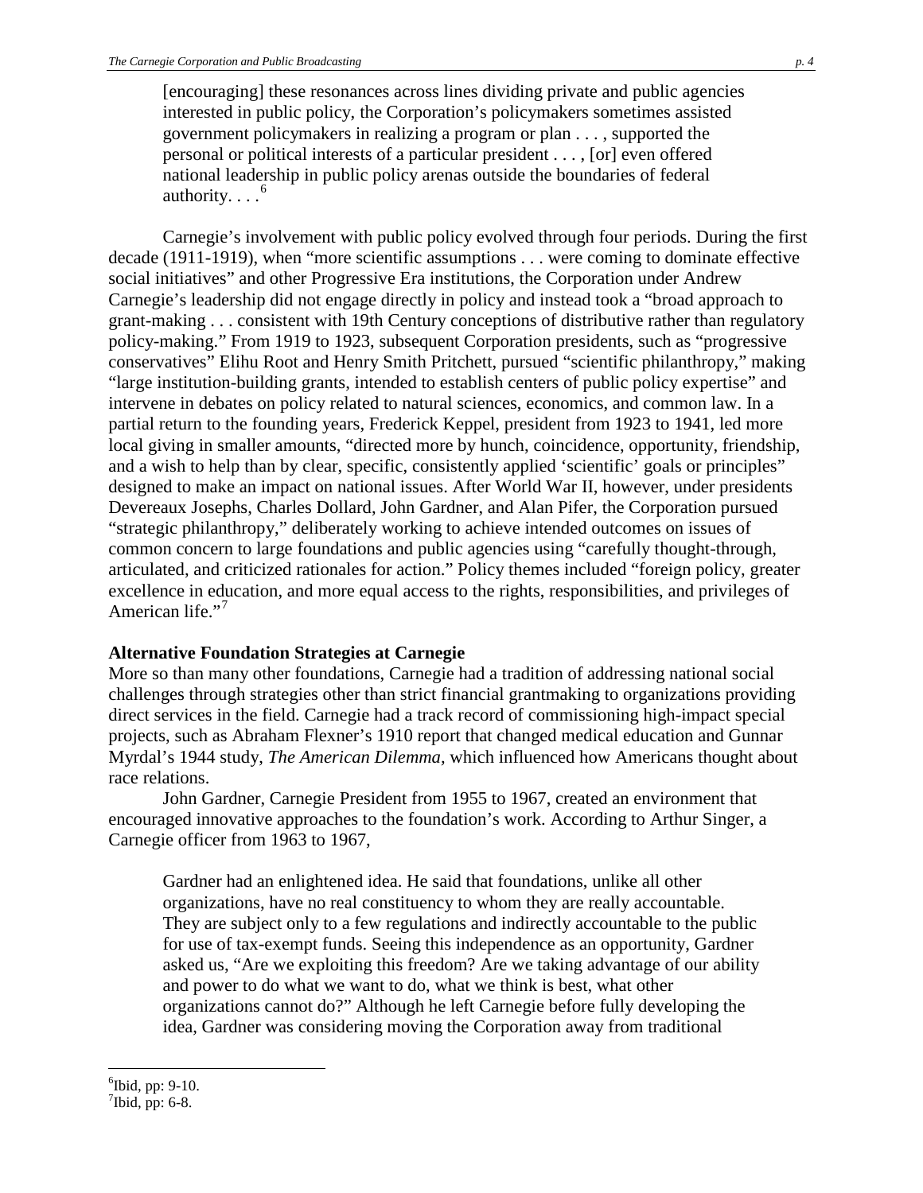> [encouraging] these resonances across lines dividing private and public agencies interested in public policy, the Corporation's policymakers sometimes assisted government policymakers in realizing a program or plan . . . , supported the personal or political interests of a particular president . . . , [or] even offered national leadership in public policy arenas outside the boundaries of federal authority. . . .[6]

Carnegie's involvement with public policy evolved through four periods. During the first decade (1911-1919), when "more scientific assumptions . . . were coming to dominate effective social initiatives" and other Progressive Era institutions, the Corporation under Andrew Carnegie's leadership did not engage directly in policy and instead took a "broad approach to grant-making . . . consistent with 19th Century conceptions of distributive rather than regulatory policy-making." From 1919 to 1923, subsequent Corporation presidents, such as "progressive conservatives" Elihu Root and Henry Smith Pritchett, pursued "scientific philanthropy," making "large institution-building grants, intended to establish centers of public policy expertise" and intervene in debates on policy related to natural sciences, economics, and common law. In a partial return to the founding years, Frederick Keppel, president from 1923 to 1941, led more local giving in smaller amounts, "directed more by hunch, coincidence, opportunity, friendship, and a wish to help than by clear, specific, consistently applied 'scientific' goals or principles" designed to make an impact on national issues. After World War II, however, under presidents Devereaux Josephs, Charles Dollard, John Gardner, and Alan Pifer, the Corporation pursued "strategic philanthropy," deliberately working to achieve intended outcomes on issues of common concern to large foundations and public agencies using "carefully thought-through, articulated, and criticized rationales for action." Policy themes included "foreign policy, greater excellence in education, and more equal access to the rights, responsibilities, and privileges of American life."[7]

**Alternative Foundation Strategies at Carnegie**

More so than many other foundations, Carnegie had a tradition of addressing national social challenges through strategies other than strict financial grantmaking to organizations providing direct services in the field. Carnegie had a track record of commissioning high-impact special projects, such as Abraham Flexner's 1910 report that changed medical education and Gunnar Myrdal's 1944 study, *The American Dilemma*, which influenced how Americans thought about race relations.

John Gardner, Carnegie President from 1955 to 1967, created an environment that encouraged innovative approaches to the foundation's work. According to Arthur Singer, a Carnegie officer from 1963 to 1967,

> Gardner had an enlightened idea. He said that foundations, unlike all other organizations, have no real constituency to whom they are really accountable. They are subject only to a few regulations and indirectly accountable to the public for use of tax-exempt funds. Seeing this independence as an opportunity, Gardner asked us, "Are we exploiting this freedom? Are we taking advantage of our ability and power to do what we want to do, what we think is best, what other organizations cannot do?" Although he left Carnegie before fully developing the idea, Gardner was considering moving the Corporation away from traditional

---

[6] Ibid, pp: 9-10.

[7] Ibid, pp: 6-8.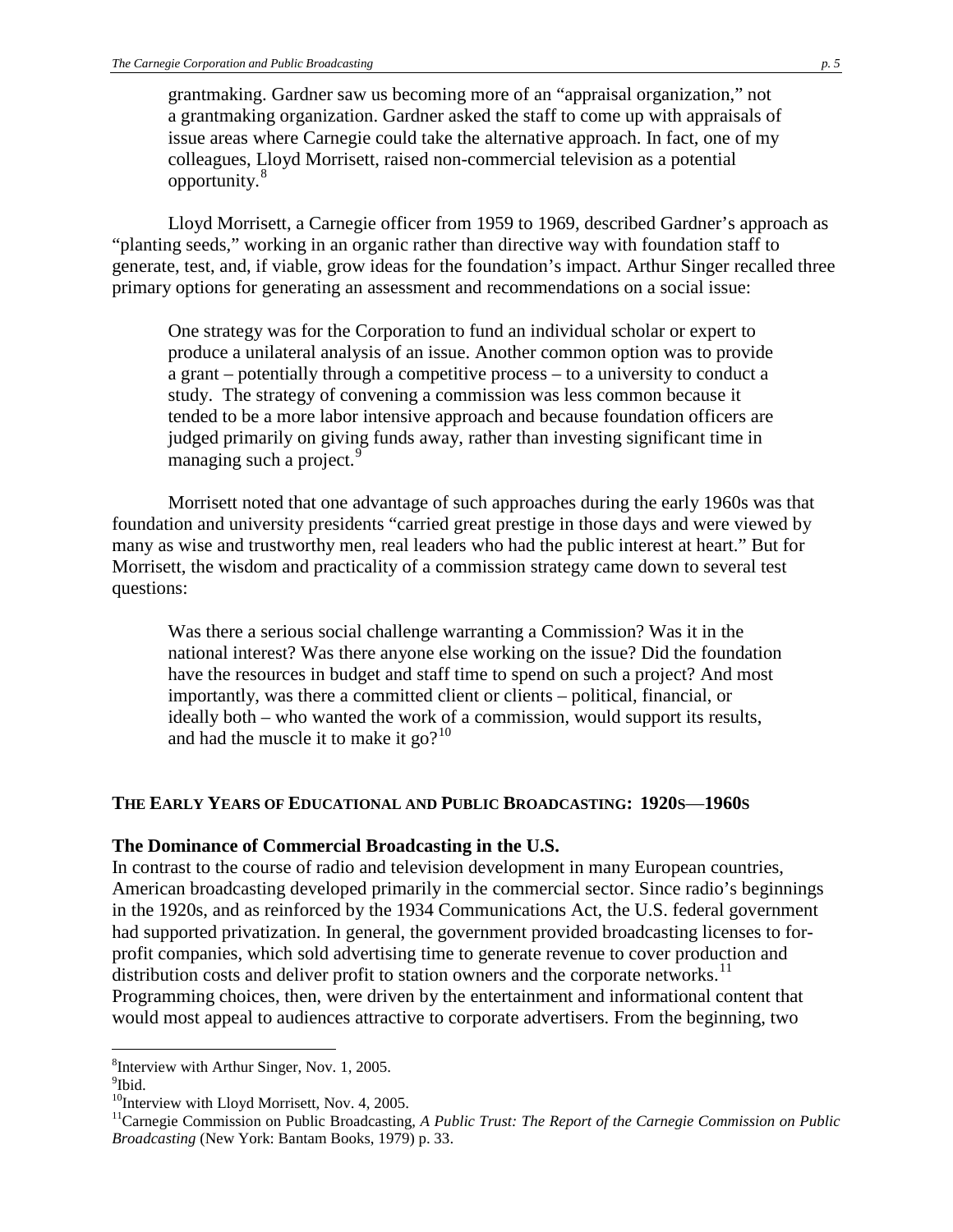> grantmaking. Gardner saw us becoming more of an "appraisal organization," not a grantmaking organization. Gardner asked the staff to come up with appraisals of issue areas where Carnegie could take the alternative approach. In fact, one of my colleagues, Lloyd Morrisett, raised non-commercial television as a potential opportunity.[8]

Lloyd Morrisett, a Carnegie officer from 1959 to 1969, described Gardner's approach as "planting seeds," working in an organic rather than directive way with foundation staff to generate, test, and, if viable, grow ideas for the foundation's impact. Arthur Singer recalled three primary options for generating an assessment and recommendations on a social issue:

> One strategy was for the Corporation to fund an individual scholar or expert to produce a unilateral analysis of an issue. Another common option was to provide a grant – potentially through a competitive process – to a university to conduct a study. The strategy of convening a commission was less common because it tended to be a more labor intensive approach and because foundation officers are judged primarily on giving funds away, rather than investing significant time in managing such a project.[9]

Morrisett noted that one advantage of such approaches during the early 1960s was that foundation and university presidents "carried great prestige in those days and were viewed by many as wise and trustworthy men, real leaders who had the public interest at heart." But for Morrisett, the wisdom and practicality of a commission strategy came down to several test questions:

> Was there a serious social challenge warranting a Commission? Was it in the national interest? Was there anyone else working on the issue? Did the foundation have the resources in budget and staff time to spend on such a project? And most importantly, was there a committed client or clients – political, financial, or ideally both – who wanted the work of a commission, would support its results, and had the muscle it to make it go?[10]

## THE EARLY YEARS OF EDUCATIONAL AND PUBLIC BROADCASTING: 1920S—1960S

### The Dominance of Commercial Broadcasting in the U.S.

In contrast to the course of radio and television development in many European countries, American broadcasting developed primarily in the commercial sector. Since radio's beginnings in the 1920s, and as reinforced by the 1934 Communications Act, the U.S. federal government had supported privatization. In general, the government provided broadcasting licenses to for-profit companies, which sold advertising time to generate revenue to cover production and distribution costs and deliver profit to station owners and the corporate networks.[11] Programming choices, then, were driven by the entertainment and informational content that would most appeal to audiences attractive to corporate advertisers. From the beginning, two

---

[8] Interview with Arthur Singer, Nov. 1, 2005.

[9] Ibid.

[10] Interview with Lloyd Morrisett, Nov. 4, 2005.

[11] Carnegie Commission on Public Broadcasting, *A Public Trust: The Report of the Carnegie Commission on Public Broadcasting* (New York: Bantam Books, 1979) p. 33.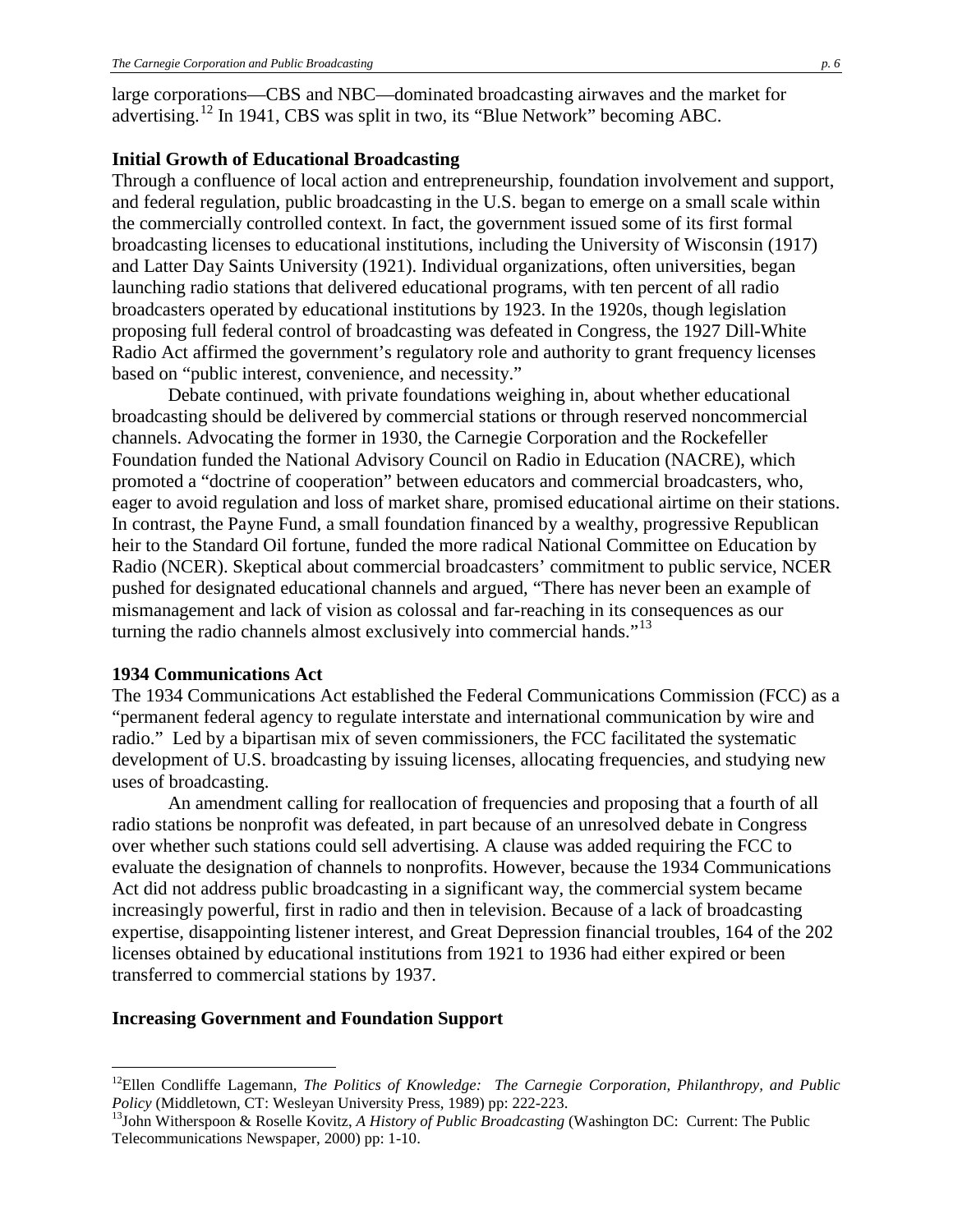large corporations—CBS and NBC—dominated broadcasting airwaves and the market for advertising.[12] In 1941, CBS was split in two, its "Blue Network" becoming ABC.

**Initial Growth of Educational Broadcasting**

Through a confluence of local action and entrepreneurship, foundation involvement and support, and federal regulation, public broadcasting in the U.S. began to emerge on a small scale within the commercially controlled context. In fact, the government issued some of its first formal broadcasting licenses to educational institutions, including the University of Wisconsin (1917) and Latter Day Saints University (1921). Individual organizations, often universities, began launching radio stations that delivered educational programs, with ten percent of all radio broadcasters operated by educational institutions by 1923. In the 1920s, though legislation proposing full federal control of broadcasting was defeated in Congress, the 1927 Dill-White Radio Act affirmed the government's regulatory role and authority to grant frequency licenses based on "public interest, convenience, and necessity."

Debate continued, with private foundations weighing in, about whether educational broadcasting should be delivered by commercial stations or through reserved noncommercial channels. Advocating the former in 1930, the Carnegie Corporation and the Rockefeller Foundation funded the National Advisory Council on Radio in Education (NACRE), which promoted a "doctrine of cooperation" between educators and commercial broadcasters, who, eager to avoid regulation and loss of market share, promised educational airtime on their stations. In contrast, the Payne Fund, a small foundation financed by a wealthy, progressive Republican heir to the Standard Oil fortune, funded the more radical National Committee on Education by Radio (NCER). Skeptical about commercial broadcasters' commitment to public service, NCER pushed for designated educational channels and argued, "There has never been an example of mismanagement and lack of vision as colossal and far-reaching in its consequences as our turning the radio channels almost exclusively into commercial hands."[13]

**1934 Communications Act**

The 1934 Communications Act established the Federal Communications Commission (FCC) as a "permanent federal agency to regulate interstate and international communication by wire and radio." Led by a bipartisan mix of seven commissioners, the FCC facilitated the systematic development of U.S. broadcasting by issuing licenses, allocating frequencies, and studying new uses of broadcasting.

An amendment calling for reallocation of frequencies and proposing that a fourth of all radio stations be nonprofit was defeated, in part because of an unresolved debate in Congress over whether such stations could sell advertising. A clause was added requiring the FCC to evaluate the designation of channels to nonprofits. However, because the 1934 Communications Act did not address public broadcasting in a significant way, the commercial system became increasingly powerful, first in radio and then in television. Because of a lack of broadcasting expertise, disappointing listener interest, and Great Depression financial troubles, 164 of the 202 licenses obtained by educational institutions from 1921 to 1936 had either expired or been transferred to commercial stations by 1937.

**Increasing Government and Foundation Support**

---

[12] Ellen Condliffe Lagemann, *The Politics of Knowledge: The Carnegie Corporation, Philanthropy, and Public Policy* (Middletown, CT: Wesleyan University Press, 1989) pp: 222-223.

[13] John Witherspoon & Roselle Kovitz, *A History of Public Broadcasting* (Washington DC: Current: The Public Telecommunications Newspaper, 2000) pp: 1-10.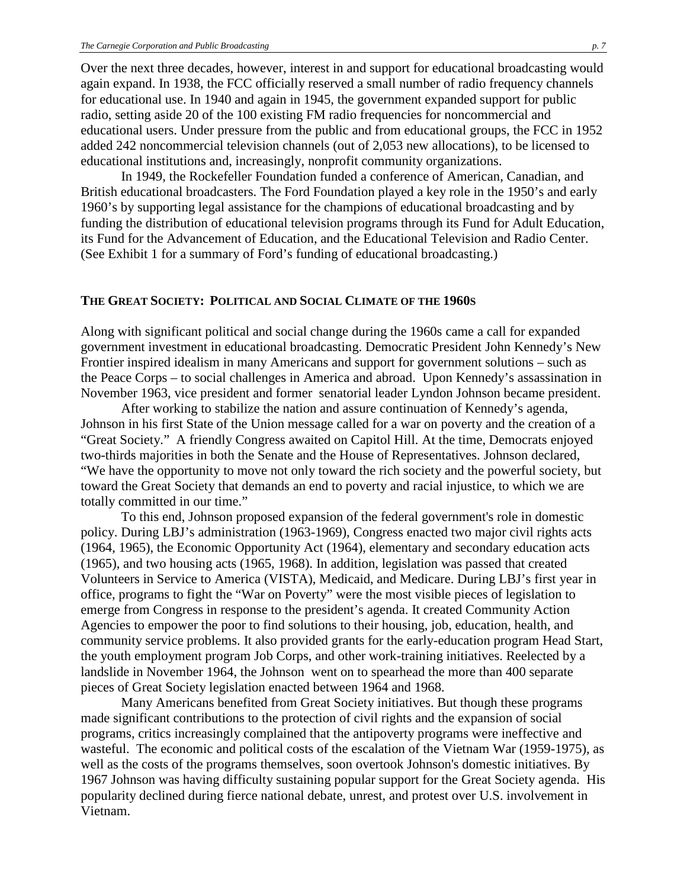Over the next three decades, however, interest in and support for educational broadcasting would again expand. In 1938, the FCC officially reserved a small number of radio frequency channels for educational use. In 1940 and again in 1945, the government expanded support for public radio, setting aside 20 of the 100 existing FM radio frequencies for noncommercial and educational users. Under pressure from the public and from educational groups, the FCC in 1952 added 242 noncommercial television channels (out of 2,053 new allocations), to be licensed to educational institutions and, increasingly, nonprofit community organizations.

In 1949, the Rockefeller Foundation funded a conference of American, Canadian, and British educational broadcasters. The Ford Foundation played a key role in the 1950's and early 1960's by supporting legal assistance for the champions of educational broadcasting and by funding the distribution of educational television programs through its Fund for Adult Education, its Fund for the Advancement of Education, and the Educational Television and Radio Center. (See Exhibit 1 for a summary of Ford's funding of educational broadcasting.)

## THE GREAT SOCIETY: POLITICAL AND SOCIAL CLIMATE OF THE 1960S

Along with significant political and social change during the 1960s came a call for expanded government investment in educational broadcasting. Democratic President John Kennedy's New Frontier inspired idealism in many Americans and support for government solutions – such as the Peace Corps – to social challenges in America and abroad. Upon Kennedy's assassination in November 1963, vice president and former senatorial leader Lyndon Johnson became president.

After working to stabilize the nation and assure continuation of Kennedy's agenda, Johnson in his first State of the Union message called for a war on poverty and the creation of a "Great Society." A friendly Congress awaited on Capitol Hill. At the time, Democrats enjoyed two-thirds majorities in both the Senate and the House of Representatives. Johnson declared, "We have the opportunity to move not only toward the rich society and the powerful society, but toward the Great Society that demands an end to poverty and racial injustice, to which we are totally committed in our time."

To this end, Johnson proposed expansion of the federal government's role in domestic policy. During LBJ's administration (1963-1969), Congress enacted two major civil rights acts (1964, 1965), the Economic Opportunity Act (1964), elementary and secondary education acts (1965), and two housing acts (1965, 1968). In addition, legislation was passed that created Volunteers in Service to America (VISTA), Medicaid, and Medicare. During LBJ's first year in office, programs to fight the "War on Poverty" were the most visible pieces of legislation to emerge from Congress in response to the president's agenda. It created Community Action Agencies to empower the poor to find solutions to their housing, job, education, health, and community service problems. It also provided grants for the early-education program Head Start, the youth employment program Job Corps, and other work-training initiatives. Reelected by a landslide in November 1964, the Johnson went on to spearhead the more than 400 separate pieces of Great Society legislation enacted between 1964 and 1968.

Many Americans benefited from Great Society initiatives. But though these programs made significant contributions to the protection of civil rights and the expansion of social programs, critics increasingly complained that the antipoverty programs were ineffective and wasteful. The economic and political costs of the escalation of the Vietnam War (1959-1975), as well as the costs of the programs themselves, soon overtook Johnson's domestic initiatives. By 1967 Johnson was having difficulty sustaining popular support for the Great Society agenda. His popularity declined during fierce national debate, unrest, and protest over U.S. involvement in Vietnam.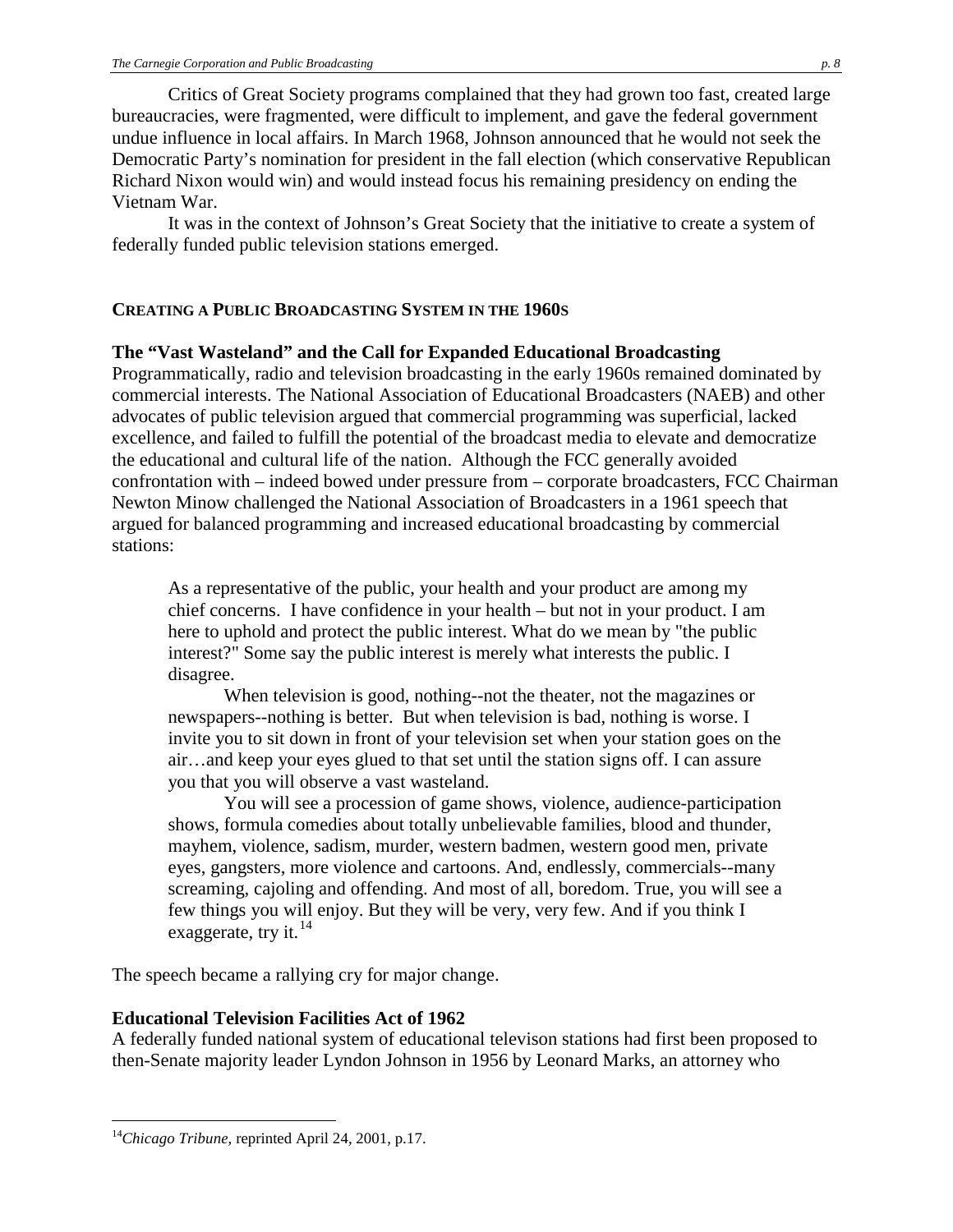Critics of Great Society programs complained that they had grown too fast, created large bureaucracies, were fragmented, were difficult to implement, and gave the federal government undue influence in local affairs. In March 1968, Johnson announced that he would not seek the Democratic Party's nomination for president in the fall election (which conservative Republican Richard Nixon would win) and would instead focus his remaining presidency on ending the Vietnam War.

It was in the context of Johnson's Great Society that the initiative to create a system of federally funded public television stations emerged.

## CREATING A PUBLIC BROADCASTING SYSTEM IN THE 1960S

### The "Vast Wasteland" and the Call for Expanded Educational Broadcasting

Programmatically, radio and television broadcasting in the early 1960s remained dominated by commercial interests. The National Association of Educational Broadcasters (NAEB) and other advocates of public television argued that commercial programming was superficial, lacked excellence, and failed to fulfill the potential of the broadcast media to elevate and democratize the educational and cultural life of the nation. Although the FCC generally avoided confrontation with – indeed bowed under pressure from – corporate broadcasters, FCC Chairman Newton Minow challenged the National Association of Broadcasters in a 1961 speech that argued for balanced programming and increased educational broadcasting by commercial stations:

> As a representative of the public, your health and your product are among my chief concerns. I have confidence in your health – but not in your product. I am here to uphold and protect the public interest. What do we mean by "the public interest?" Some say the public interest is merely what interests the public. I disagree.
>
> When television is good, nothing--not the theater, not the magazines or newspapers--nothing is better. But when television is bad, nothing is worse. I invite you to sit down in front of your television set when your station goes on the air…and keep your eyes glued to that set until the station signs off. I can assure you that you will observe a vast wasteland.
>
> You will see a procession of game shows, violence, audience-participation shows, formula comedies about totally unbelievable families, blood and thunder, mayhem, violence, sadism, murder, western badmen, western good men, private eyes, gangsters, more violence and cartoons. And, endlessly, commercials--many screaming, cajoling and offending. And most of all, boredom. True, you will see a few things you will enjoy. But they will be very, very few. And if you think I exaggerate, try it.[14]

The speech became a rallying cry for major change.

### Educational Television Facilities Act of 1962

A federally funded national system of educational televison stations had first been proposed to then-Senate majority leader Lyndon Johnson in 1956 by Leonard Marks, an attorney who

---

[14] *Chicago Tribune,* reprinted April 24, 2001, p.17.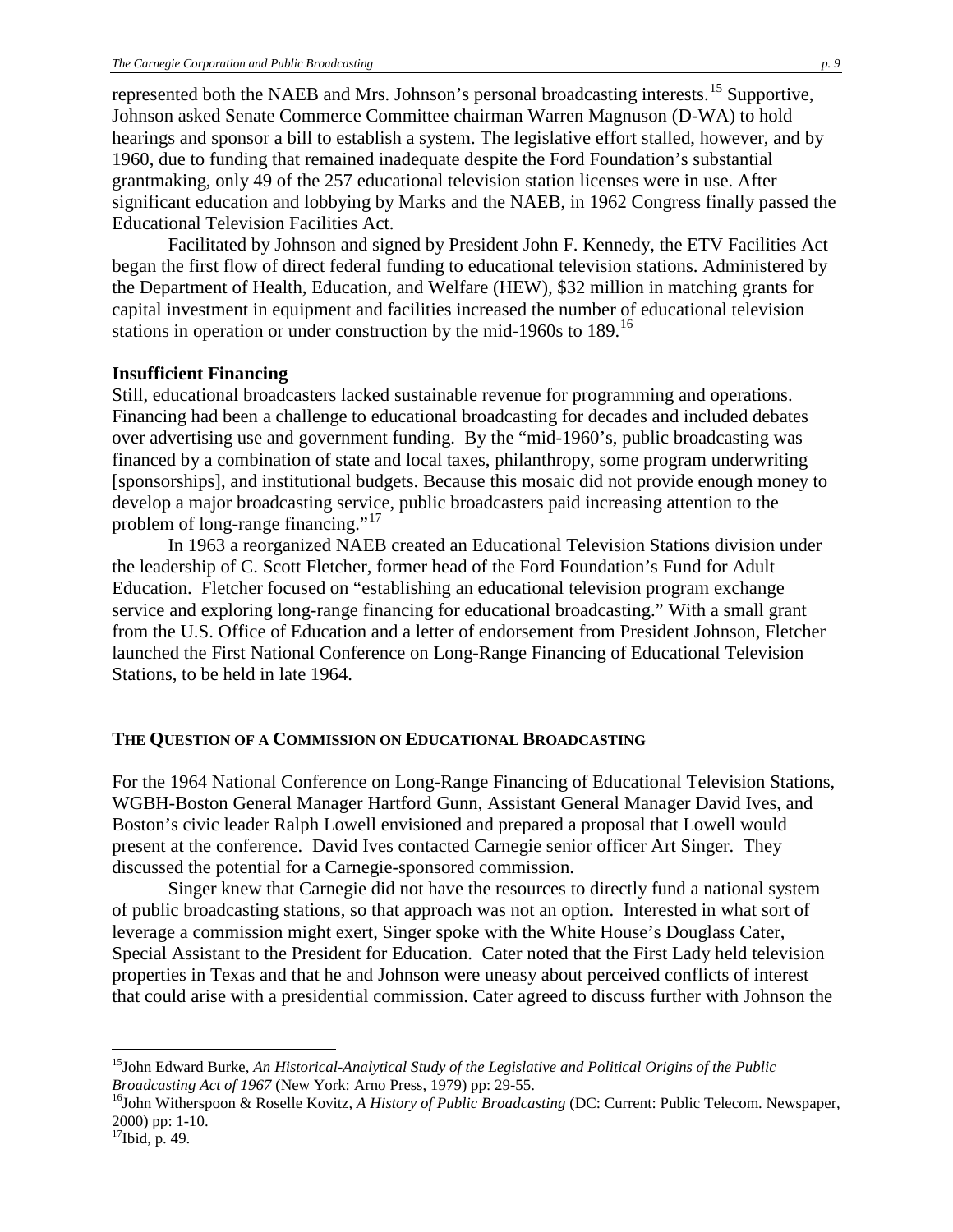represented both the NAEB and Mrs. Johnson's personal broadcasting interests.[15] Supportive, Johnson asked Senate Commerce Committee chairman Warren Magnuson (D-WA) to hold hearings and sponsor a bill to establish a system. The legislative effort stalled, however, and by 1960, due to funding that remained inadequate despite the Ford Foundation's substantial grantmaking, only 49 of the 257 educational television station licenses were in use. After significant education and lobbying by Marks and the NAEB, in 1962 Congress finally passed the Educational Television Facilities Act.

Facilitated by Johnson and signed by President John F. Kennedy, the ETV Facilities Act began the first flow of direct federal funding to educational television stations. Administered by the Department of Health, Education, and Welfare (HEW), $32 million in matching grants for capital investment in equipment and facilities increased the number of educational television stations in operation or under construction by the mid-1960s to 189.[16]

**Insufficient Financing**

Still, educational broadcasters lacked sustainable revenue for programming and operations. Financing had been a challenge to educational broadcasting for decades and included debates over advertising use and government funding. By the "mid-1960's, public broadcasting was financed by a combination of state and local taxes, philanthropy, some program underwriting [sponsorships], and institutional budgets. Because this mosaic did not provide enough money to develop a major broadcasting service, public broadcasters paid increasing attention to the problem of long-range financing."[17]

In 1963 a reorganized NAEB created an Educational Television Stations division under the leadership of C. Scott Fletcher, former head of the Ford Foundation's Fund for Adult Education. Fletcher focused on "establishing an educational television program exchange service and exploring long-range financing for educational broadcasting." With a small grant from the U.S. Office of Education and a letter of endorsement from President Johnson, Fletcher launched the First National Conference on Long-Range Financing of Educational Television Stations, to be held in late 1964.

## The Question of a Commission on Educational Broadcasting

For the 1964 National Conference on Long-Range Financing of Educational Television Stations, WGBH-Boston General Manager Hartford Gunn, Assistant General Manager David Ives, and Boston's civic leader Ralph Lowell envisioned and prepared a proposal that Lowell would present at the conference. David Ives contacted Carnegie senior officer Art Singer. They discussed the potential for a Carnegie-sponsored commission.

Singer knew that Carnegie did not have the resources to directly fund a national system of public broadcasting stations, so that approach was not an option. Interested in what sort of leverage a commission might exert, Singer spoke with the White House's Douglass Cater, Special Assistant to the President for Education. Cater noted that the First Lady held television properties in Texas and that he and Johnson were uneasy about perceived conflicts of interest that could arise with a presidential commission. Cater agreed to discuss further with Johnson the

---

[15] John Edward Burke, *An Historical-Analytical Study of the Legislative and Political Origins of the Public Broadcasting Act of 1967* (New York: Arno Press, 1979) pp: 29-55.

[16] John Witherspoon & Roselle Kovitz, *A History of Public Broadcasting* (DC: Current: Public Telecom. Newspaper, 2000) pp: 1-10.

[17] Ibid, p. 49.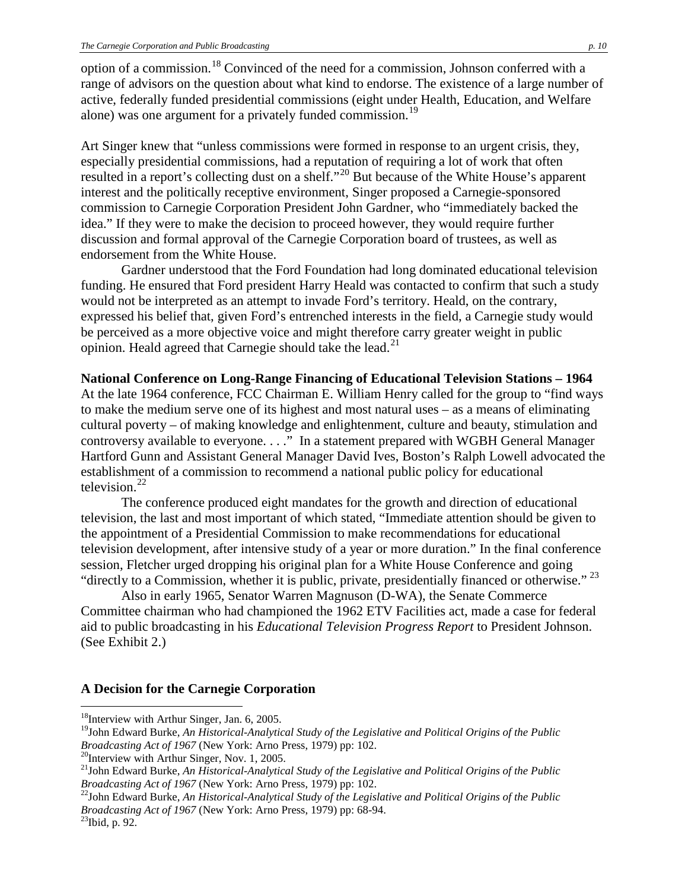option of a commission.[18] Convinced of the need for a commission, Johnson conferred with a range of advisors on the question about what kind to endorse. The existence of a large number of active, federally funded presidential commissions (eight under Health, Education, and Welfare alone) was one argument for a privately funded commission.[19]

Art Singer knew that "unless commissions were formed in response to an urgent crisis, they, especially presidential commissions, had a reputation of requiring a lot of work that often resulted in a report's collecting dust on a shelf."[20] But because of the White House's apparent interest and the politically receptive environment, Singer proposed a Carnegie-sponsored commission to Carnegie Corporation President John Gardner, who "immediately backed the idea." If they were to make the decision to proceed however, they would require further discussion and formal approval of the Carnegie Corporation board of trustees, as well as endorsement from the White House.

Gardner understood that the Ford Foundation had long dominated educational television funding. He ensured that Ford president Harry Heald was contacted to confirm that such a study would not be interpreted as an attempt to invade Ford's territory. Heald, on the contrary, expressed his belief that, given Ford's entrenched interests in the field, a Carnegie study would be perceived as a more objective voice and might therefore carry greater weight in public opinion. Heald agreed that Carnegie should take the lead.[21]

**National Conference on Long-Range Financing of Educational Television Stations – 1964**

At the late 1964 conference, FCC Chairman E. William Henry called for the group to "find ways to make the medium serve one of its highest and most natural uses – as a means of eliminating cultural poverty – of making knowledge and enlightenment, culture and beauty, stimulation and controversy available to everyone. . . ." In a statement prepared with WGBH General Manager Hartford Gunn and Assistant General Manager David Ives, Boston's Ralph Lowell advocated the establishment of a commission to recommend a national public policy for educational television.[22]

The conference produced eight mandates for the growth and direction of educational television, the last and most important of which stated, "Immediate attention should be given to the appointment of a Presidential Commission to make recommendations for educational television development, after intensive study of a year or more duration." In the final conference session, Fletcher urged dropping his original plan for a White House Conference and going "directly to a Commission, whether it is public, private, presidentially financed or otherwise." [23]

Also in early 1965, Senator Warren Magnuson (D-WA), the Senate Commerce Committee chairman who had championed the 1962 ETV Facilities act, made a case for federal aid to public broadcasting in his *Educational Television Progress Report* to President Johnson. (See Exhibit 2.)

**A Decision for the Carnegie Corporation**

---

[18]Interview with Arthur Singer, Jan. 6, 2005.

[19]John Edward Burke, *An Historical-Analytical Study of the Legislative and Political Origins of the Public Broadcasting Act of 1967* (New York: Arno Press, 1979) pp: 102.

[20]Interview with Arthur Singer, Nov. 1, 2005.

[21]John Edward Burke, *An Historical-Analytical Study of the Legislative and Political Origins of the Public Broadcasting Act of 1967* (New York: Arno Press, 1979) pp: 102.

[22]John Edward Burke, *An Historical-Analytical Study of the Legislative and Political Origins of the Public Broadcasting Act of 1967* (New York: Arno Press, 1979) pp: 68-94.

[23]Ibid, p. 92.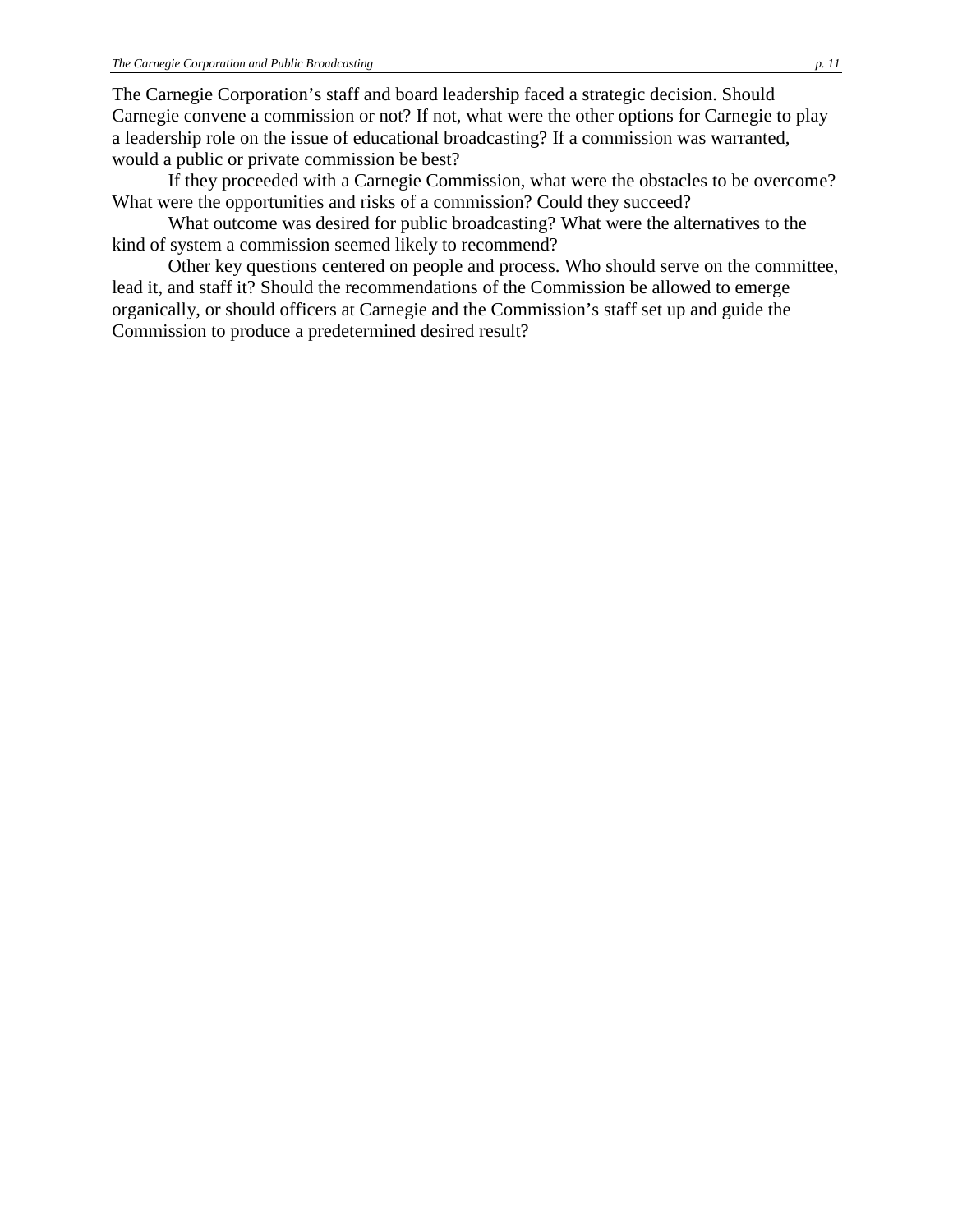The Carnegie Corporation's staff and board leadership faced a strategic decision. Should Carnegie convene a commission or not? If not, what were the other options for Carnegie to play a leadership role on the issue of educational broadcasting? If a commission was warranted, would a public or private commission be best?

If they proceeded with a Carnegie Commission, what were the obstacles to be overcome? What were the opportunities and risks of a commission? Could they succeed?

What outcome was desired for public broadcasting? What were the alternatives to the kind of system a commission seemed likely to recommend?

Other key questions centered on people and process. Who should serve on the committee, lead it, and staff it? Should the recommendations of the Commission be allowed to emerge organically, or should officers at Carnegie and the Commission's staff set up and guide the Commission to produce a predetermined desired result?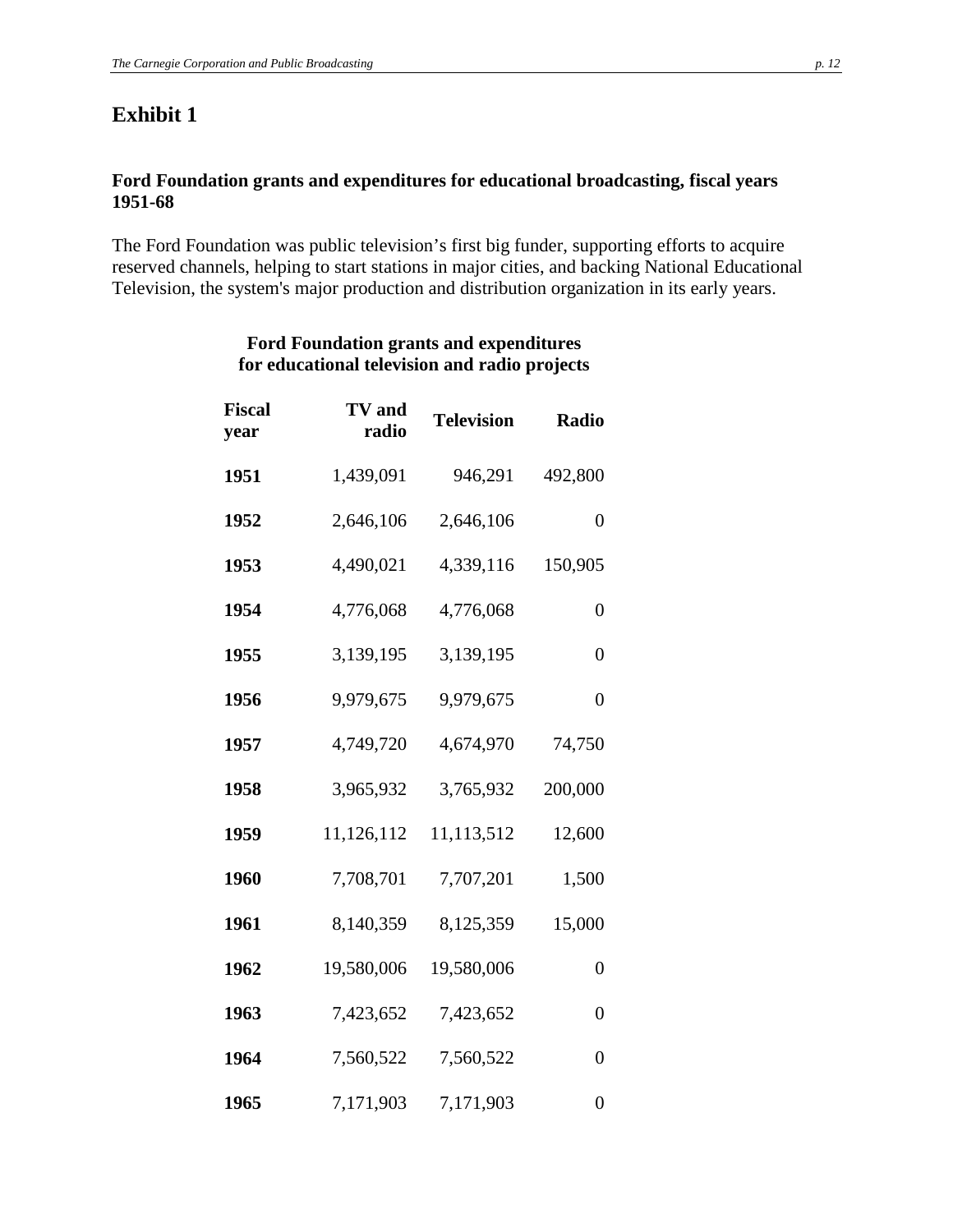## Exhibit 1

**Ford Foundation grants and expenditures for educational broadcasting, fiscal years 1951-68**

The Ford Foundation was public television's first big funder, supporting efforts to acquire reserved channels, helping to start stations in major cities, and backing National Educational Television, the system's major production and distribution organization in its early years.

**Ford Foundation grants and expenditures for educational television and radio projects**

| Fiscal year | TV and radio | Television | Radio |
|---|---|---|---|
| **1951** | 1,439,091 | 946,291 | 492,800 |
| **1952** | 2,646,106 | 2,646,106 | 0 |
| **1953** | 4,490,021 | 4,339,116 | 150,905 |
| **1954** | 4,776,068 | 4,776,068 | 0 |
| **1955** | 3,139,195 | 3,139,195 | 0 |
| **1956** | 9,979,675 | 9,979,675 | 0 |
| **1957** | 4,749,720 | 4,674,970 | 74,750 |
| **1958** | 3,965,932 | 3,765,932 | 200,000 |
| **1959** | 11,126,112 | 11,113,512 | 12,600 |
| **1960** | 7,708,701 | 7,707,201 | 1,500 |
| **1961** | 8,140,359 | 8,125,359 | 15,000 |
| **1962** | 19,580,006 | 19,580,006 | 0 |
| **1963** | 7,423,652 | 7,423,652 | 0 |
| **1964** | 7,560,522 | 7,560,522 | 0 |
| **1965** | 7,171,903 | 7,171,903 | 0 |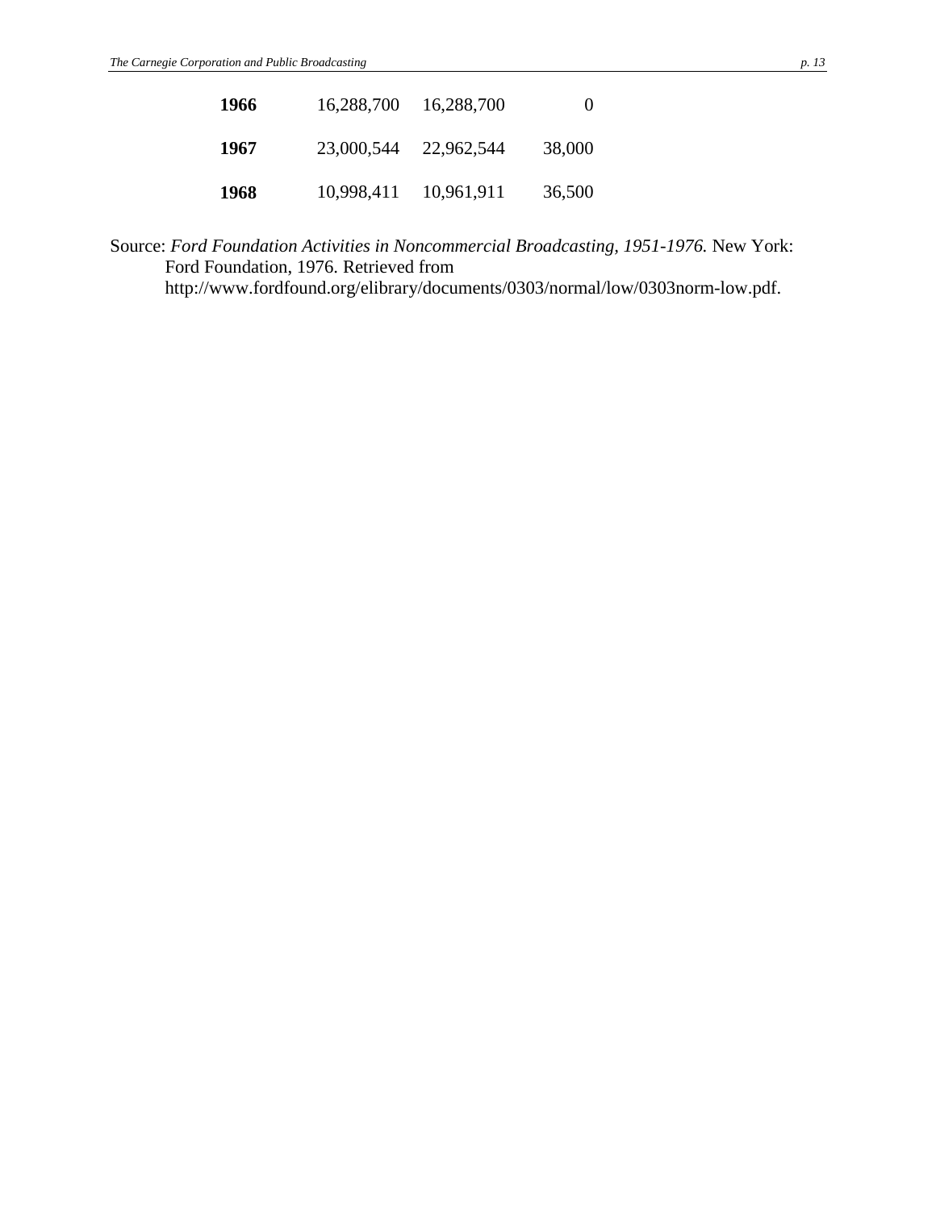| | | | |
|---|---|---|---|
| **1966** | 16,288,700 | 16,288,700 | 0 |
| **1967** | 23,000,544 | 22,962,544 | 38,000 |
| **1968** | 10,998,411 | 10,961,911 | 36,500 |

Source: *Ford Foundation Activities in Noncommercial Broadcasting, 1951-1976.* New York: Ford Foundation, 1976. Retrieved from http://www.fordfound.org/elibrary/documents/0303/normal/low/0303norm-low.pdf.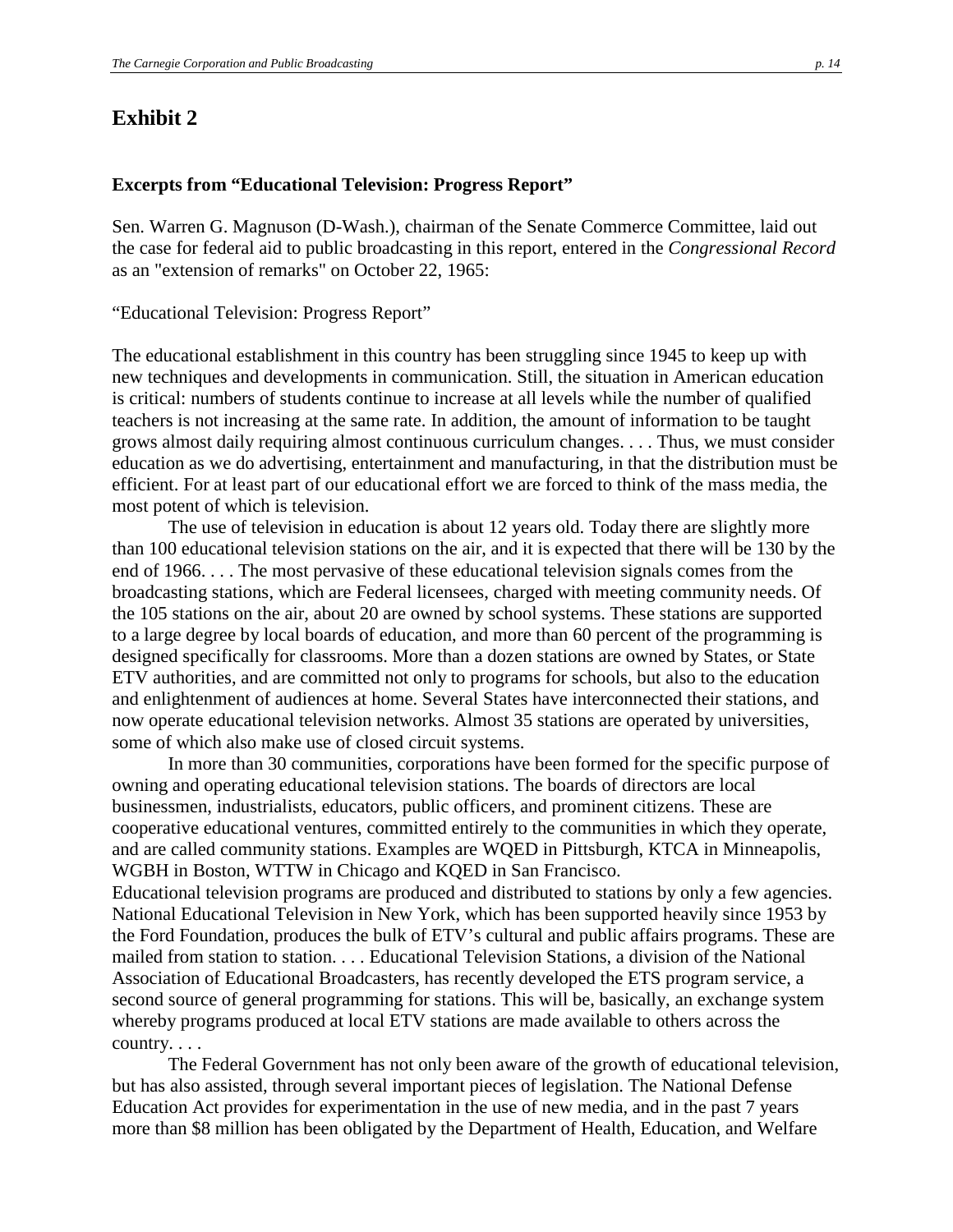## Exhibit 2

**Excerpts from "Educational Television: Progress Report"**

Sen. Warren G. Magnuson (D-Wash.), chairman of the Senate Commerce Committee, laid out the case for federal aid to public broadcasting in this report, entered in the *Congressional Record* as an "extension of remarks" on October 22, 1965:

"Educational Television: Progress Report"

The educational establishment in this country has been struggling since 1945 to keep up with new techniques and developments in communication. Still, the situation in American education is critical: numbers of students continue to increase at all levels while the number of qualified teachers is not increasing at the same rate. In addition, the amount of information to be taught grows almost daily requiring almost continuous curriculum changes. . . . Thus, we must consider education as we do advertising, entertainment and manufacturing, in that the distribution must be efficient. For at least part of our educational effort we are forced to think of the mass media, the most potent of which is television.

The use of television in education is about 12 years old. Today there are slightly more than 100 educational television stations on the air, and it is expected that there will be 130 by the end of 1966. . . . The most pervasive of these educational television signals comes from the broadcasting stations, which are Federal licensees, charged with meeting community needs. Of the 105 stations on the air, about 20 are owned by school systems. These stations are supported to a large degree by local boards of education, and more than 60 percent of the programming is designed specifically for classrooms. More than a dozen stations are owned by States, or State ETV authorities, and are committed not only to programs for schools, but also to the education and enlightenment of audiences at home. Several States have interconnected their stations, and now operate educational television networks. Almost 35 stations are operated by universities, some of which also make use of closed circuit systems.

In more than 30 communities, corporations have been formed for the specific purpose of owning and operating educational television stations. The boards of directors are local businessmen, industrialists, educators, public officers, and prominent citizens. These are cooperative educational ventures, committed entirely to the communities in which they operate, and are called community stations. Examples are WQED in Pittsburgh, KTCA in Minneapolis, WGBH in Boston, WTTW in Chicago and KQED in San Francisco.

Educational television programs are produced and distributed to stations by only a few agencies. National Educational Television in New York, which has been supported heavily since 1953 by the Ford Foundation, produces the bulk of ETV's cultural and public affairs programs. These are mailed from station to station. . . . Educational Television Stations, a division of the National Association of Educational Broadcasters, has recently developed the ETS program service, a second source of general programming for stations. This will be, basically, an exchange system whereby programs produced at local ETV stations are made available to others across the country. . . .

The Federal Government has not only been aware of the growth of educational television, but has also assisted, through several important pieces of legislation. The National Defense Education Act provides for experimentation in the use of new media, and in the past 7 years more than $8 million has been obligated by the Department of Health, Education, and Welfare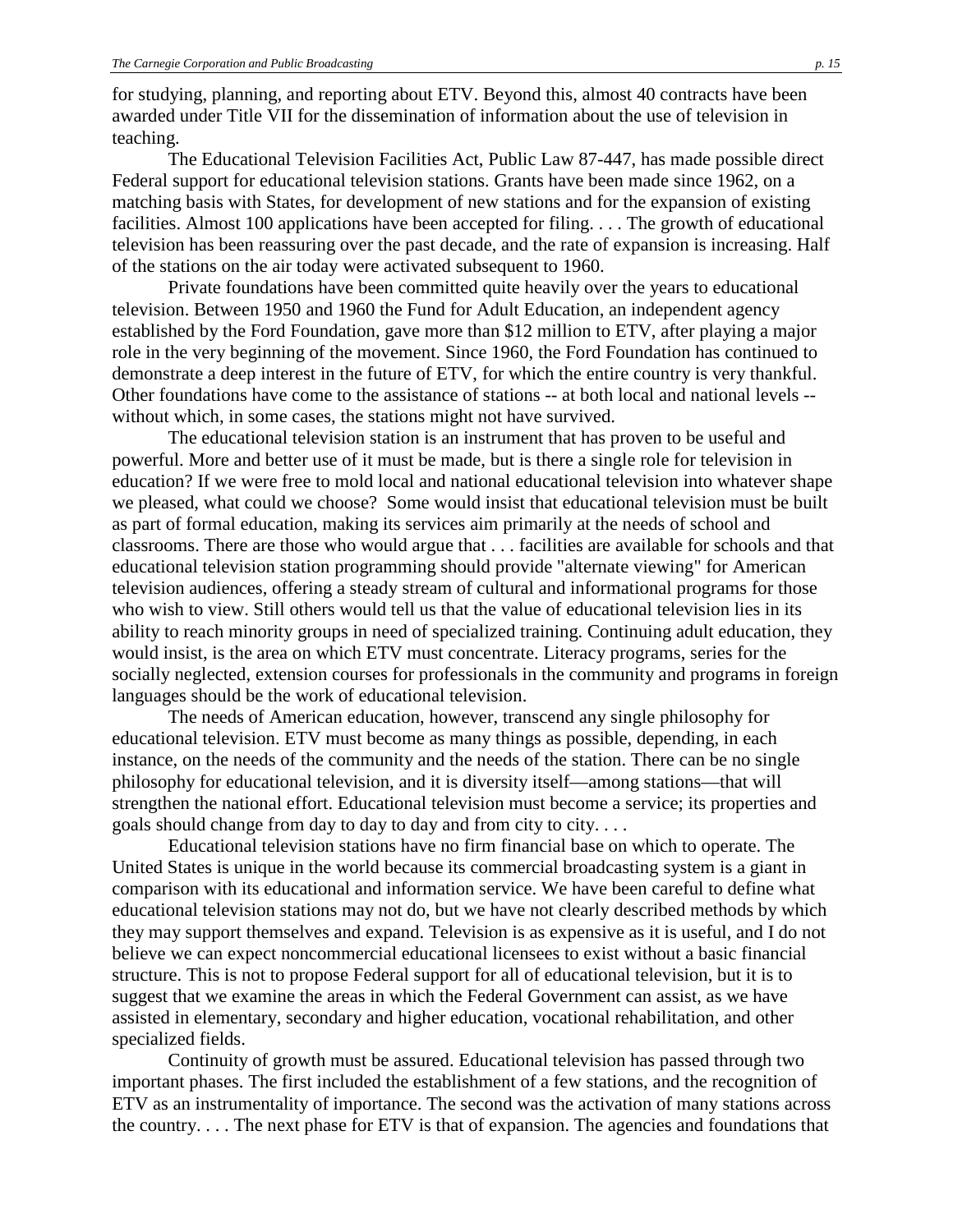for studying, planning, and reporting about ETV. Beyond this, almost 40 contracts have been awarded under Title VII for the dissemination of information about the use of television in teaching.

The Educational Television Facilities Act, Public Law 87-447, has made possible direct Federal support for educational television stations. Grants have been made since 1962, on a matching basis with States, for development of new stations and for the expansion of existing facilities. Almost 100 applications have been accepted for filing. . . . The growth of educational television has been reassuring over the past decade, and the rate of expansion is increasing. Half of the stations on the air today were activated subsequent to 1960.

Private foundations have been committed quite heavily over the years to educational television. Between 1950 and 1960 the Fund for Adult Education, an independent agency established by the Ford Foundation, gave more than $12 million to ETV, after playing a major role in the very beginning of the movement. Since 1960, the Ford Foundation has continued to demonstrate a deep interest in the future of ETV, for which the entire country is very thankful. Other foundations have come to the assistance of stations -- at both local and national levels -- without which, in some cases, the stations might not have survived.

The educational television station is an instrument that has proven to be useful and powerful. More and better use of it must be made, but is there a single role for television in education? If we were free to mold local and national educational television into whatever shape we pleased, what could we choose? Some would insist that educational television must be built as part of formal education, making its services aim primarily at the needs of school and classrooms. There are those who would argue that . . . facilities are available for schools and that educational television station programming should provide "alternate viewing" for American television audiences, offering a steady stream of cultural and informational programs for those who wish to view. Still others would tell us that the value of educational television lies in its ability to reach minority groups in need of specialized training. Continuing adult education, they would insist, is the area on which ETV must concentrate. Literacy programs, series for the socially neglected, extension courses for professionals in the community and programs in foreign languages should be the work of educational television.

The needs of American education, however, transcend any single philosophy for educational television. ETV must become as many things as possible, depending, in each instance, on the needs of the community and the needs of the station. There can be no single philosophy for educational television, and it is diversity itself—among stations—that will strengthen the national effort. Educational television must become a service; its properties and goals should change from day to day to day and from city to city. . . .

Educational television stations have no firm financial base on which to operate. The United States is unique in the world because its commercial broadcasting system is a giant in comparison with its educational and information service. We have been careful to define what educational television stations may not do, but we have not clearly described methods by which they may support themselves and expand. Television is as expensive as it is useful, and I do not believe we can expect noncommercial educational licensees to exist without a basic financial structure. This is not to propose Federal support for all of educational television, but it is to suggest that we examine the areas in which the Federal Government can assist, as we have assisted in elementary, secondary and higher education, vocational rehabilitation, and other specialized fields.

Continuity of growth must be assured. Educational television has passed through two important phases. The first included the establishment of a few stations, and the recognition of ETV as an instrumentality of importance. The second was the activation of many stations across the country. . . . The next phase for ETV is that of expansion. The agencies and foundations that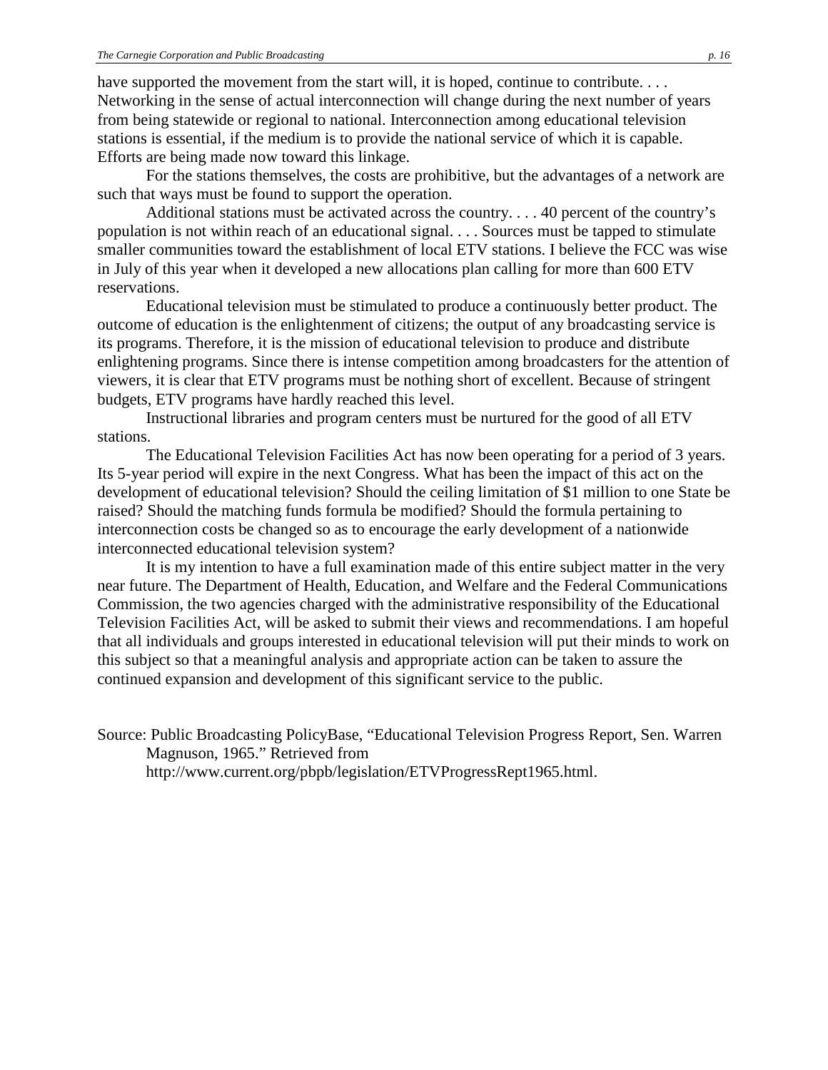have supported the movement from the start will, it is hoped, continue to contribute. . . . Networking in the sense of actual interconnection will change during the next number of years from being statewide or regional to national. Interconnection among educational television stations is essential, if the medium is to provide the national service of which it is capable. Efforts are being made now toward this linkage.

For the stations themselves, the costs are prohibitive, but the advantages of a network are such that ways must be found to support the operation.

Additional stations must be activated across the country. . . . 40 percent of the country's population is not within reach of an educational signal. . . . Sources must be tapped to stimulate smaller communities toward the establishment of local ETV stations. I believe the FCC was wise in July of this year when it developed a new allocations plan calling for more than 600 ETV reservations.

Educational television must be stimulated to produce a continuously better product. The outcome of education is the enlightenment of citizens; the output of any broadcasting service is its programs. Therefore, it is the mission of educational television to produce and distribute enlightening programs. Since there is intense competition among broadcasters for the attention of viewers, it is clear that ETV programs must be nothing short of excellent. Because of stringent budgets, ETV programs have hardly reached this level.

Instructional libraries and program centers must be nurtured for the good of all ETV stations.

The Educational Television Facilities Act has now been operating for a period of 3 years. Its 5-year period will expire in the next Congress. What has been the impact of this act on the development of educational television? Should the ceiling limitation of $1 million to one State be raised? Should the matching funds formula be modified? Should the formula pertaining to interconnection costs be changed so as to encourage the early development of a nationwide interconnected educational television system?

It is my intention to have a full examination made of this entire subject matter in the very near future. The Department of Health, Education, and Welfare and the Federal Communications Commission, the two agencies charged with the administrative responsibility of the Educational Television Facilities Act, will be asked to submit their views and recommendations. I am hopeful that all individuals and groups interested in educational television will put their minds to work on this subject so that a meaningful analysis and appropriate action can be taken to assure the continued expansion and development of this significant service to the public.

Source: Public Broadcasting PolicyBase, "Educational Television Progress Report, Sen. Warren Magnuson, 1965." Retrieved from http://www.current.org/pbpb/legislation/ETVProgressRept1965.html.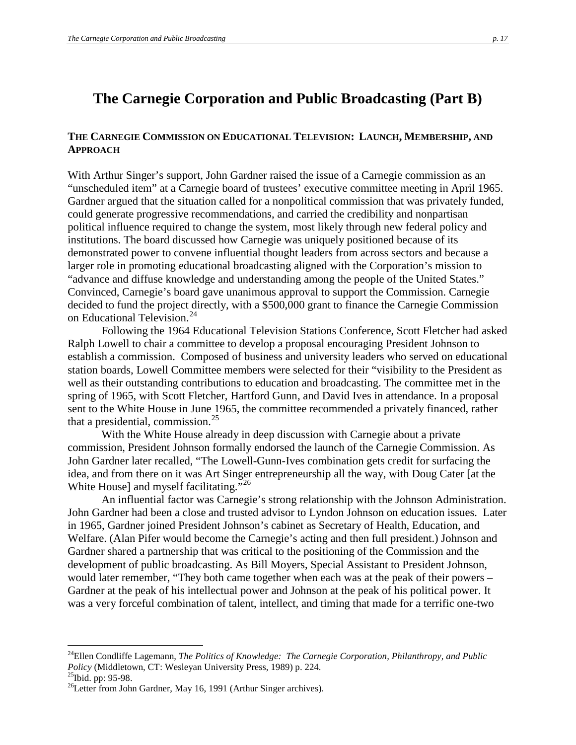# The Carnegie Corporation and Public Broadcasting (Part B)

## THE CARNEGIE COMMISSION ON EDUCATIONAL TELEVISION: LAUNCH, MEMBERSHIP, AND APPROACH

With Arthur Singer's support, John Gardner raised the issue of a Carnegie commission as an "unscheduled item" at a Carnegie board of trustees' executive committee meeting in April 1965. Gardner argued that the situation called for a nonpolitical commission that was privately funded, could generate progressive recommendations, and carried the credibility and nonpartisan political influence required to change the system, most likely through new federal policy and institutions. The board discussed how Carnegie was uniquely positioned because of its demonstrated power to convene influential thought leaders from across sectors and because a larger role in promoting educational broadcasting aligned with the Corporation's mission to "advance and diffuse knowledge and understanding among the people of the United States." Convinced, Carnegie's board gave unanimous approval to support the Commission. Carnegie decided to fund the project directly, with a $500,000 grant to finance the Carnegie Commission on Educational Television.[24]

Following the 1964 Educational Television Stations Conference, Scott Fletcher had asked Ralph Lowell to chair a committee to develop a proposal encouraging President Johnson to establish a commission. Composed of business and university leaders who served on educational station boards, Lowell Committee members were selected for their "visibility to the President as well as their outstanding contributions to education and broadcasting. The committee met in the spring of 1965, with Scott Fletcher, Hartford Gunn, and David Ives in attendance. In a proposal sent to the White House in June 1965, the committee recommended a privately financed, rather that a presidential, commission.[25]

With the White House already in deep discussion with Carnegie about a private commission, President Johnson formally endorsed the launch of the Carnegie Commission. As John Gardner later recalled, "The Lowell-Gunn-Ives combination gets credit for surfacing the idea, and from there on it was Art Singer entrepreneurship all the way, with Doug Cater [at the White House] and myself facilitating."[26]

An influential factor was Carnegie's strong relationship with the Johnson Administration. John Gardner had been a close and trusted advisor to Lyndon Johnson on education issues. Later in 1965, Gardner joined President Johnson's cabinet as Secretary of Health, Education, and Welfare. (Alan Pifer would become the Carnegie's acting and then full president.) Johnson and Gardner shared a partnership that was critical to the positioning of the Commission and the development of public broadcasting. As Bill Moyers, Special Assistant to President Johnson, would later remember, "They both came together when each was at the peak of their powers – Gardner at the peak of his intellectual power and Johnson at the peak of his political power. It was a very forceful combination of talent, intellect, and timing that made for a terrific one-two

---

[24] Ellen Condliffe Lagemann, *The Politics of Knowledge: The Carnegie Corporation, Philanthropy, and Public Policy* (Middletown, CT: Wesleyan University Press, 1989) p. 224.

[25] Ibid. pp: 95-98.

[26] Letter from John Gardner, May 16, 1991 (Arthur Singer archives).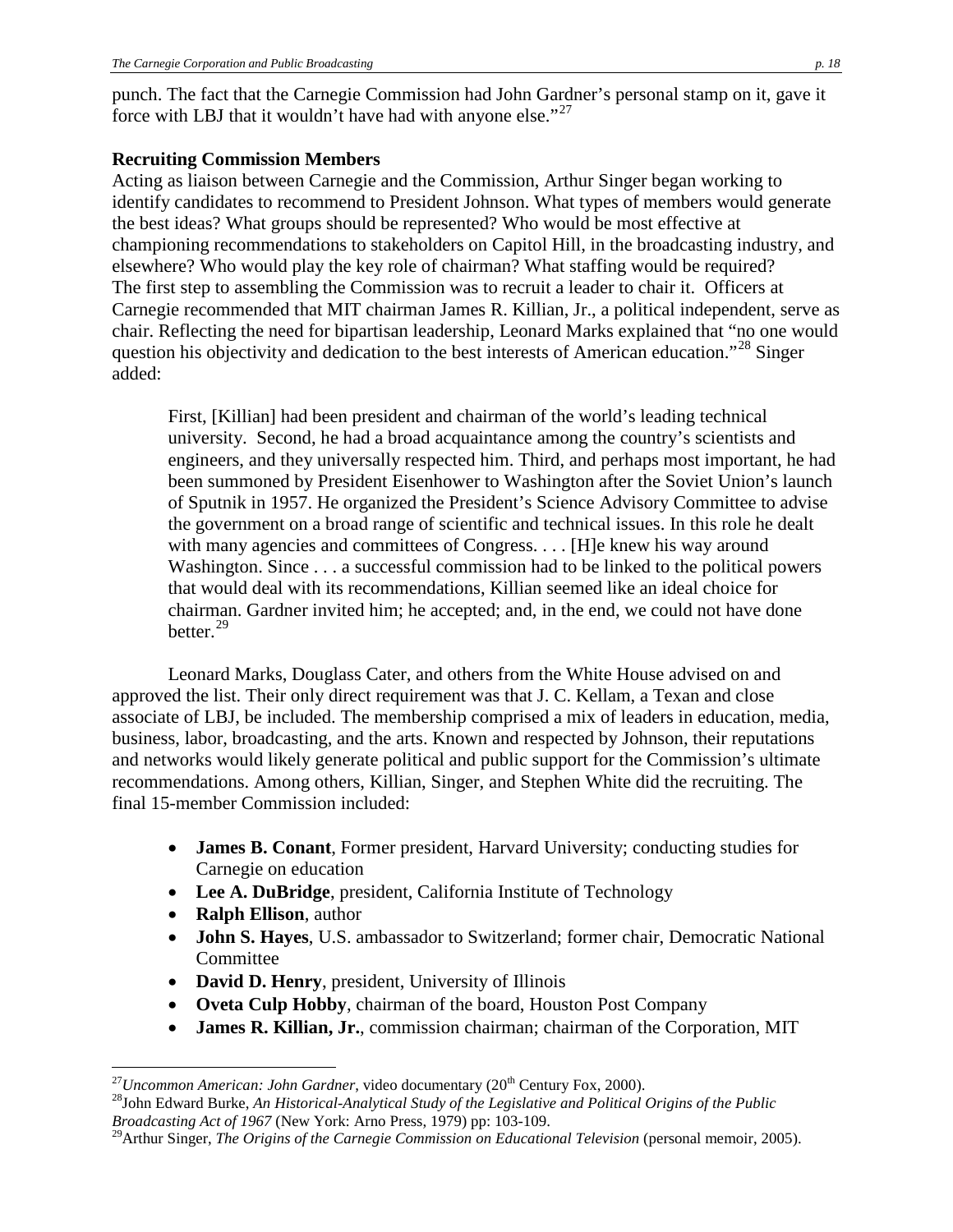punch. The fact that the Carnegie Commission had John Gardner's personal stamp on it, gave it force with LBJ that it wouldn't have had with anyone else."[27]

**Recruiting Commission Members**

Acting as liaison between Carnegie and the Commission, Arthur Singer began working to identify candidates to recommend to President Johnson. What types of members would generate the best ideas? What groups should be represented? Who would be most effective at championing recommendations to stakeholders on Capitol Hill, in the broadcasting industry, and elsewhere? Who would play the key role of chairman? What staffing would be required?

The first step to assembling the Commission was to recruit a leader to chair it. Officers at Carnegie recommended that MIT chairman James R. Killian, Jr., a political independent, serve as chair. Reflecting the need for bipartisan leadership, Leonard Marks explained that "no one would question his objectivity and dedication to the best interests of American education."[28] Singer added:

> First, [Killian] had been president and chairman of the world's leading technical university. Second, he had a broad acquaintance among the country's scientists and engineers, and they universally respected him. Third, and perhaps most important, he had been summoned by President Eisenhower to Washington after the Soviet Union's launch of Sputnik in 1957. He organized the President's Science Advisory Committee to advise the government on a broad range of scientific and technical issues. In this role he dealt with many agencies and committees of Congress. . . . [H]e knew his way around Washington. Since . . . a successful commission had to be linked to the political powers that would deal with its recommendations, Killian seemed like an ideal choice for chairman. Gardner invited him; he accepted; and, in the end, we could not have done better.[29]

Leonard Marks, Douglass Cater, and others from the White House advised on and approved the list. Their only direct requirement was that J. C. Kellam, a Texan and close associate of LBJ, be included. The membership comprised a mix of leaders in education, media, business, labor, broadcasting, and the arts. Known and respected by Johnson, their reputations and networks would likely generate political and public support for the Commission's ultimate recommendations. Among others, Killian, Singer, and Stephen White did the recruiting. The final 15-member Commission included:

- **James B. Conant**, Former president, Harvard University; conducting studies for Carnegie on education
- **Lee A. DuBridge**, president, California Institute of Technology
- **Ralph Ellison**, author
- **John S. Hayes**, U.S. ambassador to Switzerland; former chair, Democratic National Committee
- **David D. Henry**, president, University of Illinois
- **Oveta Culp Hobby**, chairman of the board, Houston Post Company
- **James R. Killian, Jr.**, commission chairman; chairman of the Corporation, MIT

---

[27] *Uncommon American: John Gardner*, video documentary (20th Century Fox, 2000).

[28] John Edward Burke, *An Historical-Analytical Study of the Legislative and Political Origins of the Public Broadcasting Act of 1967* (New York: Arno Press, 1979) pp: 103-109.

[29] Arthur Singer, *The Origins of the Carnegie Commission on Educational Television* (personal memoir, 2005).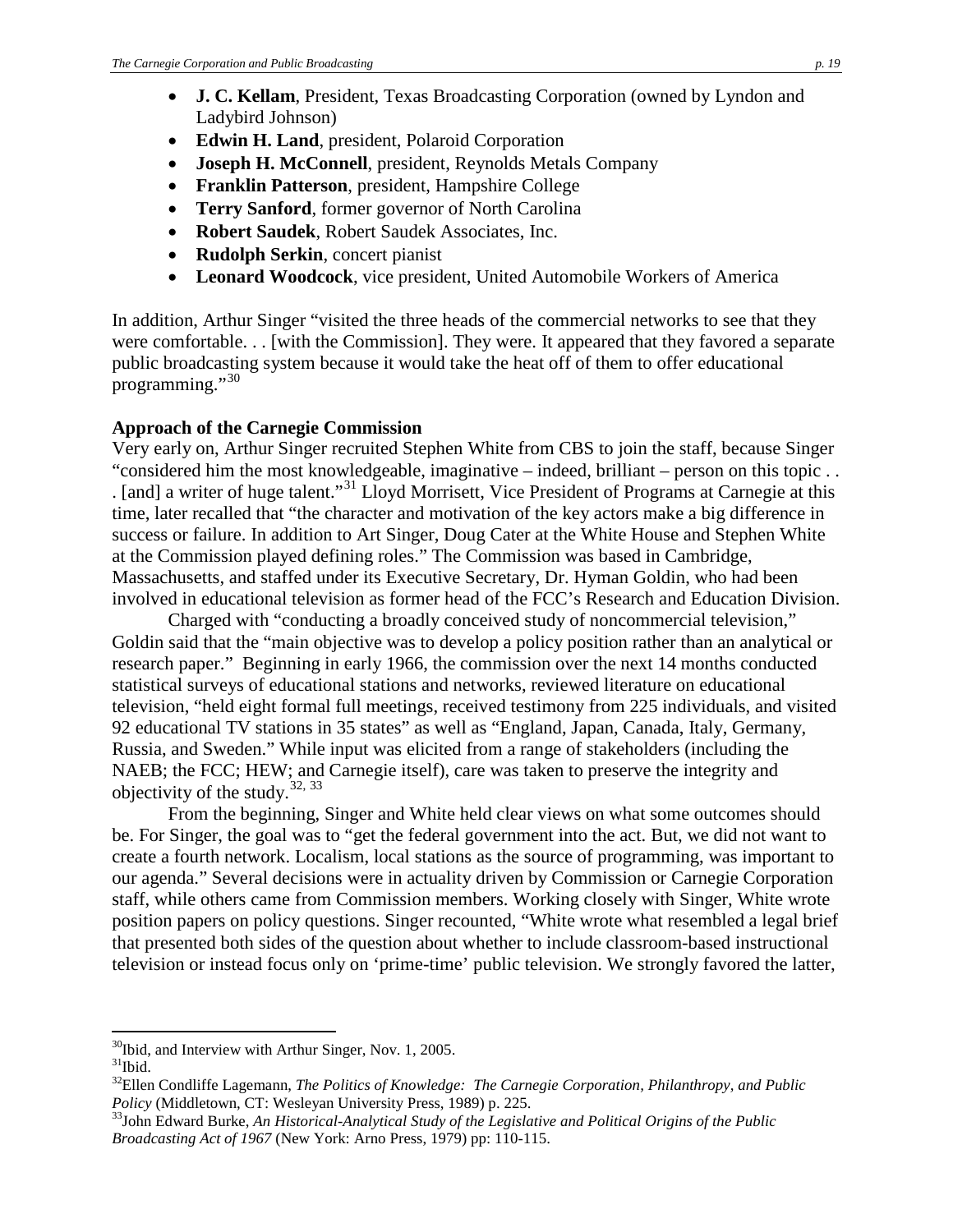- **J. C. Kellam**, President, Texas Broadcasting Corporation (owned by Lyndon and Ladybird Johnson)
- **Edwin H. Land**, president, Polaroid Corporation
- **Joseph H. McConnell**, president, Reynolds Metals Company
- **Franklin Patterson**, president, Hampshire College
- **Terry Sanford**, former governor of North Carolina
- **Robert Saudek**, Robert Saudek Associates, Inc.
- **Rudolph Serkin**, concert pianist
- **Leonard Woodcock**, vice president, United Automobile Workers of America

In addition, Arthur Singer "visited the three heads of the commercial networks to see that they were comfortable. . . [with the Commission]. They were. It appeared that they favored a separate public broadcasting system because it would take the heat off of them to offer educational programming."[30]

**Approach of the Carnegie Commission**

Very early on, Arthur Singer recruited Stephen White from CBS to join the staff, because Singer "considered him the most knowledgeable, imaginative – indeed, brilliant – person on this topic . . . [and] a writer of huge talent."[31] Lloyd Morrisett, Vice President of Programs at Carnegie at this time, later recalled that "the character and motivation of the key actors make a big difference in success or failure. In addition to Art Singer, Doug Cater at the White House and Stephen White at the Commission played defining roles." The Commission was based in Cambridge, Massachusetts, and staffed under its Executive Secretary, Dr. Hyman Goldin, who had been involved in educational television as former head of the FCC's Research and Education Division.

Charged with "conducting a broadly conceived study of noncommercial television," Goldin said that the "main objective was to develop a policy position rather than an analytical or research paper." Beginning in early 1966, the commission over the next 14 months conducted statistical surveys of educational stations and networks, reviewed literature on educational television, "held eight formal full meetings, received testimony from 225 individuals, and visited 92 educational TV stations in 35 states" as well as "England, Japan, Canada, Italy, Germany, Russia, and Sweden." While input was elicited from a range of stakeholders (including the NAEB; the FCC; HEW; and Carnegie itself), care was taken to preserve the integrity and objectivity of the study.[32, 33]

From the beginning, Singer and White held clear views on what some outcomes should be. For Singer, the goal was to "get the federal government into the act. But, we did not want to create a fourth network. Localism, local stations as the source of programming, was important to our agenda." Several decisions were in actuality driven by Commission or Carnegie Corporation staff, while others came from Commission members. Working closely with Singer, White wrote position papers on policy questions. Singer recounted, "White wrote what resembled a legal brief that presented both sides of the question about whether to include classroom-based instructional television or instead focus only on 'prime-time' public television. We strongly favored the latter,

---

[30] Ibid, and Interview with Arthur Singer, Nov. 1, 2005.

[31] Ibid.

[32] Ellen Condliffe Lagemann, *The Politics of Knowledge: The Carnegie Corporation, Philanthropy, and Public Policy* (Middletown, CT: Wesleyan University Press, 1989) p. 225.

[33] John Edward Burke, *An Historical-Analytical Study of the Legislative and Political Origins of the Public Broadcasting Act of 1967* (New York: Arno Press, 1979) pp: 110-115.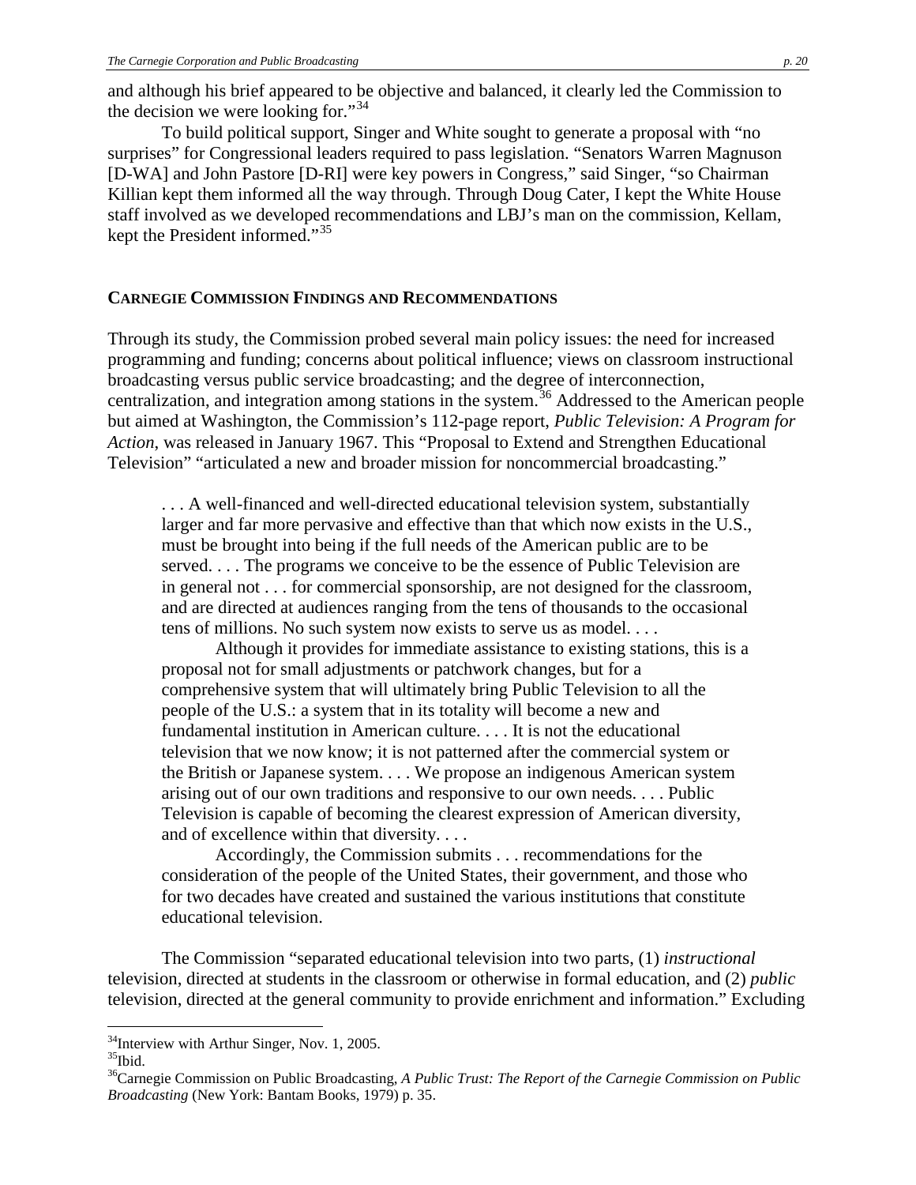and although his brief appeared to be objective and balanced, it clearly led the Commission to the decision we were looking for."[34]

To build political support, Singer and White sought to generate a proposal with "no surprises" for Congressional leaders required to pass legislation. "Senators Warren Magnuson [D-WA] and John Pastore [D-RI] were key powers in Congress," said Singer, "so Chairman Killian kept them informed all the way through. Through Doug Cater, I kept the White House staff involved as we developed recommendations and LBJ's man on the commission, Kellam, kept the President informed."[35]

## CARNEGIE COMMISSION FINDINGS AND RECOMMENDATIONS

Through its study, the Commission probed several main policy issues: the need for increased programming and funding; concerns about political influence; views on classroom instructional broadcasting versus public service broadcasting; and the degree of interconnection, centralization, and integration among stations in the system.[36] Addressed to the American people but aimed at Washington, the Commission's 112-page report, *Public Television: A Program for Action*, was released in January 1967. This "Proposal to Extend and Strengthen Educational Television" "articulated a new and broader mission for noncommercial broadcasting."

> . . . A well-financed and well-directed educational television system, substantially larger and far more pervasive and effective than that which now exists in the U.S., must be brought into being if the full needs of the American public are to be served. . . . The programs we conceive to be the essence of Public Television are in general not . . . for commercial sponsorship, are not designed for the classroom, and are directed at audiences ranging from the tens of thousands to the occasional tens of millions. No such system now exists to serve us as model. . . .
>
> Although it provides for immediate assistance to existing stations, this is a proposal not for small adjustments or patchwork changes, but for a comprehensive system that will ultimately bring Public Television to all the people of the U.S.: a system that in its totality will become a new and fundamental institution in American culture. . . . It is not the educational television that we now know; it is not patterned after the commercial system or the British or Japanese system. . . . We propose an indigenous American system arising out of our own traditions and responsive to our own needs. . . . Public Television is capable of becoming the clearest expression of American diversity, and of excellence within that diversity. . . .
>
> Accordingly, the Commission submits . . . recommendations for the consideration of the people of the United States, their government, and those who for two decades have created and sustained the various institutions that constitute educational television.

The Commission "separated educational television into two parts, (1) *instructional* television, directed at students in the classroom or otherwise in formal education, and (2) *public* television, directed at the general community to provide enrichment and information." Excluding

---

[34] Interview with Arthur Singer, Nov. 1, 2005.

[35] Ibid.

[36] Carnegie Commission on Public Broadcasting, *A Public Trust: The Report of the Carnegie Commission on Public Broadcasting* (New York: Bantam Books, 1979) p. 35.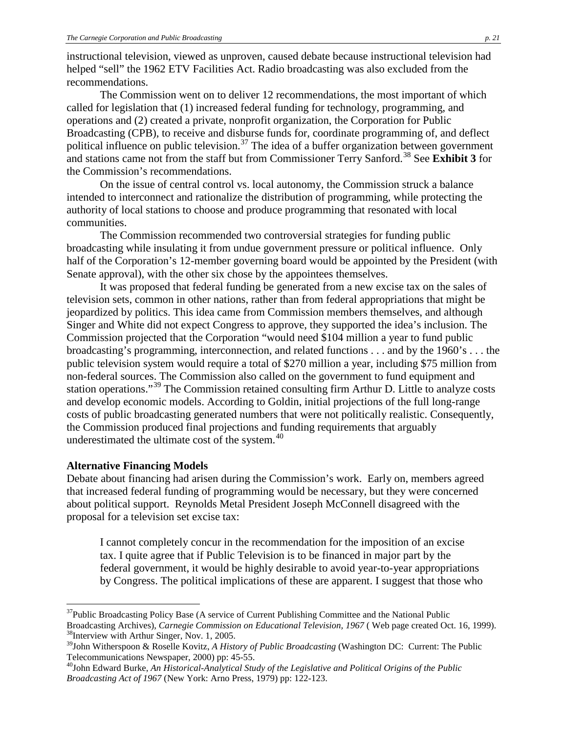instructional television, viewed as unproven, caused debate because instructional television had helped "sell" the 1962 ETV Facilities Act. Radio broadcasting was also excluded from the recommendations.

The Commission went on to deliver 12 recommendations, the most important of which called for legislation that (1) increased federal funding for technology, programming, and operations and (2) created a private, nonprofit organization, the Corporation for Public Broadcasting (CPB), to receive and disburse funds for, coordinate programming of, and deflect political influence on public television.[37] The idea of a buffer organization between government and stations came not from the staff but from Commissioner Terry Sanford.[38] See **Exhibit 3** for the Commission's recommendations.

On the issue of central control vs. local autonomy, the Commission struck a balance intended to interconnect and rationalize the distribution of programming, while protecting the authority of local stations to choose and produce programming that resonated with local communities.

The Commission recommended two controversial strategies for funding public broadcasting while insulating it from undue government pressure or political influence. Only half of the Corporation's 12-member governing board would be appointed by the President (with Senate approval), with the other six chose by the appointees themselves.

It was proposed that federal funding be generated from a new excise tax on the sales of television sets, common in other nations, rather than from federal appropriations that might be jeopardized by politics. This idea came from Commission members themselves, and although Singer and White did not expect Congress to approve, they supported the idea's inclusion. The Commission projected that the Corporation "would need $104 million a year to fund public broadcasting's programming, interconnection, and related functions . . . and by the 1960's . . . the public television system would require a total of $270 million a year, including $75 million from non-federal sources. The Commission also called on the government to fund equipment and station operations."[39] The Commission retained consulting firm Arthur D. Little to analyze costs and develop economic models. According to Goldin, initial projections of the full long-range costs of public broadcasting generated numbers that were not politically realistic. Consequently, the Commission produced final projections and funding requirements that arguably underestimated the ultimate cost of the system.[40]

**Alternative Financing Models**

Debate about financing had arisen during the Commission's work. Early on, members agreed that increased federal funding of programming would be necessary, but they were concerned about political support. Reynolds Metal President Joseph McConnell disagreed with the proposal for a television set excise tax:

> I cannot completely concur in the recommendation for the imposition of an excise tax. I quite agree that if Public Television is to be financed in major part by the federal government, it would be highly desirable to avoid year-to-year appropriations by Congress. The political implications of these are apparent. I suggest that those who

---

[37] Public Broadcasting Policy Base (A service of Current Publishing Committee and the National Public Broadcasting Archives), *Carnegie Commission on Educational Television, 1967* ( Web page created Oct. 16, 1999).

[38] Interview with Arthur Singer, Nov. 1, 2005.

[39] John Witherspoon & Roselle Kovitz, *A History of Public Broadcasting* (Washington DC: Current: The Public Telecommunications Newspaper, 2000) pp: 45-55.

[40] John Edward Burke, *An Historical-Analytical Study of the Legislative and Political Origins of the Public Broadcasting Act of 1967* (New York: Arno Press, 1979) pp: 122-123.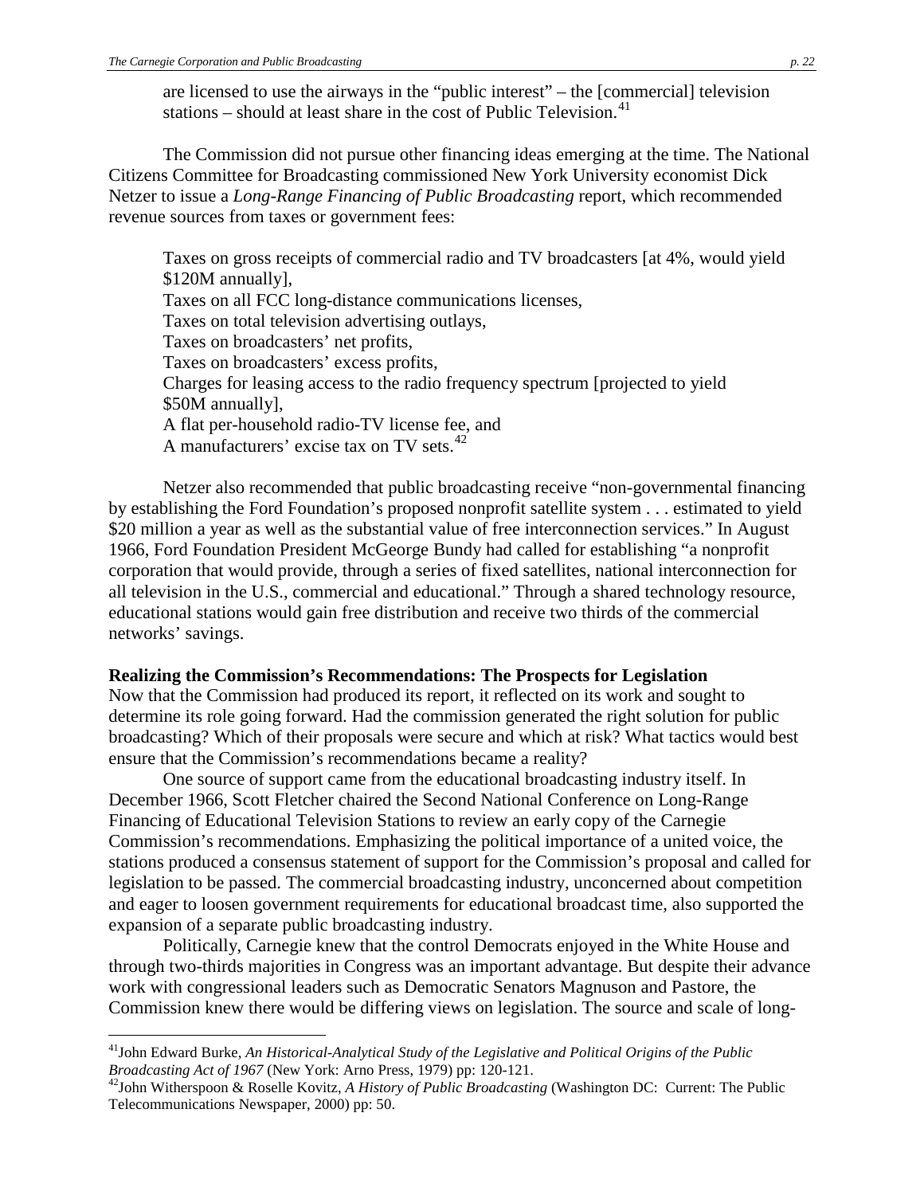are licensed to use the airways in the "public interest" – the [commercial] television stations – should at least share in the cost of Public Television.[41]

The Commission did not pursue other financing ideas emerging at the time. The National Citizens Committee for Broadcasting commissioned New York University economist Dick Netzer to issue a *Long-Range Financing of Public Broadcasting* report, which recommended revenue sources from taxes or government fees:

> Taxes on gross receipts of commercial radio and TV broadcasters [at 4%, would yield $120M annually],
> Taxes on all FCC long-distance communications licenses,
> Taxes on total television advertising outlays,
> Taxes on broadcasters' net profits,
> Taxes on broadcasters' excess profits,
> Charges for leasing access to the radio frequency spectrum [projected to yield $50M annually],
> A flat per-household radio-TV license fee, and
> A manufacturers' excise tax on TV sets.[42]

Netzer also recommended that public broadcasting receive "non-governmental financing by establishing the Ford Foundation's proposed nonprofit satellite system . . . estimated to yield $20 million a year as well as the substantial value of free interconnection services." In August 1966, Ford Foundation President McGeorge Bundy had called for establishing "a nonprofit corporation that would provide, through a series of fixed satellites, national interconnection for all television in the U.S., commercial and educational." Through a shared technology resource, educational stations would gain free distribution and receive two thirds of the commercial networks' savings.

**Realizing the Commission's Recommendations: The Prospects for Legislation**

Now that the Commission had produced its report, it reflected on its work and sought to determine its role going forward. Had the commission generated the right solution for public broadcasting? Which of their proposals were secure and which at risk? What tactics would best ensure that the Commission's recommendations became a reality?

One source of support came from the educational broadcasting industry itself. In December 1966, Scott Fletcher chaired the Second National Conference on Long-Range Financing of Educational Television Stations to review an early copy of the Carnegie Commission's recommendations. Emphasizing the political importance of a united voice, the stations produced a consensus statement of support for the Commission's proposal and called for legislation to be passed. The commercial broadcasting industry, unconcerned about competition and eager to loosen government requirements for educational broadcast time, also supported the expansion of a separate public broadcasting industry.

Politically, Carnegie knew that the control Democrats enjoyed in the White House and through two-thirds majorities in Congress was an important advantage. But despite their advance work with congressional leaders such as Democratic Senators Magnuson and Pastore, the Commission knew there would be differing views on legislation. The source and scale of long-

---

[41] John Edward Burke, *An Historical-Analytical Study of the Legislative and Political Origins of the Public Broadcasting Act of 1967* (New York: Arno Press, 1979) pp: 120-121.

[42] John Witherspoon & Roselle Kovitz, *A History of Public Broadcasting* (Washington DC: Current: The Public Telecommunications Newspaper, 2000) pp: 50.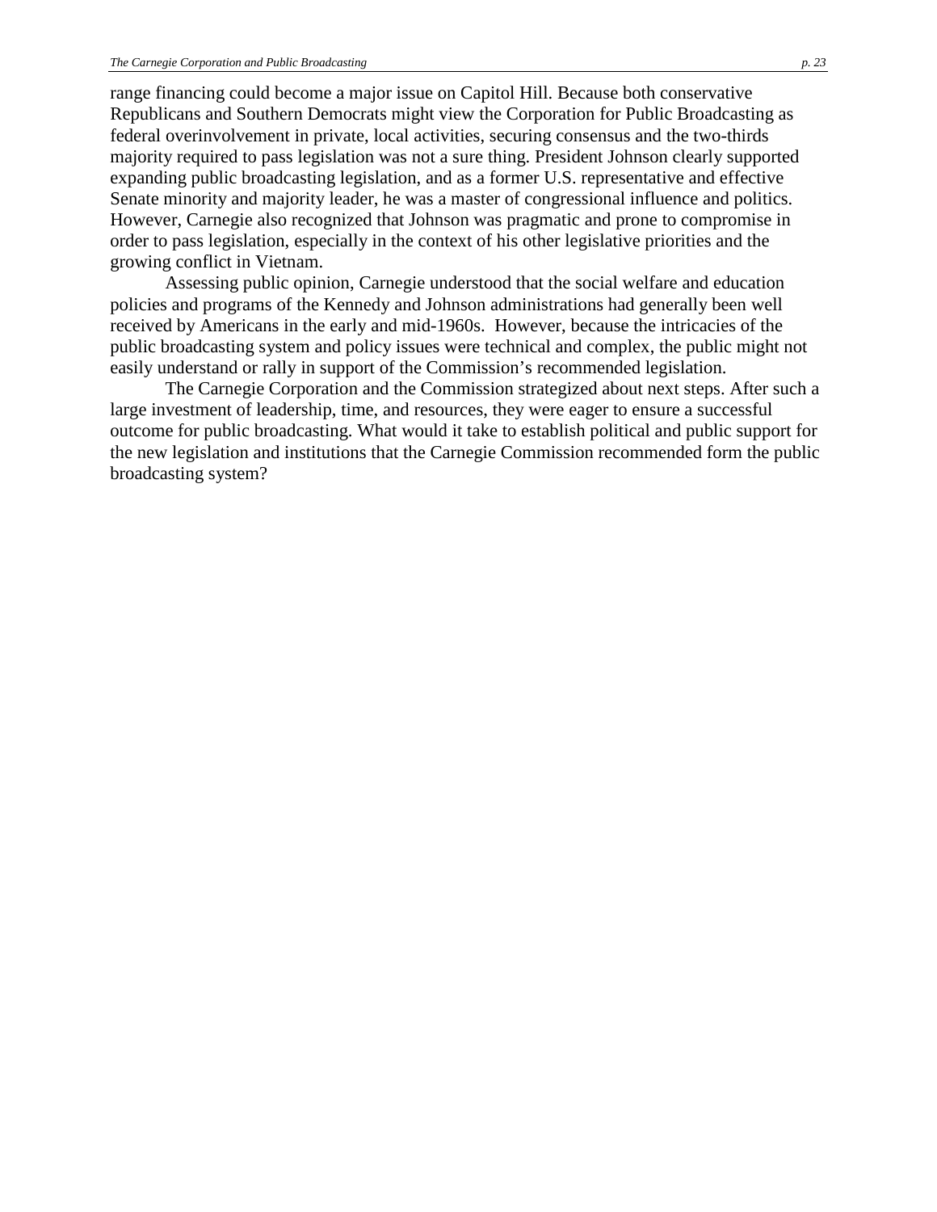range financing could become a major issue on Capitol Hill. Because both conservative Republicans and Southern Democrats might view the Corporation for Public Broadcasting as federal overinvolvement in private, local activities, securing consensus and the two-thirds majority required to pass legislation was not a sure thing. President Johnson clearly supported expanding public broadcasting legislation, and as a former U.S. representative and effective Senate minority and majority leader, he was a master of congressional influence and politics. However, Carnegie also recognized that Johnson was pragmatic and prone to compromise in order to pass legislation, especially in the context of his other legislative priorities and the growing conflict in Vietnam.

Assessing public opinion, Carnegie understood that the social welfare and education policies and programs of the Kennedy and Johnson administrations had generally been well received by Americans in the early and mid-1960s. However, because the intricacies of the public broadcasting system and policy issues were technical and complex, the public might not easily understand or rally in support of the Commission's recommended legislation.

The Carnegie Corporation and the Commission strategized about next steps. After such a large investment of leadership, time, and resources, they were eager to ensure a successful outcome for public broadcasting. What would it take to establish political and public support for the new legislation and institutions that the Carnegie Commission recommended form the public broadcasting system?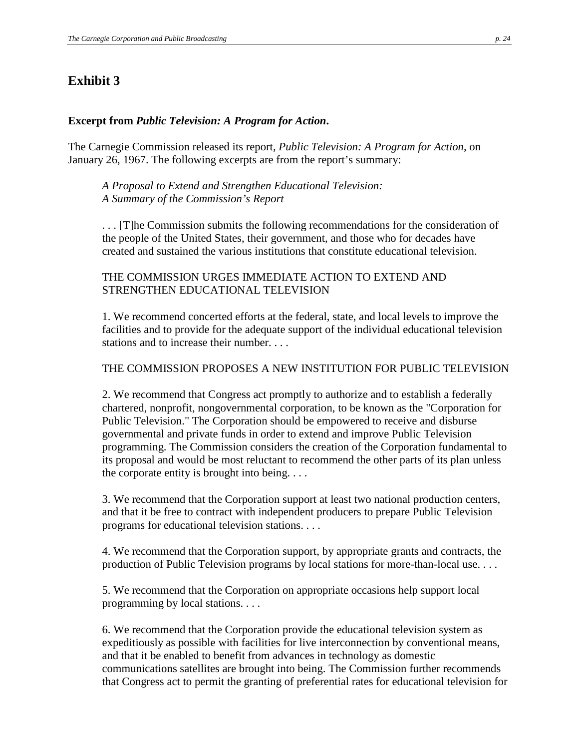## Exhibit 3

**Excerpt from *Public Television: A Program for Action*.**

The Carnegie Commission released its report, *Public Television: A Program for Action*, on January 26, 1967. The following excerpts are from the report's summary:

> *A Proposal to Extend and Strengthen Educational Television:*
> *A Summary of the Commission's Report*
>
> . . . [T]he Commission submits the following recommendations for the consideration of the people of the United States, their government, and those who for decades have created and sustained the various institutions that constitute educational television.
>
> THE COMMISSION URGES IMMEDIATE ACTION TO EXTEND AND STRENGTHEN EDUCATIONAL TELEVISION
>
> 1. We recommend concerted efforts at the federal, state, and local levels to improve the facilities and to provide for the adequate support of the individual educational television stations and to increase their number. . . .
>
> THE COMMISSION PROPOSES A NEW INSTITUTION FOR PUBLIC TELEVISION
>
> 2. We recommend that Congress act promptly to authorize and to establish a federally chartered, nonprofit, nongovernmental corporation, to be known as the "Corporation for Public Television." The Corporation should be empowered to receive and disburse governmental and private funds in order to extend and improve Public Television programming. The Commission considers the creation of the Corporation fundamental to its proposal and would be most reluctant to recommend the other parts of its plan unless the corporate entity is brought into being. . . .
>
> 3. We recommend that the Corporation support at least two national production centers, and that it be free to contract with independent producers to prepare Public Television programs for educational television stations. . . .
>
> 4. We recommend that the Corporation support, by appropriate grants and contracts, the production of Public Television programs by local stations for more-than-local use. . . .
>
> 5. We recommend that the Corporation on appropriate occasions help support local programming by local stations. . . .
>
> 6. We recommend that the Corporation provide the educational television system as expeditiously as possible with facilities for live interconnection by conventional means, and that it be enabled to benefit from advances in technology as domestic communications satellites are brought into being. The Commission further recommends that Congress act to permit the granting of preferential rates for educational television for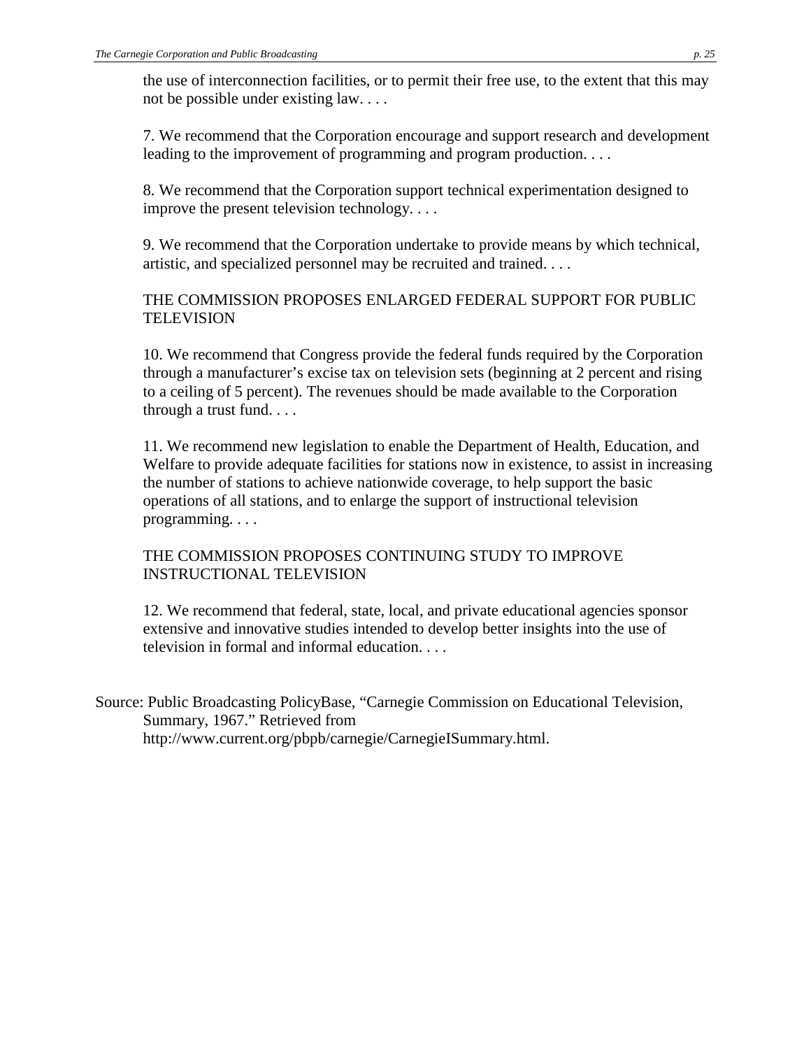the use of interconnection facilities, or to permit their free use, to the extent that this may not be possible under existing law. . . .

7. We recommend that the Corporation encourage and support research and development leading to the improvement of programming and program production. . . .

8. We recommend that the Corporation support technical experimentation designed to improve the present television technology. . . .

9. We recommend that the Corporation undertake to provide means by which technical, artistic, and specialized personnel may be recruited and trained. . . .

THE COMMISSION PROPOSES ENLARGED FEDERAL SUPPORT FOR PUBLIC TELEVISION

10. We recommend that Congress provide the federal funds required by the Corporation through a manufacturer's excise tax on television sets (beginning at 2 percent and rising to a ceiling of 5 percent). The revenues should be made available to the Corporation through a trust fund. . . .

11. We recommend new legislation to enable the Department of Health, Education, and Welfare to provide adequate facilities for stations now in existence, to assist in increasing the number of stations to achieve nationwide coverage, to help support the basic operations of all stations, and to enlarge the support of instructional television programming. . . .

THE COMMISSION PROPOSES CONTINUING STUDY TO IMPROVE INSTRUCTIONAL TELEVISION

12. We recommend that federal, state, local, and private educational agencies sponsor extensive and innovative studies intended to develop better insights into the use of television in formal and informal education. . . .

Source: Public Broadcasting PolicyBase, "Carnegie Commission on Educational Television, Summary, 1967." Retrieved from http://www.current.org/pbpb/carnegie/CarnegieISummary.html.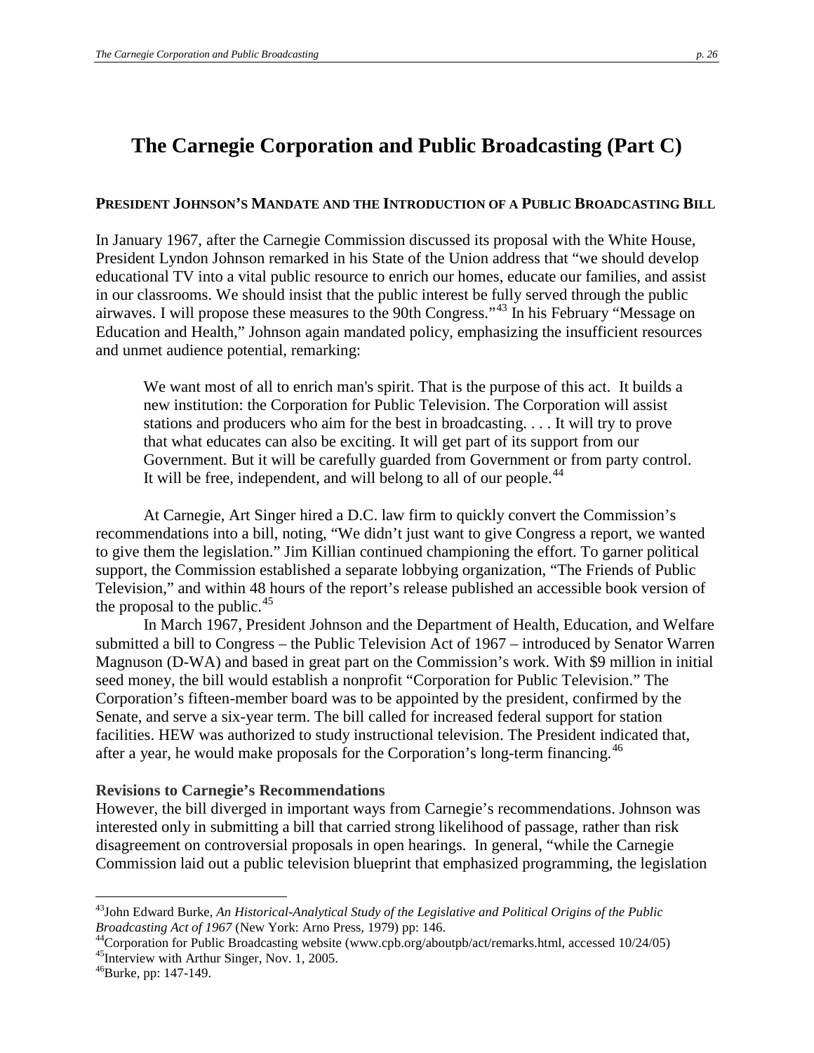# The Carnegie Corporation and Public Broadcasting (Part C)

## President Johnson's Mandate and the Introduction of a Public Broadcasting Bill

In January 1967, after the Carnegie Commission discussed its proposal with the White House, President Lyndon Johnson remarked in his State of the Union address that "we should develop educational TV into a vital public resource to enrich our homes, educate our families, and assist in our classrooms. We should insist that the public interest be fully served through the public airwaves. I will propose these measures to the 90th Congress."[43] In his February "Message on Education and Health," Johnson again mandated policy, emphasizing the insufficient resources and unmet audience potential, remarking:

> We want most of all to enrich man's spirit. That is the purpose of this act. It builds a new institution: the Corporation for Public Television. The Corporation will assist stations and producers who aim for the best in broadcasting. . . . It will try to prove that what educates can also be exciting. It will get part of its support from our Government. But it will be carefully guarded from Government or from party control. It will be free, independent, and will belong to all of our people.[44]

At Carnegie, Art Singer hired a D.C. law firm to quickly convert the Commission's recommendations into a bill, noting, "We didn't just want to give Congress a report, we wanted to give them the legislation." Jim Killian continued championing the effort. To garner political support, the Commission established a separate lobbying organization, "The Friends of Public Television," and within 48 hours of the report's release published an accessible book version of the proposal to the public.[45]

In March 1967, President Johnson and the Department of Health, Education, and Welfare submitted a bill to Congress – the Public Television Act of 1967 – introduced by Senator Warren Magnuson (D-WA) and based in great part on the Commission's work. With $9 million in initial seed money, the bill would establish a nonprofit "Corporation for Public Television." The Corporation's fifteen-member board was to be appointed by the president, confirmed by the Senate, and serve a six-year term. The bill called for increased federal support for station facilities. HEW was authorized to study instructional television. The President indicated that, after a year, he would make proposals for the Corporation's long-term financing.[46]

### Revisions to Carnegie's Recommendations

However, the bill diverged in important ways from Carnegie's recommendations. Johnson was interested only in submitting a bill that carried strong likelihood of passage, rather than risk disagreement on controversial proposals in open hearings. In general, "while the Carnegie Commission laid out a public television blueprint that emphasized programming, the legislation

---

[43] John Edward Burke, *An Historical-Analytical Study of the Legislative and Political Origins of the Public Broadcasting Act of 1967* (New York: Arno Press, 1979) pp: 146.

[44] Corporation for Public Broadcasting website (www.cpb.org/aboutpb/act/remarks.html, accessed 10/24/05)

[45] Interview with Arthur Singer, Nov. 1, 2005.

[46] Burke, pp: 147-149.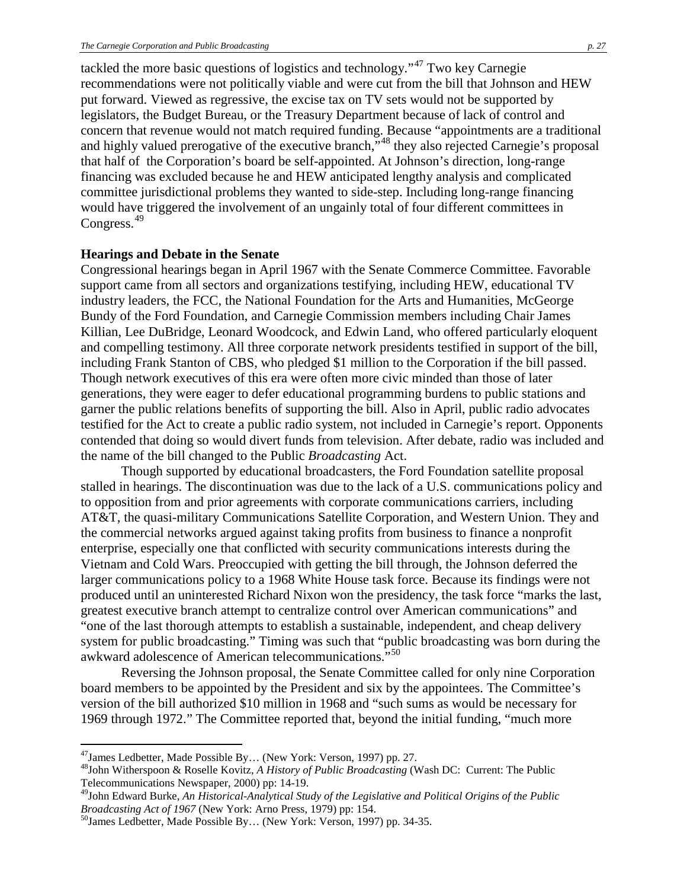tackled the more basic questions of logistics and technology."[47] Two key Carnegie recommendations were not politically viable and were cut from the bill that Johnson and HEW put forward. Viewed as regressive, the excise tax on TV sets would not be supported by legislators, the Budget Bureau, or the Treasury Department because of lack of control and concern that revenue would not match required funding. Because "appointments are a traditional and highly valued prerogative of the executive branch,"[48] they also rejected Carnegie's proposal that half of the Corporation's board be self-appointed. At Johnson's direction, long-range financing was excluded because he and HEW anticipated lengthy analysis and complicated committee jurisdictional problems they wanted to side-step. Including long-range financing would have triggered the involvement of an ungainly total of four different committees in Congress.[49]

**Hearings and Debate in the Senate**

Congressional hearings began in April 1967 with the Senate Commerce Committee. Favorable support came from all sectors and organizations testifying, including HEW, educational TV industry leaders, the FCC, the National Foundation for the Arts and Humanities, McGeorge Bundy of the Ford Foundation, and Carnegie Commission members including Chair James Killian, Lee DuBridge, Leonard Woodcock, and Edwin Land, who offered particularly eloquent and compelling testimony. All three corporate network presidents testified in support of the bill, including Frank Stanton of CBS, who pledged $1 million to the Corporation if the bill passed. Though network executives of this era were often more civic minded than those of later generations, they were eager to defer educational programming burdens to public stations and garner the public relations benefits of supporting the bill. Also in April, public radio advocates testified for the Act to create a public radio system, not included in Carnegie's report. Opponents contended that doing so would divert funds from television. After debate, radio was included and the name of the bill changed to the Public *Broadcasting* Act.

Though supported by educational broadcasters, the Ford Foundation satellite proposal stalled in hearings. The discontinuation was due to the lack of a U.S. communications policy and to opposition from and prior agreements with corporate communications carriers, including AT&T, the quasi-military Communications Satellite Corporation, and Western Union. They and the commercial networks argued against taking profits from business to finance a nonprofit enterprise, especially one that conflicted with security communications interests during the Vietnam and Cold Wars. Preoccupied with getting the bill through, the Johnson deferred the larger communications policy to a 1968 White House task force. Because its findings were not produced until an uninterested Richard Nixon won the presidency, the task force "marks the last, greatest executive branch attempt to centralize control over American communications" and "one of the last thorough attempts to establish a sustainable, independent, and cheap delivery system for public broadcasting." Timing was such that "public broadcasting was born during the awkward adolescence of American telecommunications."[50]

Reversing the Johnson proposal, the Senate Committee called for only nine Corporation board members to be appointed by the President and six by the appointees. The Committee's version of the bill authorized $10 million in 1968 and "such sums as would be necessary for 1969 through 1972." The Committee reported that, beyond the initial funding, "much more

---

[47] James Ledbetter, Made Possible By… (New York: Verson, 1997) pp. 27.

[48] John Witherspoon & Roselle Kovitz, *A History of Public Broadcasting* (Wash DC: Current: The Public Telecommunications Newspaper, 2000) pp: 14-19.

[49] John Edward Burke, *An Historical-Analytical Study of the Legislative and Political Origins of the Public Broadcasting Act of 1967* (New York: Arno Press, 1979) pp: 154.

[50] James Ledbetter, Made Possible By… (New York: Verson, 1997) pp. 34-35.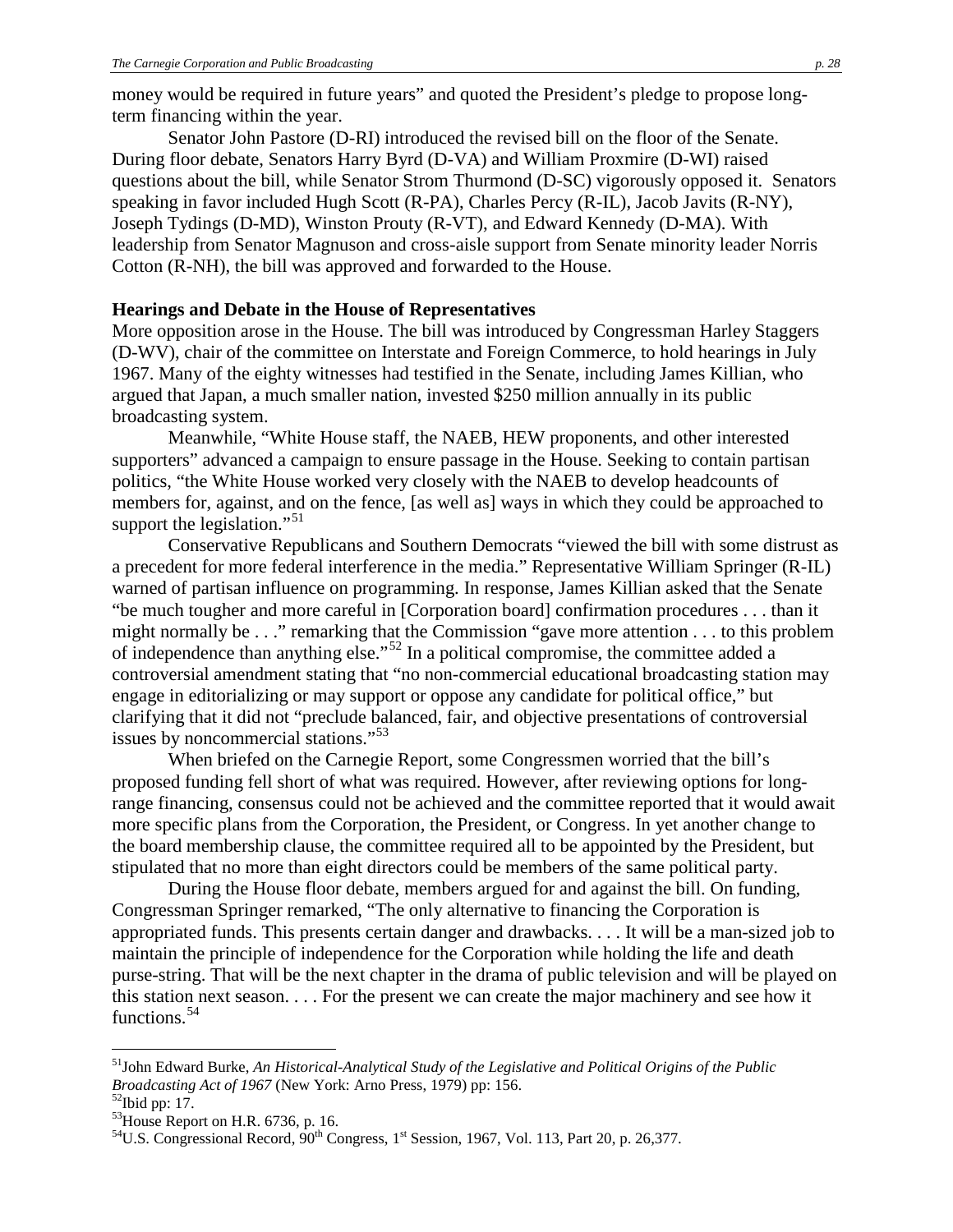money would be required in future years" and quoted the President's pledge to propose long-term financing within the year.

Senator John Pastore (D-RI) introduced the revised bill on the floor of the Senate. During floor debate, Senators Harry Byrd (D-VA) and William Proxmire (D-WI) raised questions about the bill, while Senator Strom Thurmond (D-SC) vigorously opposed it. Senators speaking in favor included Hugh Scott (R-PA), Charles Percy (R-IL), Jacob Javits (R-NY), Joseph Tydings (D-MD), Winston Prouty (R-VT), and Edward Kennedy (D-MA). With leadership from Senator Magnuson and cross-aisle support from Senate minority leader Norris Cotton (R-NH), the bill was approved and forwarded to the House.

**Hearings and Debate in the House of Representatives**

More opposition arose in the House. The bill was introduced by Congressman Harley Staggers (D-WV), chair of the committee on Interstate and Foreign Commerce, to hold hearings in July 1967. Many of the eighty witnesses had testified in the Senate, including James Killian, who argued that Japan, a much smaller nation, invested $250 million annually in its public broadcasting system.

Meanwhile, "White House staff, the NAEB, HEW proponents, and other interested supporters" advanced a campaign to ensure passage in the House. Seeking to contain partisan politics, "the White House worked very closely with the NAEB to develop headcounts of members for, against, and on the fence, [as well as] ways in which they could be approached to support the legislation."[51]

Conservative Republicans and Southern Democrats "viewed the bill with some distrust as a precedent for more federal interference in the media." Representative William Springer (R-IL) warned of partisan influence on programming. In response, James Killian asked that the Senate "be much tougher and more careful in [Corporation board] confirmation procedures . . . than it might normally be . . ." remarking that the Commission "gave more attention . . . to this problem of independence than anything else."[52] In a political compromise, the committee added a controversial amendment stating that "no non-commercial educational broadcasting station may engage in editorializing or may support or oppose any candidate for political office," but clarifying that it did not "preclude balanced, fair, and objective presentations of controversial issues by noncommercial stations."[53]

When briefed on the Carnegie Report, some Congressmen worried that the bill's proposed funding fell short of what was required. However, after reviewing options for long-range financing, consensus could not be achieved and the committee reported that it would await more specific plans from the Corporation, the President, or Congress. In yet another change to the board membership clause, the committee required all to be appointed by the President, but stipulated that no more than eight directors could be members of the same political party.

During the House floor debate, members argued for and against the bill. On funding, Congressman Springer remarked, "The only alternative to financing the Corporation is appropriated funds. This presents certain danger and drawbacks. . . . It will be a man-sized job to maintain the principle of independence for the Corporation while holding the life and death purse-string. That will be the next chapter in the drama of public television and will be played on this station next season. . . . For the present we can create the major machinery and see how it functions.[54]

---

[51] John Edward Burke, *An Historical-Analytical Study of the Legislative and Political Origins of the Public Broadcasting Act of 1967* (New York: Arno Press, 1979) pp: 156.

[52] Ibid pp: 17.

[53] House Report on H.R. 6736, p. 16.

[54] U.S. Congressional Record, 90th Congress, 1st Session, 1967, Vol. 113, Part 20, p. 26,377.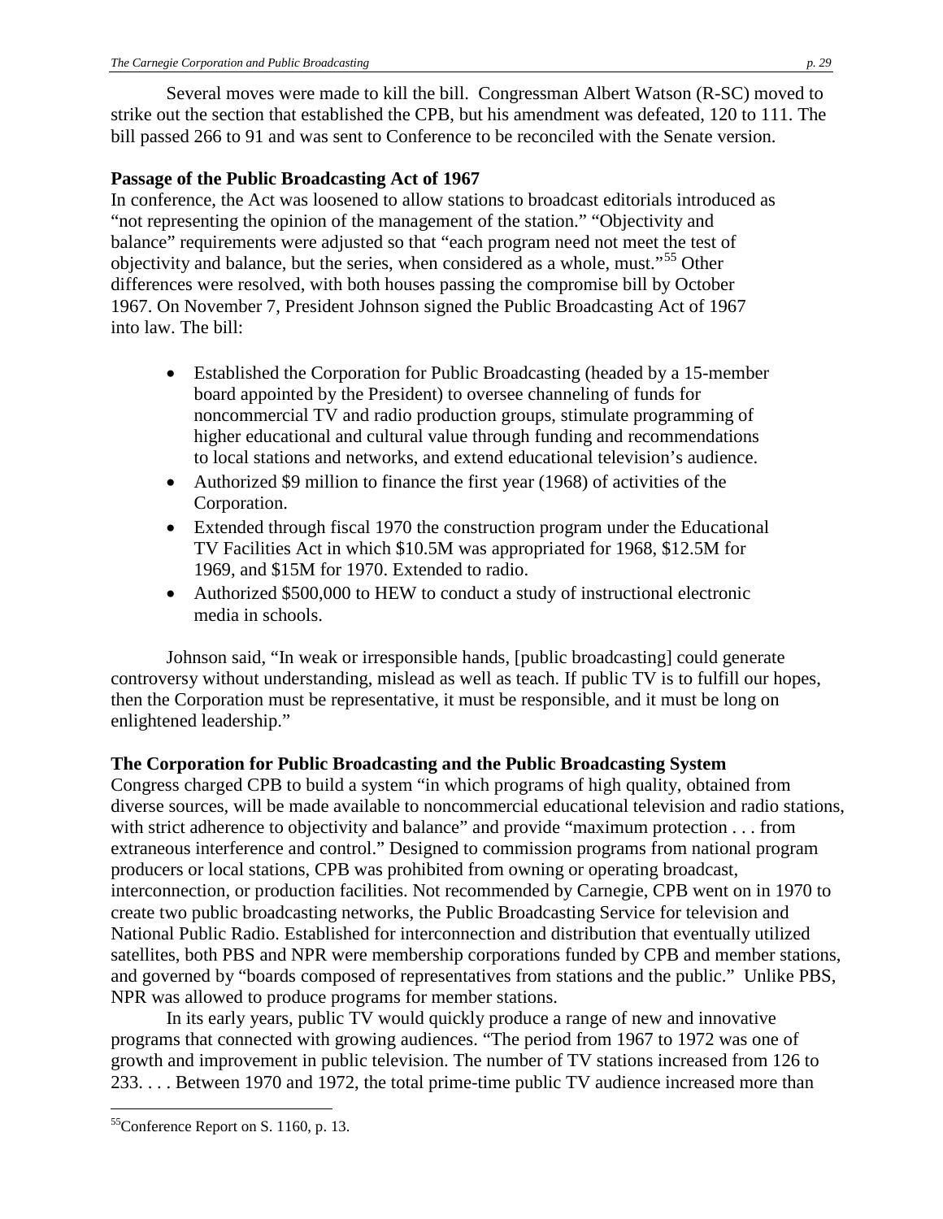Several moves were made to kill the bill. Congressman Albert Watson (R-SC) moved to strike out the section that established the CPB, but his amendment was defeated, 120 to 111. The bill passed 266 to 91 and was sent to Conference to be reconciled with the Senate version.

**Passage of the Public Broadcasting Act of 1967**

In conference, the Act was loosened to allow stations to broadcast editorials introduced as "not representing the opinion of the management of the station." "Objectivity and balance" requirements were adjusted so that "each program need not meet the test of objectivity and balance, but the series, when considered as a whole, must."[55] Other differences were resolved, with both houses passing the compromise bill by October 1967. On November 7, President Johnson signed the Public Broadcasting Act of 1967 into law. The bill:

- Established the Corporation for Public Broadcasting (headed by a 15-member board appointed by the President) to oversee channeling of funds for noncommercial TV and radio production groups, stimulate programming of higher educational and cultural value through funding and recommendations to local stations and networks, and extend educational television's audience.
- Authorized $9 million to finance the first year (1968) of activities of the Corporation.
- Extended through fiscal 1970 the construction program under the Educational TV Facilities Act in which $10.5M was appropriated for 1968, $12.5M for 1969, and $15M for 1970. Extended to radio.
- Authorized $500,000 to HEW to conduct a study of instructional electronic media in schools.

Johnson said, "In weak or irresponsible hands, [public broadcasting] could generate controversy without understanding, mislead as well as teach. If public TV is to fulfill our hopes, then the Corporation must be representative, it must be responsible, and it must be long on enlightened leadership."

**The Corporation for Public Broadcasting and the Public Broadcasting System**

Congress charged CPB to build a system "in which programs of high quality, obtained from diverse sources, will be made available to noncommercial educational television and radio stations, with strict adherence to objectivity and balance" and provide "maximum protection . . . from extraneous interference and control." Designed to commission programs from national program producers or local stations, CPB was prohibited from owning or operating broadcast, interconnection, or production facilities. Not recommended by Carnegie, CPB went on in 1970 to create two public broadcasting networks, the Public Broadcasting Service for television and National Public Radio. Established for interconnection and distribution that eventually utilized satellites, both PBS and NPR were membership corporations funded by CPB and member stations, and governed by "boards composed of representatives from stations and the public." Unlike PBS, NPR was allowed to produce programs for member stations.

In its early years, public TV would quickly produce a range of new and innovative programs that connected with growing audiences. "The period from 1967 to 1972 was one of growth and improvement in public television. The number of TV stations increased from 126 to 233. . . . Between 1970 and 1972, the total prime-time public TV audience increased more than

[55] Conference Report on S. 1160, p. 13.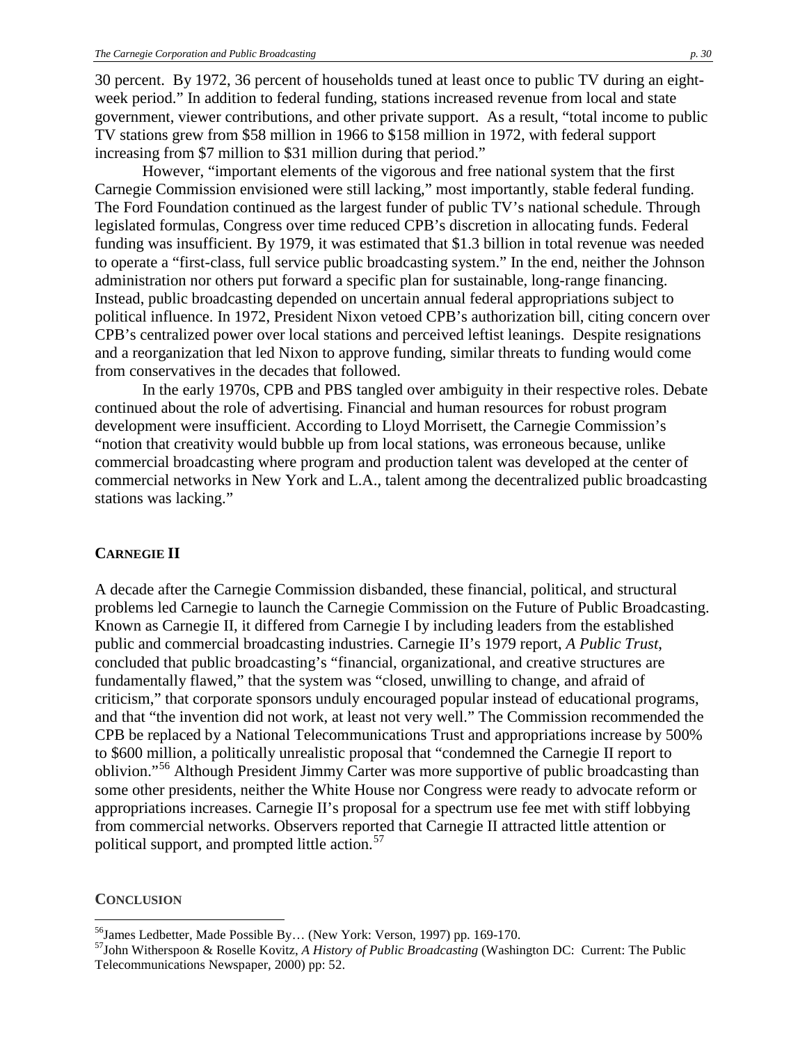30 percent. By 1972, 36 percent of households tuned at least once to public TV during an eight-week period." In addition to federal funding, stations increased revenue from local and state government, viewer contributions, and other private support. As a result, "total income to public TV stations grew from $58 million in 1966 to $158 million in 1972, with federal support increasing from $7 million to $31 million during that period."

However, "important elements of the vigorous and free national system that the first Carnegie Commission envisioned were still lacking," most importantly, stable federal funding. The Ford Foundation continued as the largest funder of public TV's national schedule. Through legislated formulas, Congress over time reduced CPB's discretion in allocating funds. Federal funding was insufficient. By 1979, it was estimated that $1.3 billion in total revenue was needed to operate a "first-class, full service public broadcasting system." In the end, neither the Johnson administration nor others put forward a specific plan for sustainable, long-range financing. Instead, public broadcasting depended on uncertain annual federal appropriations subject to political influence. In 1972, President Nixon vetoed CPB's authorization bill, citing concern over CPB's centralized power over local stations and perceived leftist leanings. Despite resignations and a reorganization that led Nixon to approve funding, similar threats to funding would come from conservatives in the decades that followed.

In the early 1970s, CPB and PBS tangled over ambiguity in their respective roles. Debate continued about the role of advertising. Financial and human resources for robust program development were insufficient. According to Lloyd Morrisett, the Carnegie Commission's "notion that creativity would bubble up from local stations, was erroneous because, unlike commercial broadcasting where program and production talent was developed at the center of commercial networks in New York and L.A., talent among the decentralized public broadcasting stations was lacking."

## CARNEGIE II

A decade after the Carnegie Commission disbanded, these financial, political, and structural problems led Carnegie to launch the Carnegie Commission on the Future of Public Broadcasting. Known as Carnegie II, it differed from Carnegie I by including leaders from the established public and commercial broadcasting industries. Carnegie II's 1979 report, *A Public Trust*, concluded that public broadcasting's "financial, organizational, and creative structures are fundamentally flawed," that the system was "closed, unwilling to change, and afraid of criticism," that corporate sponsors unduly encouraged popular instead of educational programs, and that "the invention did not work, at least not very well." The Commission recommended the CPB be replaced by a National Telecommunications Trust and appropriations increase by 500% to $600 million, a politically unrealistic proposal that "condemned the Carnegie II report to oblivion."[56] Although President Jimmy Carter was more supportive of public broadcasting than some other presidents, neither the White House nor Congress were ready to advocate reform or appropriations increases. Carnegie II's proposal for a spectrum use fee met with stiff lobbying from commercial networks. Observers reported that Carnegie II attracted little attention or political support, and prompted little action.[57]

## CONCLUSION

[56] James Ledbetter, Made Possible By… (New York: Verson, 1997) pp. 169-170.

[57] John Witherspoon & Roselle Kovitz, *A History of Public Broadcasting* (Washington DC: Current: The Public Telecommunications Newspaper, 2000) pp: 52.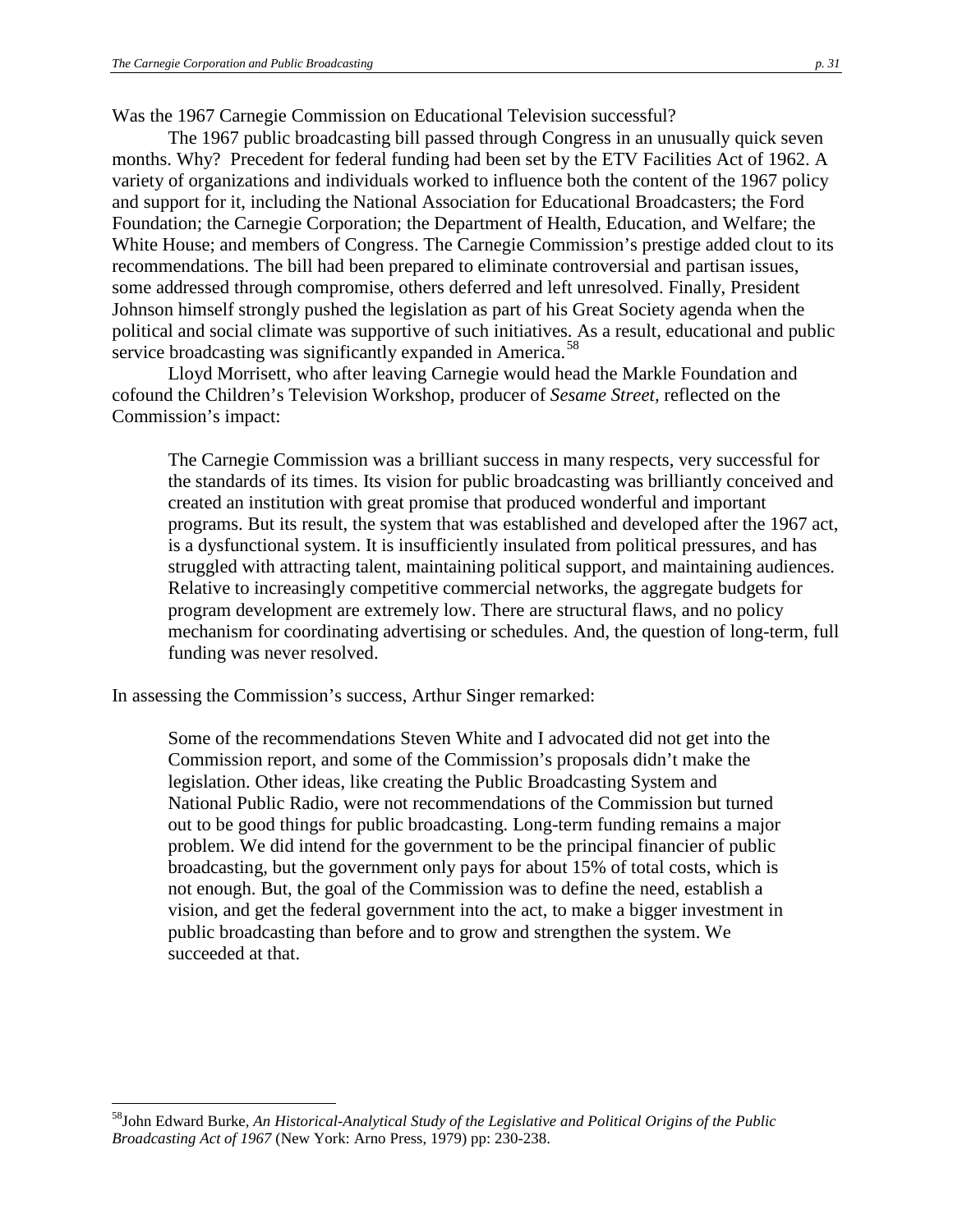Was the 1967 Carnegie Commission on Educational Television successful?

The 1967 public broadcasting bill passed through Congress in an unusually quick seven months. Why? Precedent for federal funding had been set by the ETV Facilities Act of 1962. A variety of organizations and individuals worked to influence both the content of the 1967 policy and support for it, including the National Association for Educational Broadcasters; the Ford Foundation; the Carnegie Corporation; the Department of Health, Education, and Welfare; the White House; and members of Congress. The Carnegie Commission's prestige added clout to its recommendations. The bill had been prepared to eliminate controversial and partisan issues, some addressed through compromise, others deferred and left unresolved. Finally, President Johnson himself strongly pushed the legislation as part of his Great Society agenda when the political and social climate was supportive of such initiatives. As a result, educational and public service broadcasting was significantly expanded in America.[58]

Lloyd Morrisett, who after leaving Carnegie would head the Markle Foundation and cofound the Children's Television Workshop, producer of *Sesame Street*, reflected on the Commission's impact:

> The Carnegie Commission was a brilliant success in many respects, very successful for the standards of its times. Its vision for public broadcasting was brilliantly conceived and created an institution with great promise that produced wonderful and important programs. But its result, the system that was established and developed after the 1967 act, is a dysfunctional system. It is insufficiently insulated from political pressures, and has struggled with attracting talent, maintaining political support, and maintaining audiences. Relative to increasingly competitive commercial networks, the aggregate budgets for program development are extremely low. There are structural flaws, and no policy mechanism for coordinating advertising or schedules. And, the question of long-term, full funding was never resolved.

In assessing the Commission's success, Arthur Singer remarked:

> Some of the recommendations Steven White and I advocated did not get into the Commission report, and some of the Commission's proposals didn't make the legislation. Other ideas, like creating the Public Broadcasting System and National Public Radio, were not recommendations of the Commission but turned out to be good things for public broadcasting. Long-term funding remains a major problem. We did intend for the government to be the principal financier of public broadcasting, but the government only pays for about 15% of total costs, which is not enough. But, the goal of the Commission was to define the need, establish a vision, and get the federal government into the act, to make a bigger investment in public broadcasting than before and to grow and strengthen the system. We succeeded at that.

---

[58] John Edward Burke, *An Historical-Analytical Study of the Legislative and Political Origins of the Public Broadcasting Act of 1967* (New York: Arno Press, 1979) pp: 230-238.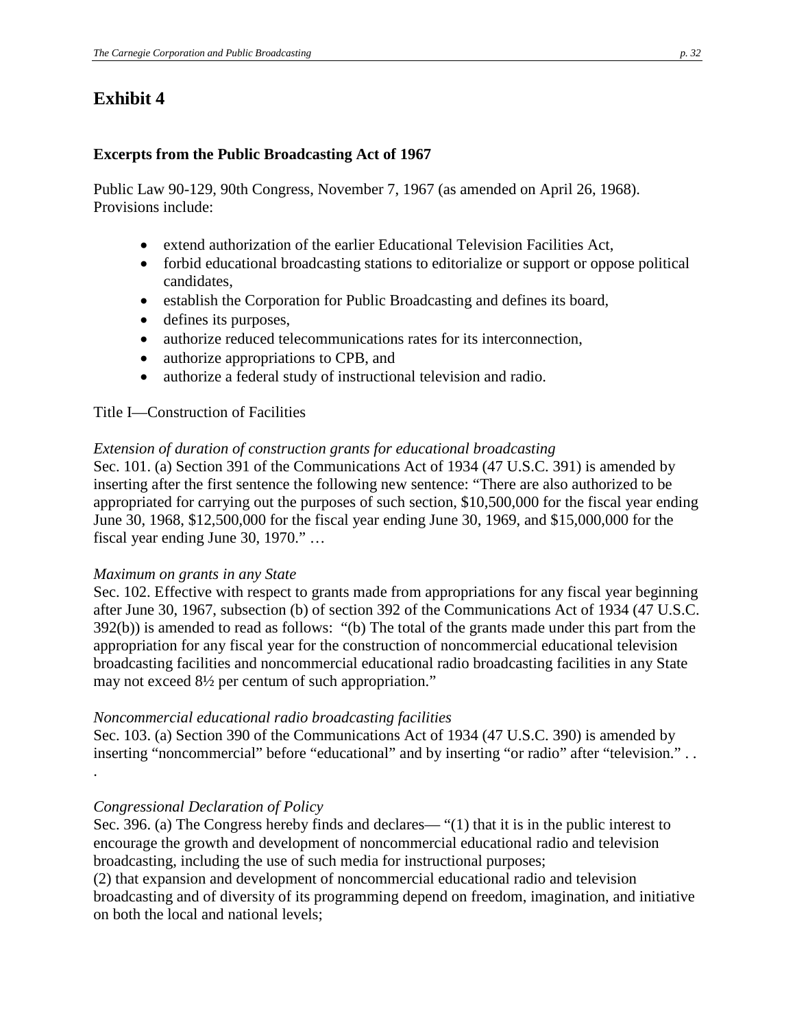## Exhibit 4

### Excerpts from the Public Broadcasting Act of 1967

Public Law 90-129, 90th Congress, November 7, 1967 (as amended on April 26, 1968). Provisions include:

- extend authorization of the earlier Educational Television Facilities Act,
- forbid educational broadcasting stations to editorialize or support or oppose political candidates,
- establish the Corporation for Public Broadcasting and defines its board,
- defines its purposes,
- authorize reduced telecommunications rates for its interconnection,
- authorize appropriations to CPB, and
- authorize a federal study of instructional television and radio.

Title I—Construction of Facilities

*Extension of duration of construction grants for educational broadcasting*
Sec. 101. (a) Section 391 of the Communications Act of 1934 (47 U.S.C. 391) is amended by inserting after the first sentence the following new sentence: "There are also authorized to be appropriated for carrying out the purposes of such section, $10,500,000 for the fiscal year ending June 30, 1968, $12,500,000 for the fiscal year ending June 30, 1969, and $15,000,000 for the fiscal year ending June 30, 1970." …

*Maximum on grants in any State*
Sec. 102. Effective with respect to grants made from appropriations for any fiscal year beginning after June 30, 1967, subsection (b) of section 392 of the Communications Act of 1934 (47 U.S.C. 392(b)) is amended to read as follows: "(b) The total of the grants made under this part from the appropriation for any fiscal year for the construction of noncommercial educational television broadcasting facilities and noncommercial educational radio broadcasting facilities in any State may not exceed 8½ per centum of such appropriation."

*Noncommercial educational radio broadcasting facilities*
Sec. 103. (a) Section 390 of the Communications Act of 1934 (47 U.S.C. 390) is amended by inserting "noncommercial" before "educational" and by inserting "or radio" after "television." . . .

*Congressional Declaration of Policy*
Sec. 396. (a) The Congress hereby finds and declares— "(1) that it is in the public interest to encourage the growth and development of noncommercial educational radio and television broadcasting, including the use of such media for instructional purposes;
(2) that expansion and development of noncommercial educational radio and television broadcasting and of diversity of its programming depend on freedom, imagination, and initiative on both the local and national levels;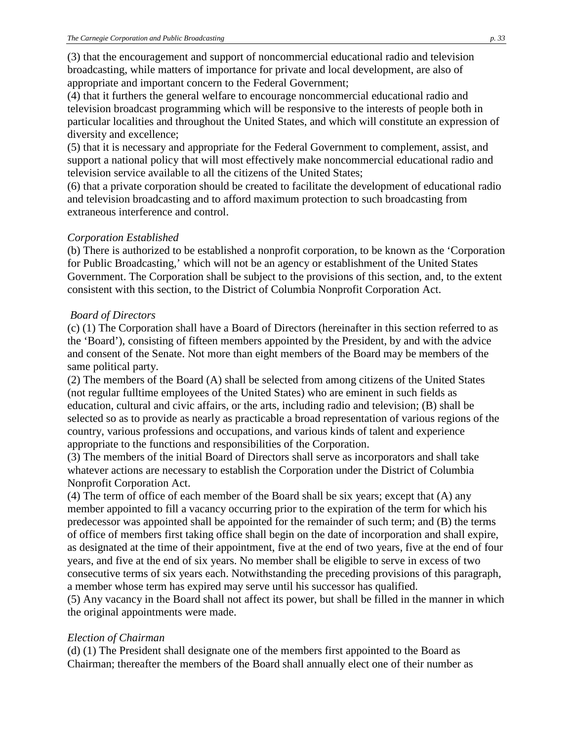(3) that the encouragement and support of noncommercial educational radio and television broadcasting, while matters of importance for private and local development, are also of appropriate and important concern to the Federal Government;
(4) that it furthers the general welfare to encourage noncommercial educational radio and television broadcast programming which will be responsive to the interests of people both in particular localities and throughout the United States, and which will constitute an expression of diversity and excellence;
(5) that it is necessary and appropriate for the Federal Government to complement, assist, and support a national policy that will most effectively make noncommercial educational radio and television service available to all the citizens of the United States;
(6) that a private corporation should be created to facilitate the development of educational radio and television broadcasting and to afford maximum protection to such broadcasting from extraneous interference and control.

*Corporation Established*
(b) There is authorized to be established a nonprofit corporation, to be known as the 'Corporation for Public Broadcasting,' which will not be an agency or establishment of the United States Government. The Corporation shall be subject to the provisions of this section, and, to the extent consistent with this section, to the District of Columbia Nonprofit Corporation Act.

*Board of Directors*
(c) (1) The Corporation shall have a Board of Directors (hereinafter in this section referred to as the 'Board'), consisting of fifteen members appointed by the President, by and with the advice and consent of the Senate. Not more than eight members of the Board may be members of the same political party.
(2) The members of the Board (A) shall be selected from among citizens of the United States (not regular fulltime employees of the United States) who are eminent in such fields as education, cultural and civic affairs, or the arts, including radio and television; (B) shall be selected so as to provide as nearly as practicable a broad representation of various regions of the country, various professions and occupations, and various kinds of talent and experience appropriate to the functions and responsibilities of the Corporation.
(3) The members of the initial Board of Directors shall serve as incorporators and shall take whatever actions are necessary to establish the Corporation under the District of Columbia Nonprofit Corporation Act.
(4) The term of office of each member of the Board shall be six years; except that (A) any member appointed to fill a vacancy occurring prior to the expiration of the term for which his predecessor was appointed shall be appointed for the remainder of such term; and (B) the terms of office of members first taking office shall begin on the date of incorporation and shall expire, as designated at the time of their appointment, five at the end of two years, five at the end of four years, and five at the end of six years. No member shall be eligible to serve in excess of two consecutive terms of six years each. Notwithstanding the preceding provisions of this paragraph, a member whose term has expired may serve until his successor has qualified.
(5) Any vacancy in the Board shall not affect its power, but shall be filled in the manner in which the original appointments were made.

*Election of Chairman*
(d) (1) The President shall designate one of the members first appointed to the Board as Chairman; thereafter the members of the Board shall annually elect one of their number as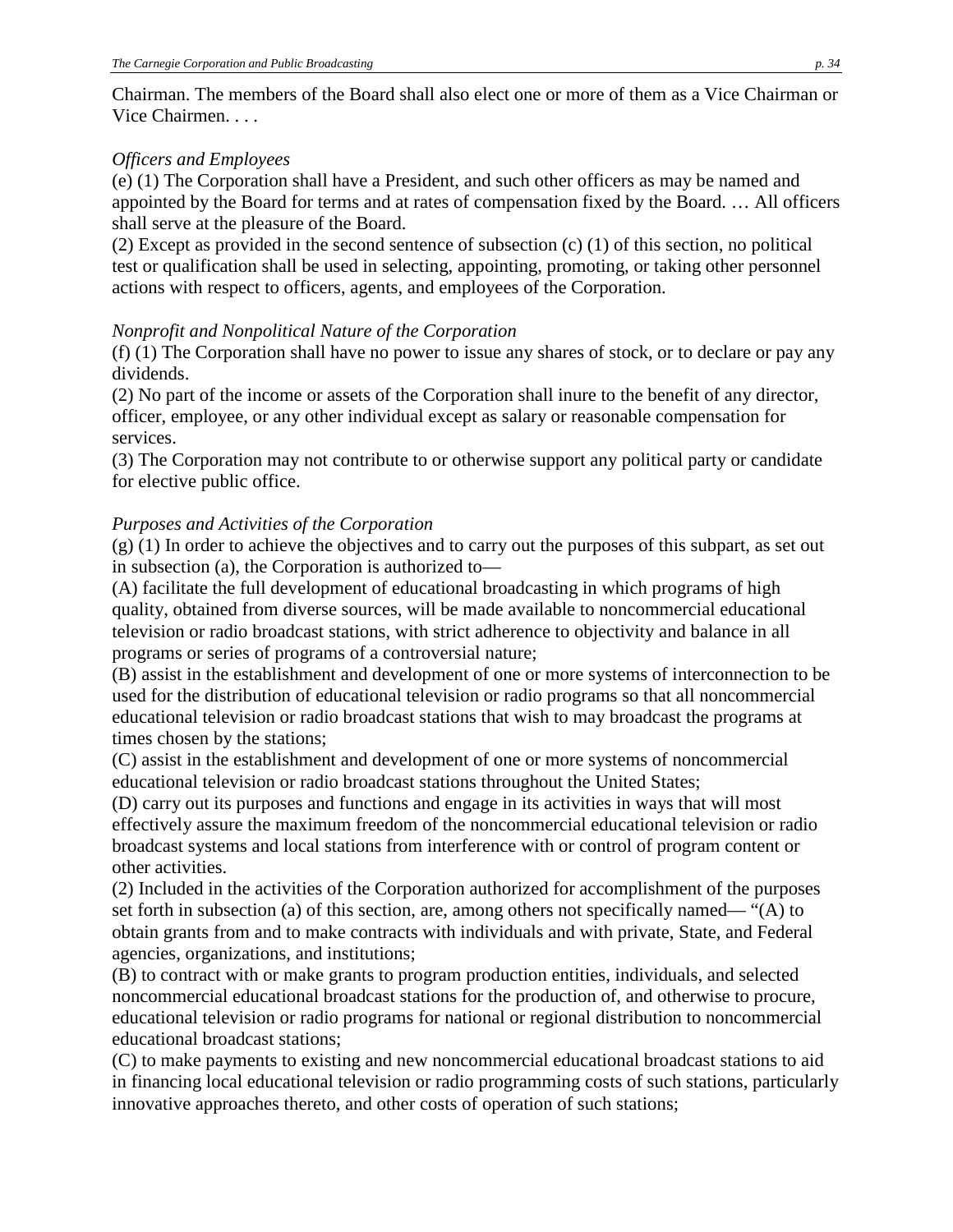Chairman. The members of the Board shall also elect one or more of them as a Vice Chairman or Vice Chairmen. . . .

*Officers and Employees*

(e) (1) The Corporation shall have a President, and such other officers as may be named and appointed by the Board for terms and at rates of compensation fixed by the Board. … All officers shall serve at the pleasure of the Board.

(2) Except as provided in the second sentence of subsection (c) (1) of this section, no political test or qualification shall be used in selecting, appointing, promoting, or taking other personnel actions with respect to officers, agents, and employees of the Corporation.

*Nonprofit and Nonpolitical Nature of the Corporation*

(f) (1) The Corporation shall have no power to issue any shares of stock, or to declare or pay any dividends.

(2) No part of the income or assets of the Corporation shall inure to the benefit of any director, officer, employee, or any other individual except as salary or reasonable compensation for services.

(3) The Corporation may not contribute to or otherwise support any political party or candidate for elective public office.

*Purposes and Activities of the Corporation*

(g) (1) In order to achieve the objectives and to carry out the purposes of this subpart, as set out in subsection (a), the Corporation is authorized to—

(A) facilitate the full development of educational broadcasting in which programs of high quality, obtained from diverse sources, will be made available to noncommercial educational television or radio broadcast stations, with strict adherence to objectivity and balance in all programs or series of programs of a controversial nature;

(B) assist in the establishment and development of one or more systems of interconnection to be used for the distribution of educational television or radio programs so that all noncommercial educational television or radio broadcast stations that wish to may broadcast the programs at times chosen by the stations;

(C) assist in the establishment and development of one or more systems of noncommercial educational television or radio broadcast stations throughout the United States;

(D) carry out its purposes and functions and engage in its activities in ways that will most effectively assure the maximum freedom of the noncommercial educational television or radio broadcast systems and local stations from interference with or control of program content or other activities.

(2) Included in the activities of the Corporation authorized for accomplishment of the purposes set forth in subsection (a) of this section, are, among others not specifically named— "(A) to obtain grants from and to make contracts with individuals and with private, State, and Federal agencies, organizations, and institutions;

(B) to contract with or make grants to program production entities, individuals, and selected noncommercial educational broadcast stations for the production of, and otherwise to procure, educational television or radio programs for national or regional distribution to noncommercial educational broadcast stations;

(C) to make payments to existing and new noncommercial educational broadcast stations to aid in financing local educational television or radio programming costs of such stations, particularly innovative approaches thereto, and other costs of operation of such stations;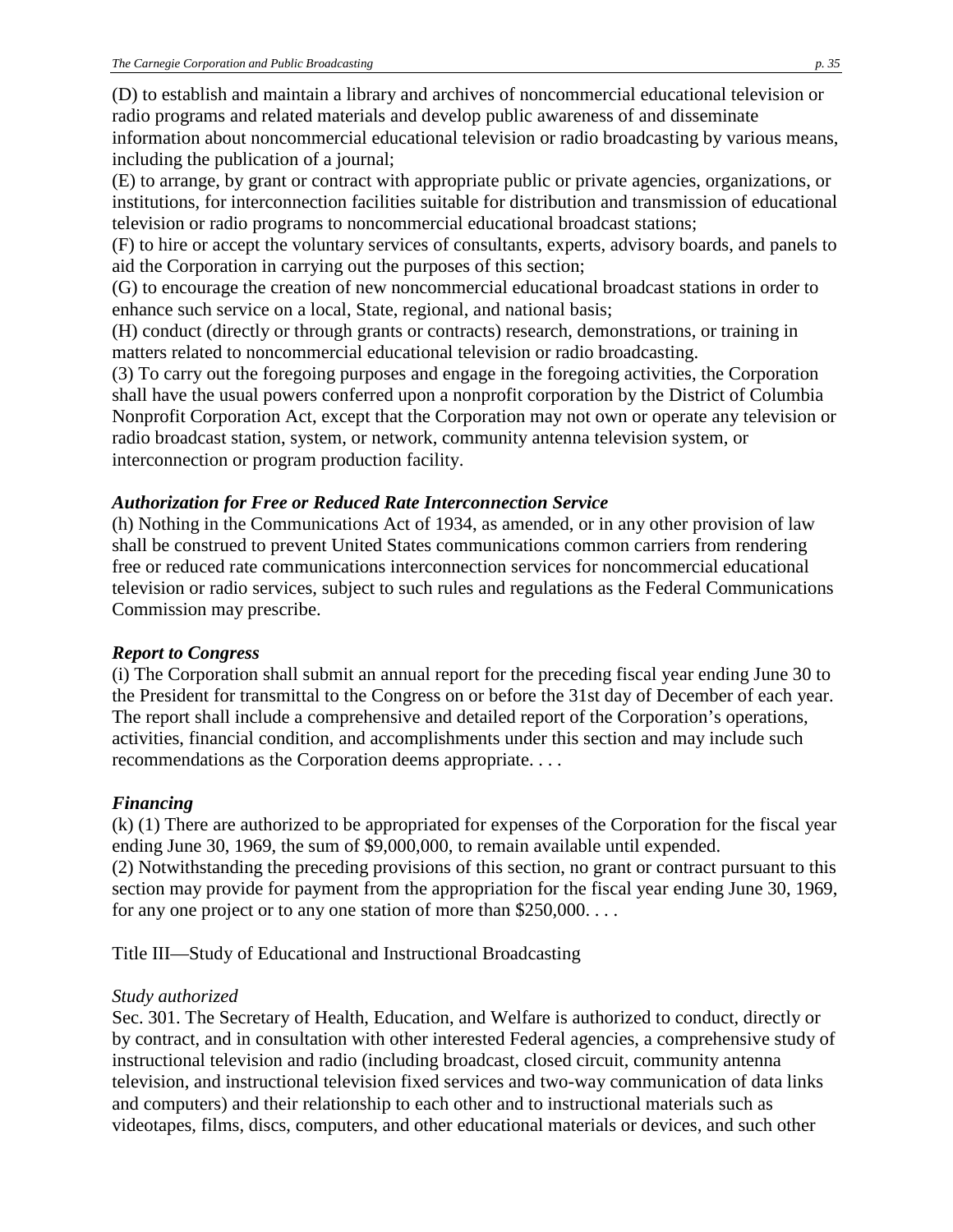(D) to establish and maintain a library and archives of noncommercial educational television or radio programs and related materials and develop public awareness of and disseminate information about noncommercial educational television or radio broadcasting by various means, including the publication of a journal;
(E) to arrange, by grant or contract with appropriate public or private agencies, organizations, or institutions, for interconnection facilities suitable for distribution and transmission of educational television or radio programs to noncommercial educational broadcast stations;
(F) to hire or accept the voluntary services of consultants, experts, advisory boards, and panels to aid the Corporation in carrying out the purposes of this section;
(G) to encourage the creation of new noncommercial educational broadcast stations in order to enhance such service on a local, State, regional, and national basis;
(H) conduct (directly or through grants or contracts) research, demonstrations, or training in matters related to noncommercial educational television or radio broadcasting.
(3) To carry out the foregoing purposes and engage in the foregoing activities, the Corporation shall have the usual powers conferred upon a nonprofit corporation by the District of Columbia Nonprofit Corporation Act, except that the Corporation may not own or operate any television or radio broadcast station, system, or network, community antenna television system, or interconnection or program production facility.

***Authorization for Free or Reduced Rate Interconnection Service***

(h) Nothing in the Communications Act of 1934, as amended, or in any other provision of law shall be construed to prevent United States communications common carriers from rendering free or reduced rate communications interconnection services for noncommercial educational television or radio services, subject to such rules and regulations as the Federal Communications Commission may prescribe.

***Report to Congress***

(i) The Corporation shall submit an annual report for the preceding fiscal year ending June 30 to the President for transmittal to the Congress on or before the 31st day of December of each year. The report shall include a comprehensive and detailed report of the Corporation's operations, activities, financial condition, and accomplishments under this section and may include such recommendations as the Corporation deems appropriate. . . .

***Financing***

(k) (1) There are authorized to be appropriated for expenses of the Corporation for the fiscal year ending June 30, 1969, the sum of $9,000,000, to remain available until expended.
(2) Notwithstanding the preceding provisions of this section, no grant or contract pursuant to this section may provide for payment from the appropriation for the fiscal year ending June 30, 1969, for any one project or to any one station of more than $250,000. . . .

Title III—Study of Educational and Instructional Broadcasting

*Study authorized*

Sec. 301. The Secretary of Health, Education, and Welfare is authorized to conduct, directly or by contract, and in consultation with other interested Federal agencies, a comprehensive study of instructional television and radio (including broadcast, closed circuit, community antenna television, and instructional television fixed services and two-way communication of data links and computers) and their relationship to each other and to instructional materials such as videotapes, films, discs, computers, and other educational materials or devices, and such other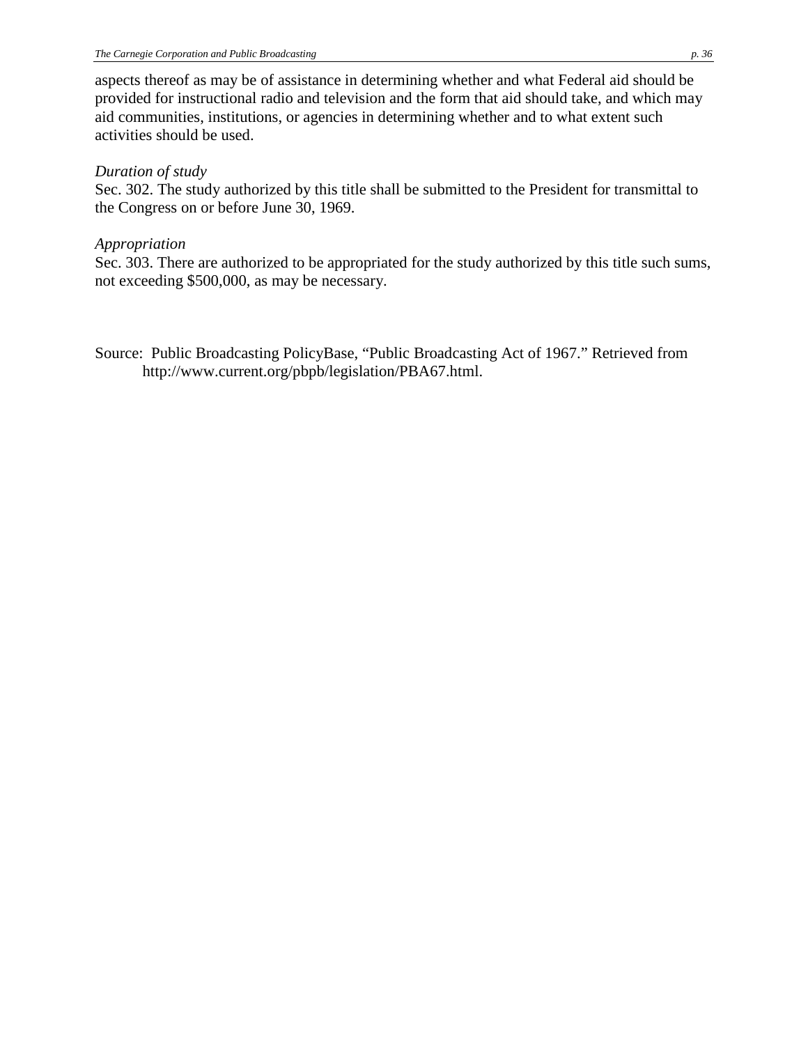aspects thereof as may be of assistance in determining whether and what Federal aid should be provided for instructional radio and television and the form that aid should take, and which may aid communities, institutions, or agencies in determining whether and to what extent such activities should be used.

*Duration of study*
Sec. 302. The study authorized by this title shall be submitted to the President for transmittal to the Congress on or before June 30, 1969.

*Appropriation*
Sec. 303. There are authorized to be appropriated for the study authorized by this title such sums, not exceeding $500,000, as may be necessary.

Source: Public Broadcasting PolicyBase, “Public Broadcasting Act of 1967.” Retrieved from http://www.current.org/pbpb/legislation/PBA67.html.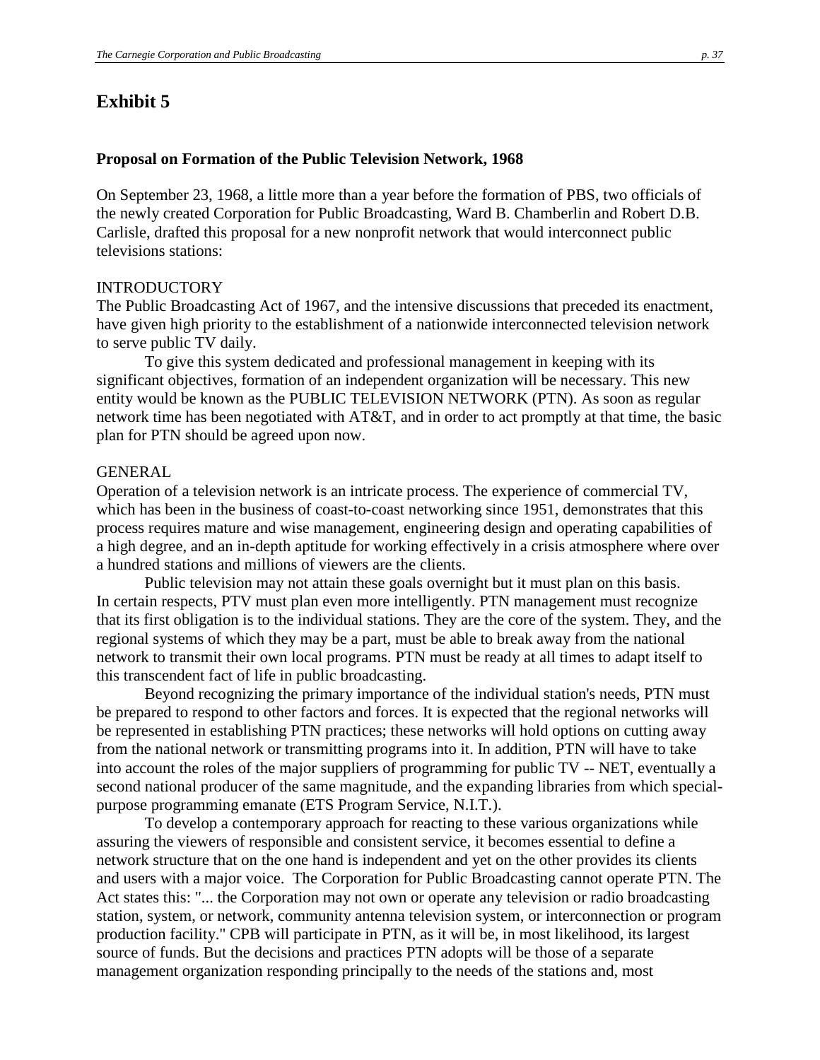# Exhibit 5

**Proposal on Formation of the Public Television Network, 1968**

On September 23, 1968, a little more than a year before the formation of PBS, two officials of the newly created Corporation for Public Broadcasting, Ward B. Chamberlin and Robert D.B. Carlisle, drafted this proposal for a new nonprofit network that would interconnect public televisions stations:

INTRODUCTORY

The Public Broadcasting Act of 1967, and the intensive discussions that preceded its enactment, have given high priority to the establishment of a nationwide interconnected television network to serve public TV daily.

To give this system dedicated and professional management in keeping with its significant objectives, formation of an independent organization will be necessary. This new entity would be known as the PUBLIC TELEVISION NETWORK (PTN). As soon as regular network time has been negotiated with AT&T, and in order to act promptly at that time, the basic plan for PTN should be agreed upon now.

GENERAL

Operation of a television network is an intricate process. The experience of commercial TV, which has been in the business of coast-to-coast networking since 1951, demonstrates that this process requires mature and wise management, engineering design and operating capabilities of a high degree, and an in-depth aptitude for working effectively in a crisis atmosphere where over a hundred stations and millions of viewers are the clients.

Public television may not attain these goals overnight but it must plan on this basis. In certain respects, PTV must plan even more intelligently. PTN management must recognize that its first obligation is to the individual stations. They are the core of the system. They, and the regional systems of which they may be a part, must be able to break away from the national network to transmit their own local programs. PTN must be ready at all times to adapt itself to this transcendent fact of life in public broadcasting.

Beyond recognizing the primary importance of the individual station's needs, PTN must be prepared to respond to other factors and forces. It is expected that the regional networks will be represented in establishing PTN practices; these networks will hold options on cutting away from the national network or transmitting programs into it. In addition, PTN will have to take into account the roles of the major suppliers of programming for public TV -- NET, eventually a second national producer of the same magnitude, and the expanding libraries from which special-purpose programming emanate (ETS Program Service, N.I.T.).

To develop a contemporary approach for reacting to these various organizations while assuring the viewers of responsible and consistent service, it becomes essential to define a network structure that on the one hand is independent and yet on the other provides its clients and users with a major voice. The Corporation for Public Broadcasting cannot operate PTN. The Act states this: "... the Corporation may not own or operate any television or radio broadcasting station, system, or network, community antenna television system, or interconnection or program production facility." CPB will participate in PTN, as it will be, in most likelihood, its largest source of funds. But the decisions and practices PTN adopts will be those of a separate management organization responding principally to the needs of the stations and, most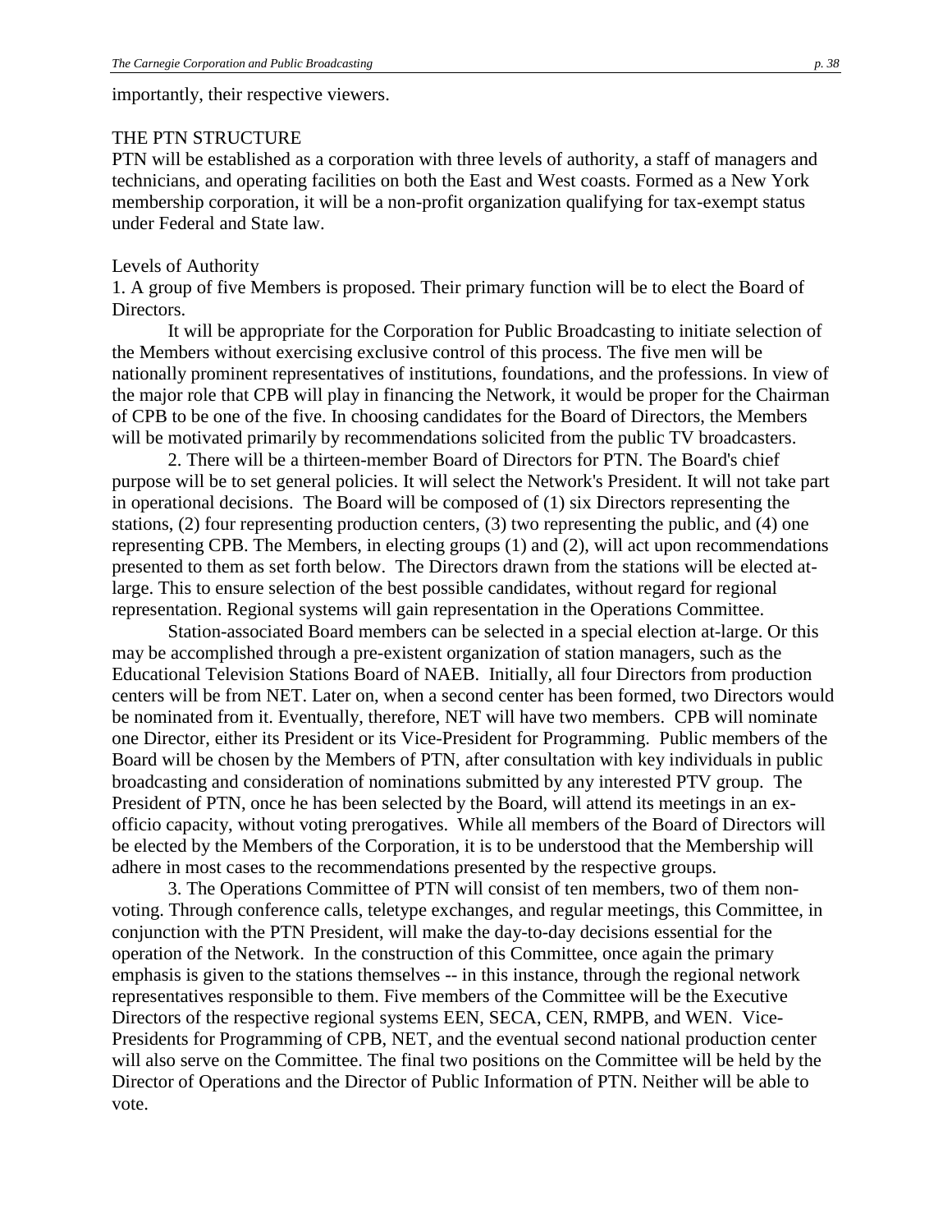importantly, their respective viewers.

## THE PTN STRUCTURE

PTN will be established as a corporation with three levels of authority, a staff of managers and technicians, and operating facilities on both the East and West coasts. Formed as a New York membership corporation, it will be a non-profit organization qualifying for tax-exempt status under Federal and State law.

### Levels of Authority

1. A group of five Members is proposed. Their primary function will be to elect the Board of Directors.

It will be appropriate for the Corporation for Public Broadcasting to initiate selection of the Members without exercising exclusive control of this process. The five men will be nationally prominent representatives of institutions, foundations, and the professions. In view of the major role that CPB will play in financing the Network, it would be proper for the Chairman of CPB to be one of the five. In choosing candidates for the Board of Directors, the Members will be motivated primarily by recommendations solicited from the public TV broadcasters.

2. There will be a thirteen-member Board of Directors for PTN. The Board's chief purpose will be to set general policies. It will select the Network's President. It will not take part in operational decisions. The Board will be composed of (1) six Directors representing the stations, (2) four representing production centers, (3) two representing the public, and (4) one representing CPB. The Members, in electing groups (1) and (2), will act upon recommendations presented to them as set forth below. The Directors drawn from the stations will be elected at-large. This to ensure selection of the best possible candidates, without regard for regional representation. Regional systems will gain representation in the Operations Committee.

Station-associated Board members can be selected in a special election at-large. Or this may be accomplished through a pre-existent organization of station managers, such as the Educational Television Stations Board of NAEB. Initially, all four Directors from production centers will be from NET. Later on, when a second center has been formed, two Directors would be nominated from it. Eventually, therefore, NET will have two members. CPB will nominate one Director, either its President or its Vice-President for Programming. Public members of the Board will be chosen by the Members of PTN, after consultation with key individuals in public broadcasting and consideration of nominations submitted by any interested PTV group. The President of PTN, once he has been selected by the Board, will attend its meetings in an ex-officio capacity, without voting prerogatives. While all members of the Board of Directors will be elected by the Members of the Corporation, it is to be understood that the Membership will adhere in most cases to the recommendations presented by the respective groups.

3. The Operations Committee of PTN will consist of ten members, two of them non-voting. Through conference calls, teletype exchanges, and regular meetings, this Committee, in conjunction with the PTN President, will make the day-to-day decisions essential for the operation of the Network. In the construction of this Committee, once again the primary emphasis is given to the stations themselves -- in this instance, through the regional network representatives responsible to them. Five members of the Committee will be the Executive Directors of the respective regional systems EEN, SECA, CEN, RMPB, and WEN. Vice-Presidents for Programming of CPB, NET, and the eventual second national production center will also serve on the Committee. The final two positions on the Committee will be held by the Director of Operations and the Director of Public Information of PTN. Neither will be able to vote.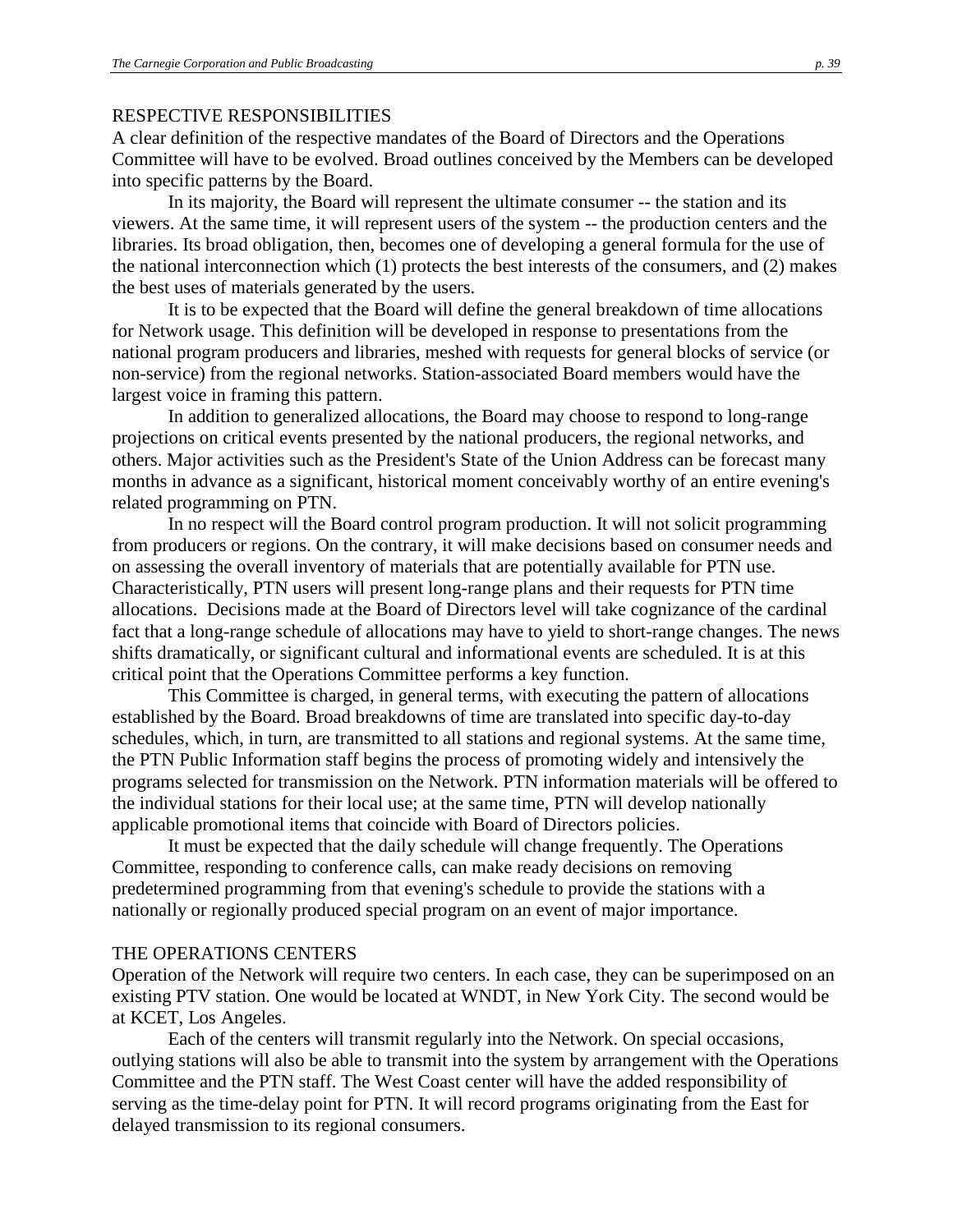## RESPECTIVE RESPONSIBILITIES

A clear definition of the respective mandates of the Board of Directors and the Operations Committee will have to be evolved. Broad outlines conceived by the Members can be developed into specific patterns by the Board.

In its majority, the Board will represent the ultimate consumer -- the station and its viewers. At the same time, it will represent users of the system -- the production centers and the libraries. Its broad obligation, then, becomes one of developing a general formula for the use of the national interconnection which (1) protects the best interests of the consumers, and (2) makes the best uses of materials generated by the users.

It is to be expected that the Board will define the general breakdown of time allocations for Network usage. This definition will be developed in response to presentations from the national program producers and libraries, meshed with requests for general blocks of service (or non-service) from the regional networks. Station-associated Board members would have the largest voice in framing this pattern.

In addition to generalized allocations, the Board may choose to respond to long-range projections on critical events presented by the national producers, the regional networks, and others. Major activities such as the President's State of the Union Address can be forecast many months in advance as a significant, historical moment conceivably worthy of an entire evening's related programming on PTN.

In no respect will the Board control program production. It will not solicit programming from producers or regions. On the contrary, it will make decisions based on consumer needs and on assessing the overall inventory of materials that are potentially available for PTN use. Characteristically, PTN users will present long-range plans and their requests for PTN time allocations. Decisions made at the Board of Directors level will take cognizance of the cardinal fact that a long-range schedule of allocations may have to yield to short-range changes. The news shifts dramatically, or significant cultural and informational events are scheduled. It is at this critical point that the Operations Committee performs a key function.

This Committee is charged, in general terms, with executing the pattern of allocations established by the Board. Broad breakdowns of time are translated into specific day-to-day schedules, which, in turn, are transmitted to all stations and regional systems. At the same time, the PTN Public Information staff begins the process of promoting widely and intensively the programs selected for transmission on the Network. PTN information materials will be offered to the individual stations for their local use; at the same time, PTN will develop nationally applicable promotional items that coincide with Board of Directors policies.

It must be expected that the daily schedule will change frequently. The Operations Committee, responding to conference calls, can make ready decisions on removing predetermined programming from that evening's schedule to provide the stations with a nationally or regionally produced special program on an event of major importance.

## THE OPERATIONS CENTERS

Operation of the Network will require two centers. In each case, they can be superimposed on an existing PTV station. One would be located at WNDT, in New York City. The second would be at KCET, Los Angeles.

Each of the centers will transmit regularly into the Network. On special occasions, outlying stations will also be able to transmit into the system by arrangement with the Operations Committee and the PTN staff. The West Coast center will have the added responsibility of serving as the time-delay point for PTN. It will record programs originating from the East for delayed transmission to its regional consumers.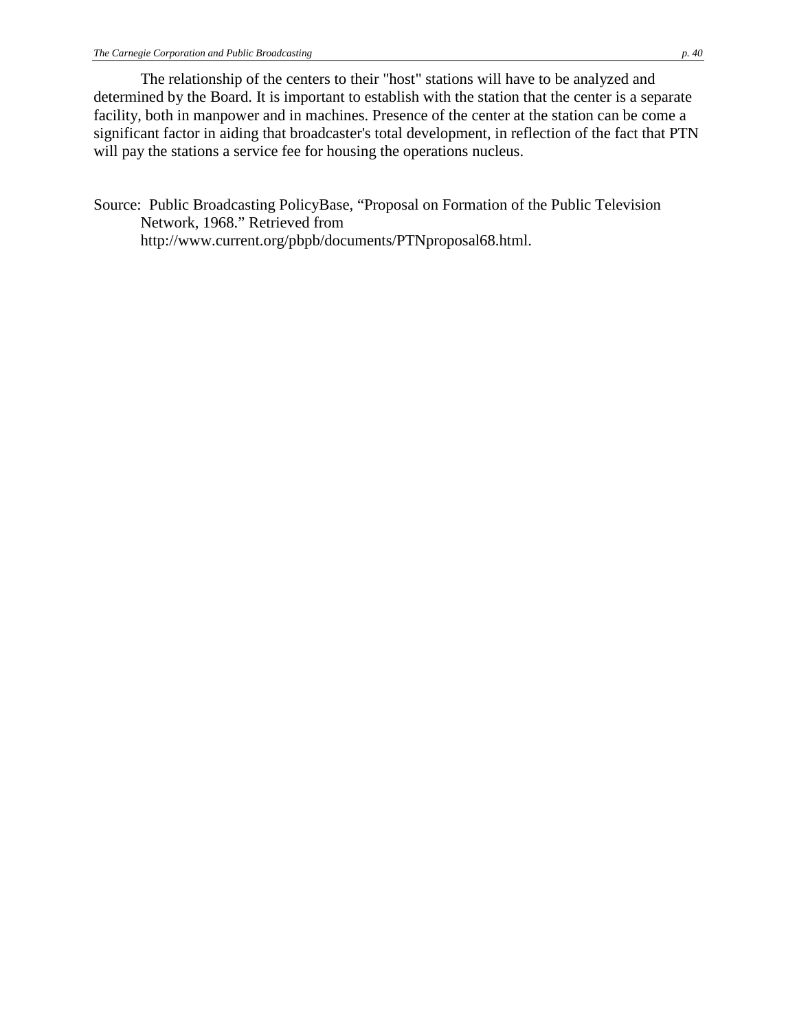The relationship of the centers to their "host" stations will have to be analyzed and determined by the Board. It is important to establish with the station that the center is a separate facility, both in manpower and in machines. Presence of the center at the station can be come a significant factor in aiding that broadcaster's total development, in reflection of the fact that PTN will pay the stations a service fee for housing the operations nucleus.

Source: Public Broadcasting PolicyBase, "Proposal on Formation of the Public Television Network, 1968." Retrieved from http://www.current.org/pbpb/documents/PTNproposal68.html.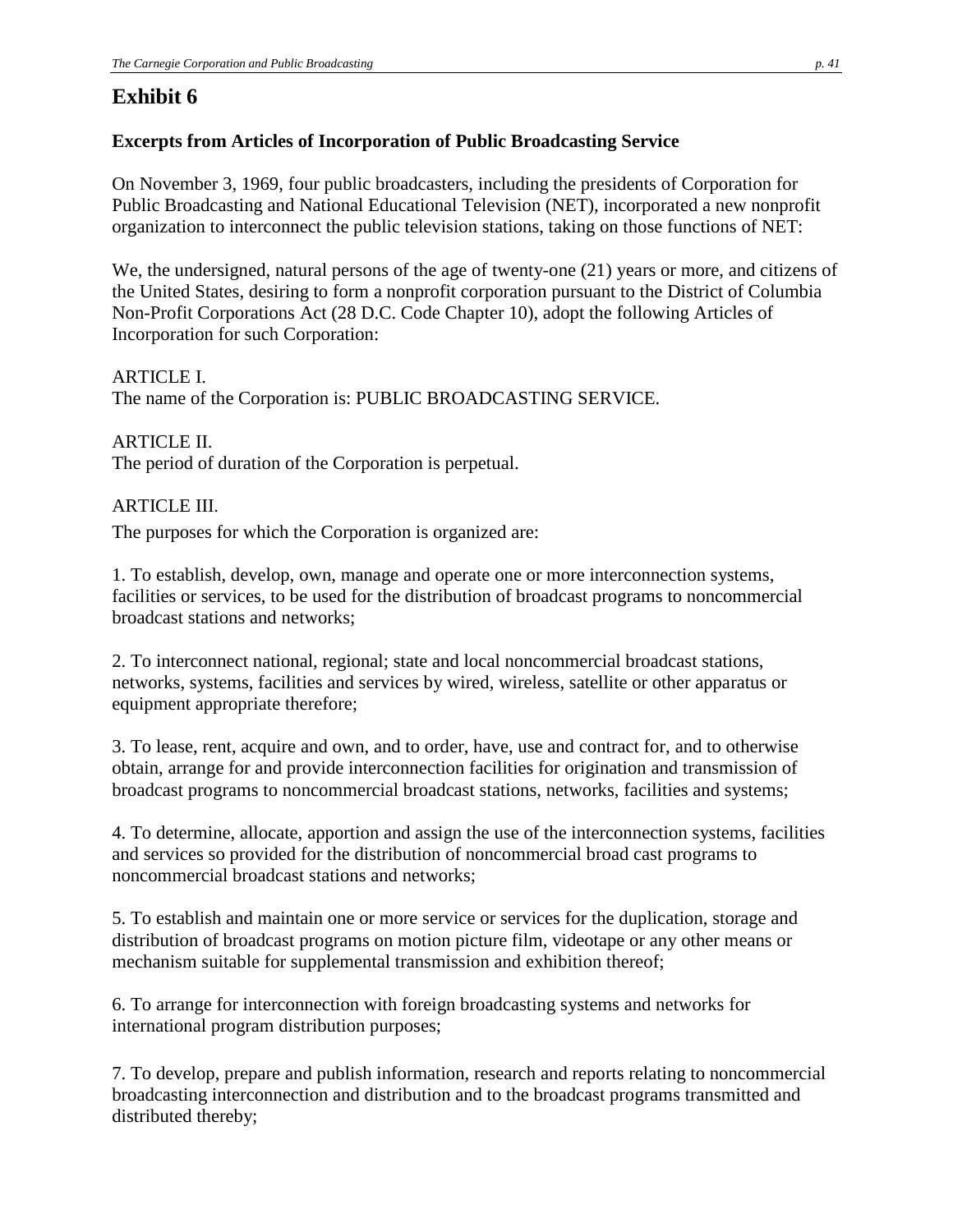# Exhibit 6

**Excerpts from Articles of Incorporation of Public Broadcasting Service**

On November 3, 1969, four public broadcasters, including the presidents of Corporation for Public Broadcasting and National Educational Television (NET), incorporated a new nonprofit organization to interconnect the public television stations, taking on those functions of NET:

We, the undersigned, natural persons of the age of twenty-one (21) years or more, and citizens of the United States, desiring to form a nonprofit corporation pursuant to the District of Columbia Non-Profit Corporations Act (28 D.C. Code Chapter 10), adopt the following Articles of Incorporation for such Corporation:

ARTICLE I.
The name of the Corporation is: PUBLIC BROADCASTING SERVICE.

ARTICLE II.
The period of duration of the Corporation is perpetual.

ARTICLE III.

The purposes for which the Corporation is organized are:

1. To establish, develop, own, manage and operate one or more interconnection systems, facilities or services, to be used for the distribution of broadcast programs to noncommercial broadcast stations and networks;

2. To interconnect national, regional; state and local noncommercial broadcast stations, networks, systems, facilities and services by wired, wireless, satellite or other apparatus or equipment appropriate therefore;

3. To lease, rent, acquire and own, and to order, have, use and contract for, and to otherwise obtain, arrange for and provide interconnection facilities for origination and transmission of broadcast programs to noncommercial broadcast stations, networks, facilities and systems;

4. To determine, allocate, apportion and assign the use of the interconnection systems, facilities and services so provided for the distribution of noncommercial broad cast programs to noncommercial broadcast stations and networks;

5. To establish and maintain one or more service or services for the duplication, storage and distribution of broadcast programs on motion picture film, videotape or any other means or mechanism suitable for supplemental transmission and exhibition thereof;

6. To arrange for interconnection with foreign broadcasting systems and networks for international program distribution purposes;

7. To develop, prepare and publish information, research and reports relating to noncommercial broadcasting interconnection and distribution and to the broadcast programs transmitted and distributed thereby;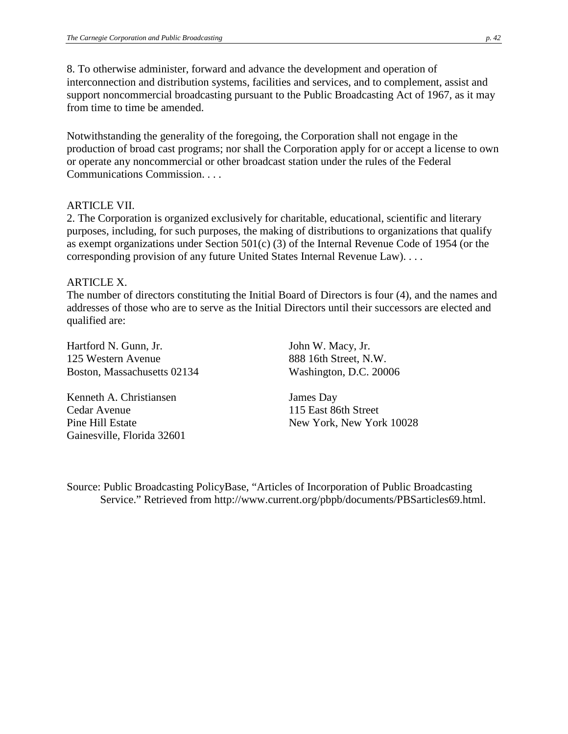8. To otherwise administer, forward and advance the development and operation of interconnection and distribution systems, facilities and services, and to complement, assist and support noncommercial broadcasting pursuant to the Public Broadcasting Act of 1967, as it may from time to time be amended.

Notwithstanding the generality of the foregoing, the Corporation shall not engage in the production of broad cast programs; nor shall the Corporation apply for or accept a license to own or operate any noncommercial or other broadcast station under the rules of the Federal Communications Commission. . . .

ARTICLE VII.
2. The Corporation is organized exclusively for charitable, educational, scientific and literary purposes, including, for such purposes, the making of distributions to organizations that qualify as exempt organizations under Section 501(c) (3) of the Internal Revenue Code of 1954 (or the corresponding provision of any future United States Internal Revenue Law). . . .

ARTICLE X.
The number of directors constituting the Initial Board of Directors is four (4), and the names and addresses of those who are to serve as the Initial Directors until their successors are elected and qualified are:

Hartford N. Gunn, Jr.
125 Western Avenue
Boston, Massachusetts 02134

Kenneth A. Christiansen
Cedar Avenue
Pine Hill Estate
Gainesville, Florida 32601

John W. Macy, Jr.
888 16th Street, N.W.
Washington, D.C. 20006

James Day
115 East 86th Street
New York, New York 10028

Source: Public Broadcasting PolicyBase, "Articles of Incorporation of Public Broadcasting Service." Retrieved from http://www.current.org/pbpb/documents/PBSarticles69.html.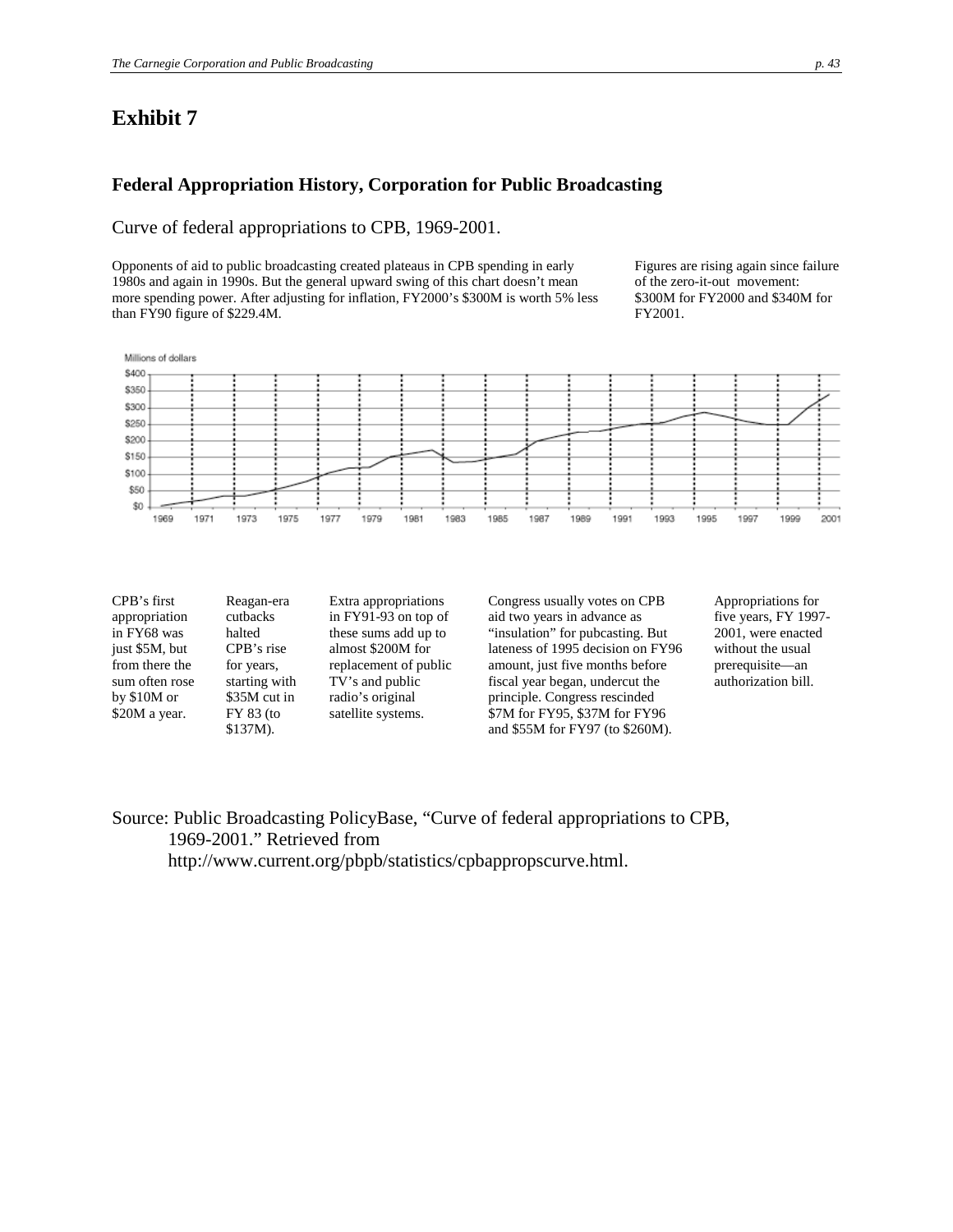# Exhibit 7

## Federal Appropriation History, Corporation for Public Broadcasting

Curve of federal appropriations to CPB, 1969-2001.

Opponents of aid to public broadcasting created plateaus in CPB spending in early 1980s and again in 1990s. But the general upward swing of this chart doesn't mean more spending power. After adjusting for inflation, FY2000's $300M is worth 5% less than FY90 figure of $229.4M.

Figures are rising again since failure of the zero-it-out movement: $300M for FY2000 and $340M for FY2001.

CPB's first appropriation in FY68 was just $5M, but from there the sum often rose by $10M or $20M a year.

Reagan-era cutbacks halted CPB's rise for years, starting with $35M cut in FY 83 (to $137M).

Extra appropriations in FY91-93 on top of these sums add up to almost $200M for replacement of public TV's and public radio's original satellite systems.

Congress usually votes on CPB aid two years in advance as "insulation" for pubcasting. But lateness of 1995 decision on FY96 amount, just five months before fiscal year began, undercut the principle. Congress rescinded $7M for FY95, $37M for FY96 and $55M for FY97 (to $260M).

Appropriations for five years, FY 1997-2001, were enacted without the usual prerequisite—an authorization bill.

Source: Public Broadcasting PolicyBase, "Curve of federal appropriations to CPB, 1969-2001." Retrieved from http://www.current.org/pbpb/statistics/cpbappropscurve.html.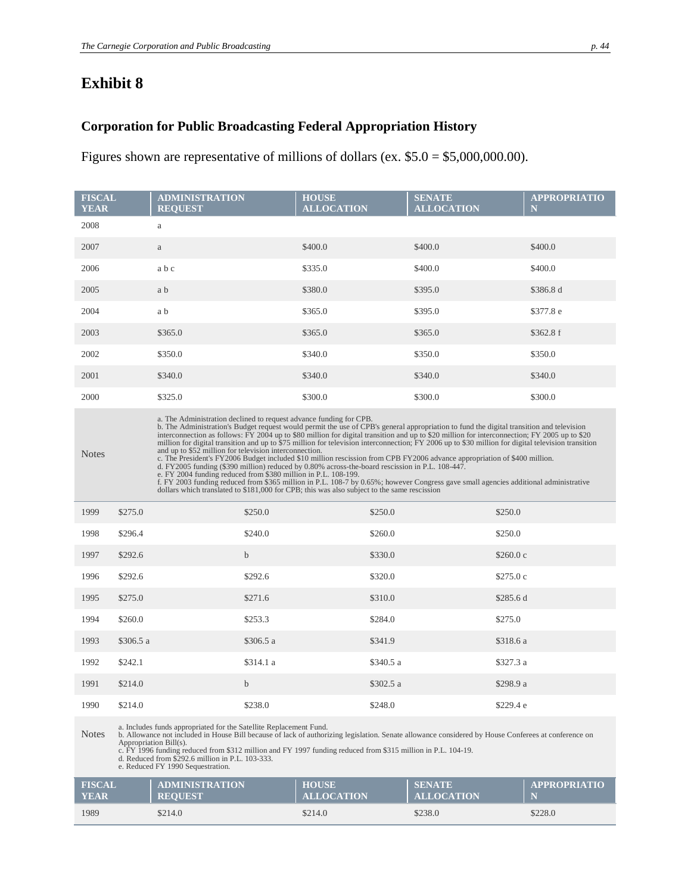# Exhibit 8

## Corporation for Public Broadcasting Federal Appropriation History

Figures shown are representative of millions of dollars (ex. $5.0 = $5,000,000.00).

| FISCAL YEAR | ADMINISTRATION REQUEST | HOUSE ALLOCATION | SENATE ALLOCATION | APPROPRIATION |
|---|---|---|---|---|
| 2008 | a | | | |
| 2007 | a | $400.0 | $400.0 | $400.0 |
| 2006 | a b c | $335.0 | $400.0 | $400.0 |
| 2005 | a b | $380.0 | $395.0 | $386.8 d |
| 2004 | a b | $365.0 | $395.0 | $377.8 e |
| 2003 | $365.0 | $365.0 | $365.0 | $362.8 f |
| 2002 | $350.0 | $340.0 | $350.0 | $350.0 |
| 2001 | $340.0 | $340.0 | $340.0 | $340.0 |
| 2000 | $325.0 | $300.0 | $300.0 | $300.0 |

Notes

a. The Administration declined to request advance funding for CPB.
b. The Administration's Budget request would permit the use of CPB's general appropriation to fund the digital transition and television interconnection as follows: FY 2004 up to $80 million for digital transition and up to $20 million for interconnection; FY 2005 up to $20 million for digital transition and up to $75 million for television interconnection; FY 2006 up to $30 million for digital television transition and up to $52 million for television interconnection.
c. The President's FY2006 Budget included $10 million rescission from CPB FY2006 advance appropriation of $400 million.
d. FY2005 funding ($390 million) reduced by 0.80% across-the-board rescission in P.L. 108-447.
e. FY 2004 funding reduced from $380 million in P.L. 108-199.
f. FY 2003 funding reduced from $365 million in P.L. 108-7 by 0.65%; however Congress gave small agencies additional administrative dollars which translated to $181,000 for CPB; this was also subject to the same rescission

| FISCAL YEAR | ADMINISTRATION REQUEST | HOUSE ALLOCATION | SENATE ALLOCATION | APPROPRIATION |
|---|---|---|---|---|
| 1999 | $275.0 | $250.0 | $250.0 | $250.0 |
| 1998 | $296.4 | $240.0 | $260.0 | $250.0 |
| 1997 | $292.6 | b | $330.0 | $260.0 c |
| 1996 | $292.6 | $292.6 | $320.0 | $275.0 c |
| 1995 | $275.0 | $271.6 | $310.0 | $285.6 d |
| 1994 | $260.0 | $253.3 | $284.0 | $275.0 |
| 1993 | $306.5 a | $306.5 a | $341.9 | $318.6 a |
| 1992 | $242.1 | $314.1 a | $340.5 a | $327.3 a |
| 1991 | $214.0 | b | $302.5 a | $298.9 a |
| 1990 | $214.0 | $238.0 | $248.0 | $229.4 e |

Notes

a. Includes funds appropriated for the Satellite Replacement Fund.
b. Allowance not included in House Bill because of lack of authorizing legislation. Senate allowance considered by House Conferees at conference on Appropriation Bill(s).
c. FY 1996 funding reduced from $312 million and FY 1997 funding reduced from $315 million in P.L. 104-19.
d. Reduced from $292.6 million in P.L. 103-333.
e. Reduced FY 1990 Sequestration.

| FISCAL YEAR | ADMINISTRATION REQUEST | HOUSE ALLOCATION | SENATE ALLOCATION | APPROPRIATION |
|---|---|---|---|---|
| 1989 | $214.0 | $214.0 | $238.0 | $228.0 |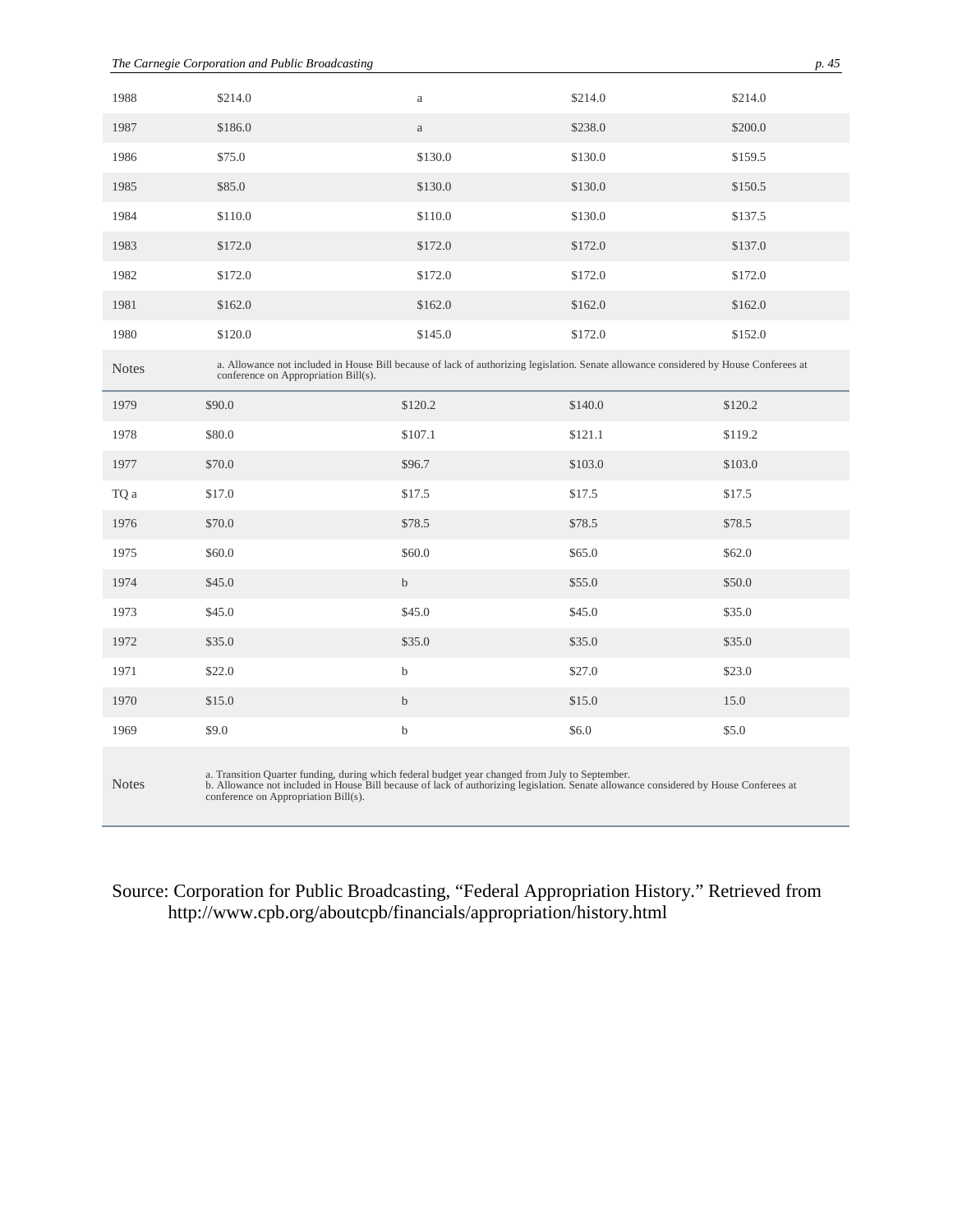| | | | | |
|---|---|---|---|---|
| 1988 | $214.0 | a | $214.0 | $214.0 |
| 1987 | $186.0 | a | $238.0 | $200.0 |
| 1986 | $75.0 | $130.0 | $130.0 | $159.5 |
| 1985 | $85.0 | $130.0 | $130.0 | $150.5 |
| 1984 | $110.0 | $110.0 | $130.0 | $137.5 |
| 1983 | $172.0 | $172.0 | $172.0 | $137.0 |
| 1982 | $172.0 | $172.0 | $172.0 | $172.0 |
| 1981 | $162.0 | $162.0 | $162.0 | $162.0 |
| 1980 | $120.0 | $145.0 | $172.0 | $152.0 |
| Notes | a. Allowance not included in House Bill because of lack of authorizing legislation. Senate allowance considered by House Conferees at conference on Appropriation Bill(s). | | | |
| 1979 | $90.0 | $120.2 | $140.0 | $120.2 |
| 1978 | $80.0 | $107.1 | $121.1 | $119.2 |
| 1977 | $70.0 | $96.7 | $103.0 | $103.0 |
| TQ a | $17.0 | $17.5 | $17.5 | $17.5 |
| 1976 | $70.0 | $78.5 | $78.5 | $78.5 |
| 1975 | $60.0 | $60.0 | $65.0 | $62.0 |
| 1974 | $45.0 | b | $55.0 | $50.0 |
| 1973 | $45.0 | $45.0 | $45.0 | $35.0 |
| 1972 | $35.0 | $35.0 | $35.0 | $35.0 |
| 1971 | $22.0 | b | $27.0 | $23.0 |
| 1970 | $15.0 | b | $15.0 | 15.0 |
| 1969 | $9.0 | b | $6.0 | $5.0 |
| Notes | a. Transition Quarter funding, during which federal budget year changed from July to September. b. Allowance not included in House Bill because of lack of authorizing legislation. Senate allowance considered by House Conferees at conference on Appropriation Bill(s). | | | |

Source: Corporation for Public Broadcasting, "Federal Appropriation History." Retrieved from http://www.cpb.org/aboutcpb/financials/appropriation/history.html